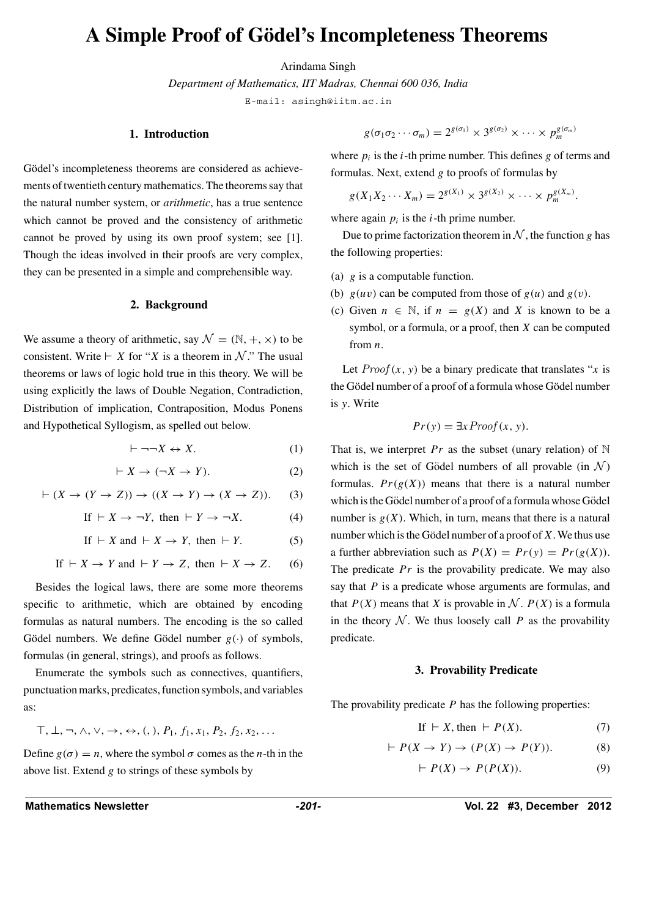# A Simple Proof of Gödel's Incompleteness Theorems

Arindama Singh

*Department of Mathematics, IIT Madras, Chennai 600 036, India*

E-mail: asingh@iitm.ac.in

## 1. Introduction

Gödel's incompleteness theorems are considered as achievements of twentieth century mathematics. The theorems say that the natural number system, or *arithmetic*, has a true sentence which cannot be proved and the consistency of arithmetic cannot be proved by using its own proof system; see [1]. Though the ideas involved in their proofs are very complex, they can be presented in a simple and comprehensible way.

## 2. Background

We assume a theory of arithmetic, say $\mathcal{N} = (\mathbb{N}, +, \times)$ to be consistent. Write $\vdash X$ for "$X$ is a theorem in $\mathcal{N}$." The usual theorems or laws of logic hold true in this theory. We will be using explicitly the laws of Double Negation, Contradiction, Distribution of implication, Contraposition, Modus Ponens and Hypothetical Syllogism, as spelled out below.

$$\vdash \neg\neg X \leftrightarrow X. \tag{1}$$

$$\vdash X \to (\neg X \to Y). \tag{2}$$

$$\vdash (X \to (Y \to Z)) \to ((X \to Y) \to (X \to Z)). \tag{3}$$

$$\text{If } \vdash X \to \neg Y, \text{ then } \vdash Y \to \neg X. \tag{4}$$

$$\text{If } \vdash X \text{ and } \vdash X \to Y, \text{ then } \vdash Y. \tag{5}$$

$$\text{If } \vdash X \to Y \text{ and } \vdash Y \to Z, \text{ then } \vdash X \to Z. \tag{6}$$

Besides the logical laws, there are some more theorems specific to arithmetic, which are obtained by encoding formulas as natural numbers. The encoding is the so called Gödel numbers. We define Gödel number $g(\cdot)$ of symbols, formulas (in general, strings), and proofs as follows.

Enumerate the symbols such as connectives, quantifiers, punctuation marks, predicates, function symbols, and variables as:

$$\top, \bot, \neg, \wedge, \vee, \to, \leftrightarrow, (, ), P_1, f_1, x_1, P_2, f_2, x_2, \ldots$$

Define $g(\sigma) = n$, where the symbol $\sigma$ comes as the $n$-th in the above list. Extend $g$ to strings of these symbols by

$$g(\sigma_1\sigma_2\cdots\sigma_m) = 2^{g(\sigma_1)} \times 3^{g(\sigma_2)} \times \cdots \times p_m^{g(\sigma_m)}$$

where $p_i$ is the $i$-th prime number. This defines $g$ of terms and formulas. Next, extend $g$ to proofs of formulas by

$$g(X_1 X_2 \cdots X_m) = 2^{g(X_1)} \times 3^{g(X_2)} \times \cdots \times p_m^{g(X_m)}.$$

where again $p_i$ is the $i$-th prime number.

Due to prime factorization theorem in $\mathcal{N}$, the function $g$ has the following properties:

(a) $g$ is a computable function.

(b) $g(uv)$ can be computed from those of $g(u)$ and $g(v)$.

(c) Given $n \in \mathbb{N}$, if $n = g(X)$ and $X$ is known to be a symbol, or a formula, or a proof, then $X$ can be computed from $n$.

Let $Proof(x, y)$ be a binary predicate that translates "$x$ is the Gödel number of a proof of a formula whose Gödel number is $y$. Write

$$Pr(y) = \exists x \, Proof(x, y).$$

That is, we interpret $Pr$ as the subset (unary relation) of $\mathbb{N}$ which is the set of Gödel numbers of all provable (in $\mathcal{N}$) formulas. $Pr(g(X))$ means that there is a natural number which is the Gödel number of a proof of a formula whose Gödel number is $g(X)$. Which, in turn, means that there is a natural number which is the Gödel number of a proof of $X$. We thus use a further abbreviation such as $P(X) = Pr(y) = Pr(g(X))$. The predicate $Pr$ is the provability predicate. We may also say that $P$ is a predicate whose arguments are formulas, and that $P(X)$ means that $X$ is provable in $\mathcal{N}$. $P(X)$ is a formula in the theory $\mathcal{N}$. We thus loosely call $P$ as the provability predicate.

## 3. Provability Predicate

The provability predicate $P$ has the following properties:

$$\text{If } \vdash X, \text{ then } \vdash P(X). \tag{7}$$

$$\vdash P(X \to Y) \to (P(X) \to P(Y)). \tag{8}$$

$$\vdash P(X) \to P(P(X)). \tag{9}$$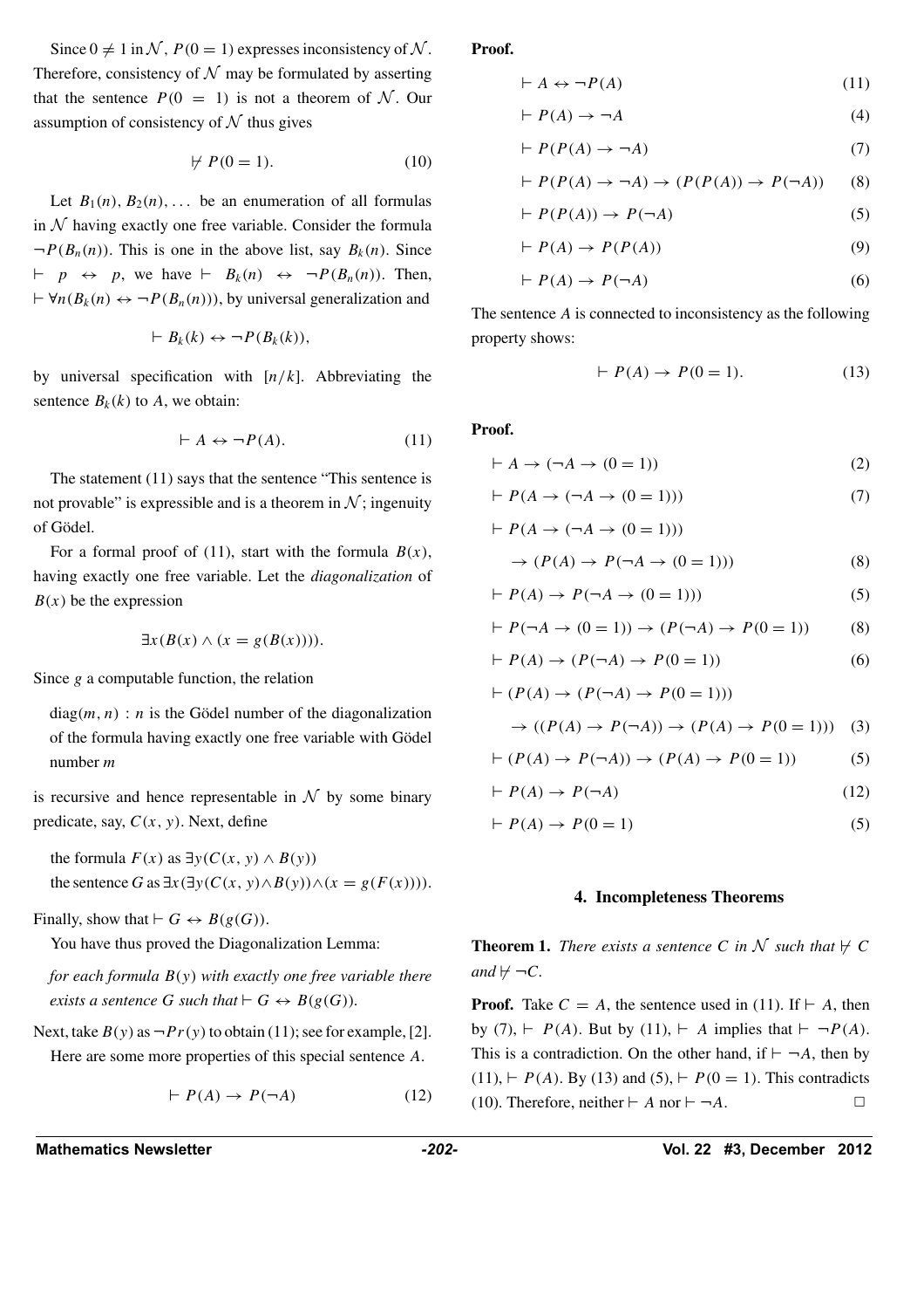Since $0 \neq 1$ in $\mathcal{N}$, $P(0=1)$ expresses inconsistency of $\mathcal{N}$. Therefore, consistency of $\mathcal{N}$ may be formulated by asserting that the sentence $P(0 = 1)$ is not a theorem of $\mathcal{N}$. Our assumption of consistency of $\mathcal{N}$ thus gives

$$\nvdash P(0=1). \tag{10}$$

Let $B_1(n), B_2(n), \ldots$ be an enumeration of all formulas in $\mathcal{N}$ having exactly one free variable. Consider the formula $\neg P(B_n(n))$. This is one in the above list, say $B_k(n)$. Since $\vdash\ p \leftrightarrow p$, we have $\vdash\ B_k(n) \leftrightarrow \neg P(B_n(n))$. Then, $\vdash \forall n(B_k(n) \leftrightarrow \neg P(B_n(n)))$, by universal generalization and

$$\vdash B_k(k) \leftrightarrow \neg P(B_k(k)),$$

by universal specification with $[n/k]$. Abbreviating the sentence $B_k(k)$ to $A$, we obtain:

$$\vdash A \leftrightarrow \neg P(A). \tag{11}$$

The statement (11) says that the sentence "This sentence is not provable" is expressible and is a theorem in $\mathcal{N}$; ingenuity of Gödel.

For a formal proof of (11), start with the formula $B(x)$, having exactly one free variable. Let the *diagonalization* of $B(x)$ be the expression

$$\exists x(B(x) \wedge (x = g(B(x)))).$$

Since $g$ a computable function, the relation

$\text{diag}(m, n)$ : $n$ is the Gödel number of the diagonalization of the formula having exactly one free variable with Gödel number $m$

is recursive and hence representable in $\mathcal{N}$ by some binary predicate, say, $C(x, y)$. Next, define

the formula $F(x)$ as $\exists y(C(x, y) \wedge B(y))$
the sentence $G$ as $\exists x(\exists y(C(x, y) \wedge B(y)) \wedge (x = g(F(x))))$.

Finally, show that $\vdash G \leftrightarrow B(g(G))$.

You have thus proved the Diagonalization Lemma:

*for each formula $B(y)$ with exactly one free variable there exists a sentence $G$ such that $\vdash G \leftrightarrow B(g(G))$.*

Next, take $B(y)$ as $\neg Pr(y)$ to obtain (11); see for example, [2].

Here are some more properties of this special sentence $A$.

$$\vdash P(A) \rightarrow P(\neg A) \tag{12}$$

**Proof.**

$$\vdash A \leftrightarrow \neg P(A) \tag{11}$$

$$\vdash P(A) \rightarrow \neg A \tag{4}$$

$$\vdash P(P(A) \rightarrow \neg A) \tag{7}$$

$$\vdash P(P(A) \rightarrow \neg A) \rightarrow (P(P(A)) \rightarrow P(\neg A)) \tag{8}$$

$$\vdash P(P(A)) \rightarrow P(\neg A) \tag{5}$$

$$\vdash P(A) \rightarrow P(P(A)) \tag{9}$$

$$\vdash P(A) \rightarrow P(\neg A) \tag{6}$$

The sentence $A$ is connected to inconsistency as the following property shows:

$$\vdash P(A) \rightarrow P(0=1). \tag{13}$$

**Proof.**

$$\vdash A \rightarrow (\neg A \rightarrow (0=1)) \tag{2}$$

$$\vdash P(A \rightarrow (\neg A \rightarrow (0=1))) \tag{7}$$

$$\vdash P(A \rightarrow (\neg A \rightarrow (0=1))) \rightarrow (P(A) \rightarrow P(\neg A \rightarrow (0=1))) \tag{8}$$

$$\vdash P(A) \rightarrow P(\neg A \rightarrow (0=1)) \tag{5}$$

$$\vdash P(\neg A \rightarrow (0=1)) \rightarrow (P(\neg A) \rightarrow P(0=1)) \tag{8}$$

$$\vdash P(A) \rightarrow (P(\neg A) \rightarrow P(0=1)) \tag{6}$$

$$\vdash (P(A) \rightarrow (P(\neg A) \rightarrow P(0=1))) \rightarrow ((P(A) \rightarrow P(\neg A)) \rightarrow (P(A) \rightarrow P(0=1))) \tag{3}$$

$$\vdash (P(A) \rightarrow P(\neg A)) \rightarrow (P(A) \rightarrow P(0=1)) \tag{5}$$

$$\vdash P(A) \rightarrow P(\neg A) \tag{12}$$

$$\vdash P(A) \rightarrow P(0=1) \tag{5}$$

## 4. Incompleteness Theorems

**Theorem 1.** *There exists a sentence $C$ in $\mathcal{N}$ such that $\nvdash C$ and $\nvdash \neg C$.*

**Proof.** Take $C = A$, the sentence used in (11). If $\vdash A$, then by (7), $\vdash\ P(A)$. But by (11), $\vdash\ A$ implies that $\vdash\ \neg P(A)$. This is a contradiction. On the other hand, if $\vdash \neg A$, then by (11), $\vdash\ P(A)$. By (13) and (5), $\vdash\ P(0=1)$. This contradicts (10). Therefore, neither $\vdash A$ nor $\vdash \neg A$. □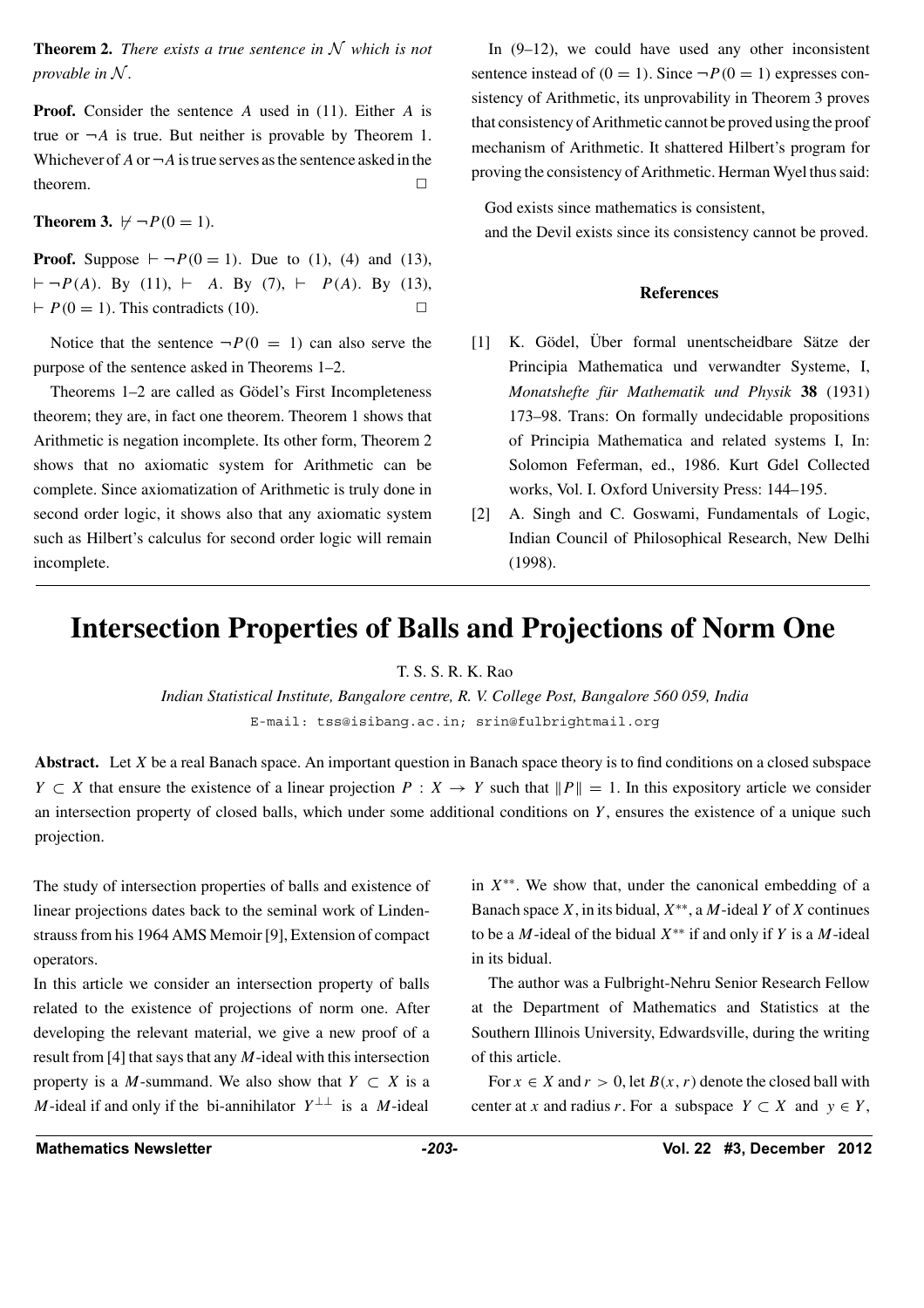**Theorem 2.** *There exists a true sentence in $\mathcal{N}$ which is not provable in $\mathcal{N}$.*

**Proof.** Consider the sentence $A$ used in (11). Either $A$ is true or $\neg A$ is true. But neither is provable by Theorem 1. Whichever of $A$ or $\neg A$ is true serves as the sentence asked in the theorem. $\square$

**Theorem 3.** $\nvdash \neg P(0 = 1)$.

**Proof.** Suppose $\vdash \neg P(0 = 1)$. Due to (1), (4) and (13), $\vdash \neg P(A)$. By (11), $\vdash A$. By (7), $\vdash P(A)$. By (13), $\vdash P(0 = 1)$. This contradicts (10). $\square$

Notice that the sentence $\neg P(0 = 1)$ can also serve the purpose of the sentence asked in Theorems 1–2.

Theorems 1–2 are called as Gödel's First Incompleteness theorem; they are, in fact one theorem. Theorem 1 shows that Arithmetic is negation incomplete. Its other form, Theorem 2 shows that no axiomatic system for Arithmetic can be complete. Since axiomatization of Arithmetic is truly done in second order logic, it shows also that any axiomatic system such as Hilbert's calculus for second order logic will remain incomplete.

In (9–12), we could have used any other inconsistent sentence instead of $(0 = 1)$. Since $\neg P(0 = 1)$ expresses consistency of Arithmetic, its unprovability in Theorem 3 proves that consistency of Arithmetic cannot be proved using the proof mechanism of Arithmetic. It shattered Hilbert's program for proving the consistency of Arithmetic. Herman Wyel thus said:

God exists since mathematics is consistent,
and the Devil exists since its consistency cannot be proved.

### References

[1] K. Gödel, Über formal unentscheidbare Sätze der Principia Mathematica und verwandter Systeme, I, *Monatshefte für Mathematik und Physik* **38** (1931) 173–98. Trans: On formally undecidable propositions of Principia Mathematica and related systems I, In: Solomon Feferman, ed., 1986. Kurt Gdel Collected works, Vol. I. Oxford University Press: 144–195.

[2] A. Singh and C. Goswami, Fundamentals of Logic, Indian Council of Philosophical Research, New Delhi (1998).

# Intersection Properties of Balls and Projections of Norm One

T. S. S. R. K. Rao

*Indian Statistical Institute, Bangalore centre, R. V. College Post, Bangalore 560 059, India*

E-mail: tss@isibang.ac.in; srin@fulbrightmail.org

**Abstract.** Let $X$ be a real Banach space. An important question in Banach space theory is to find conditions on a closed subspace $Y \subset X$ that ensure the existence of a linear projection $P : X \to Y$ such that $\|P\| = 1$. In this expository article we consider an intersection property of closed balls, which under some additional conditions on $Y$, ensures the existence of a unique such projection.

The study of intersection properties of balls and existence of linear projections dates back to the seminal work of Lindenstrauss from his 1964 AMS Memoir [9], Extension of compact operators.

In this article we consider an intersection property of balls related to the existence of projections of norm one. After developing the relevant material, we give a new proof of a result from [4] that says that any $M$-ideal with this intersection property is a $M$-summand. We also show that $Y \subset X$ is a $M$-ideal if and only if the bi-annihilator $Y^{\perp\perp}$ is a $M$-ideal in $X^{**}$. We show that, under the canonical embedding of a Banach space $X$, in its bidual, $X^{**}$, a $M$-ideal $Y$ of $X$ continues to be a $M$-ideal of the bidual $X^{**}$ if and only if $Y$ is a $M$-ideal in its bidual.

The author was a Fulbright-Nehru Senior Research Fellow at the Department of Mathematics and Statistics at the Southern Illinois University, Edwardsville, during the writing of this article.

For $x \in X$ and $r > 0$, let $B(x, r)$ denote the closed ball with center at $x$ and radius $r$. For a subspace $Y \subset X$ and $y \in Y$,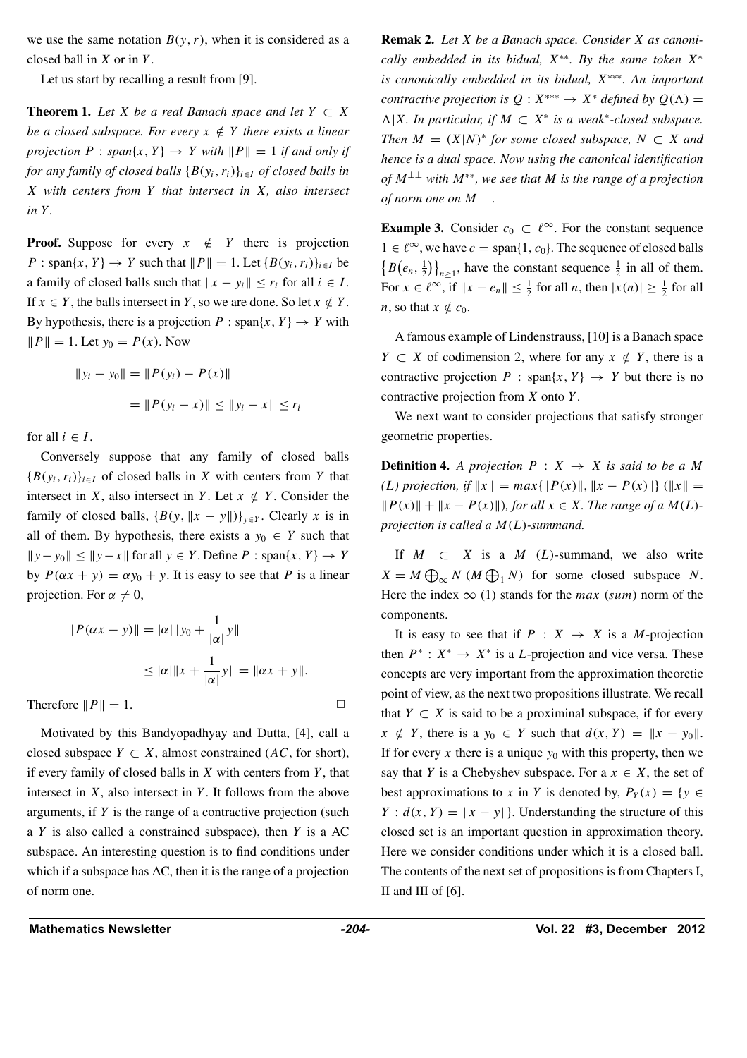we use the same notation $B(y, r)$, when it is considered as a closed ball in $X$ or in $Y$.

Let us start by recalling a result from [9].

**Theorem 1.** *Let $X$ be a real Banach space and let $Y \subset X$ be a closed subspace. For every $x \notin Y$ there exists a linear projection $P : span\{x, Y\} \to Y$ with $\|P\| = 1$ if and only if for any family of closed balls $\{B(y_i, r_i)\}_{i \in I}$ of closed balls in $X$ with centers from $Y$ that intersect in $X$, also intersect in $Y$.*

**Proof.** Suppose for every $x \notin Y$ there is projection $P : \text{span}\{x, Y\} \to Y$ such that $\|P\| = 1$. Let $\{B(y_i, r_i)\}_{i \in I}$ be a family of closed balls such that $\|x - y_i\| \leq r_i$ for all $i \in I$. If $x \in Y$, the balls intersect in $Y$, so we are done. So let $x \notin Y$. By hypothesis, there is a projection $P : \text{span}\{x, Y\} \to Y$ with $\|P\| = 1$. Let $y_0 = P(x)$. Now

$$\|y_i - y_0\| = \|P(y_i) - P(x)\|$$

$$= \|P(y_i - x)\| \leq \|y_i - x\| \leq r_i$$

for all $i \in I$.

Conversely suppose that any family of closed balls $\{B(y_i, r_i)\}_{i \in I}$ of closed balls in $X$ with centers from $Y$ that intersect in $X$, also intersect in $Y$. Let $x \notin Y$. Consider the family of closed balls, $\{B(y, \|x - y\|)\}_{y \in Y}$. Clearly $x$ is in all of them. By hypothesis, there exists a $y_0 \in Y$ such that $\|y - y_0\| \leq \|y - x\|$ for all $y \in Y$. Define $P : \text{span}\{x, Y\} \to Y$ by $P(\alpha x + y) = \alpha y_0 + y$. It is easy to see that $P$ is a linear projection. For $\alpha \neq 0$,

$$\|P(\alpha x + y)\| = |\alpha| \|y_0 + \frac{1}{|\alpha|} y\|$$

$$\leq |\alpha| \|x + \frac{1}{|\alpha|} y\| = \|\alpha x + y\|.$$

Therefore $\|P\| = 1$. $\square$

Motivated by this Bandyopadhyay and Dutta, [4], call a closed subspace $Y \subset X$, almost constrained ($AC$, for short), if every family of closed balls in $X$ with centers from $Y$, that intersect in $X$, also intersect in $Y$. It follows from the above arguments, if $Y$ is the range of a contractive projection (such a $Y$ is also called a constrained subspace), then $Y$ is a AC subspace. An interesting question is to find conditions under which if a subspace has AC, then it is the range of a projection of norm one.

**Remak 2.** *Let $X$ be a Banach space. Consider $X$ as canonically embedded in its bidual, $X^{**}$. By the same token $X^*$ is canonically embedded in its bidual, $X^{***}$. An important contractive projection is $Q : X^{***} \to X^*$ defined by $Q(\Lambda) = \Lambda|X$. In particular, if $M \subset X^*$ is a weak$^*$-closed subspace. Then $M = (X|N)^*$ for some closed subspace, $N \subset X$ and hence is a dual space. Now using the canonical identification of $M^{\perp\perp}$ with $M^{**}$, we see that $M$ is the range of a projection of norm one on $M^{\perp\perp}$.*

**Example 3.** Consider $c_0 \subset \ell^\infty$. For the constant sequence $1 \in \ell^\infty$, we have $c = \text{span}\{1, c_0\}$. The sequence of closed balls $\left\{B\left(e_n, \frac{1}{2}\right)\right\}_{n \geq 1}$, have the constant sequence $\frac{1}{2}$ in all of them. For $x \in \ell^\infty$, if $\|x - e_n\| \leq \frac{1}{2}$ for all $n$, then $|x(n)| \geq \frac{1}{2}$ for all $n$, so that $x \notin c_0$.

A famous example of Lindenstrauss, [10] is a Banach space $Y \subset X$ of codimension 2, where for any $x \notin Y$, there is a contractive projection $P : \text{span}\{x, Y\} \to Y$ but there is no contractive projection from $X$ onto $Y$.

We next want to consider projections that satisfy stronger geometric properties.

**Definition 4.** *A projection $P : X \to X$ is said to be a $M$ $(L)$ projection, if $\|x\| = max\{\|P(x)\|, \|x - P(x)\|\}$ $(\|x\| = \|P(x)\| + \|x - P(x)\|)$, for all $x \in X$. The range of a $M(L)$-projection is called a $M(L)$-summand.*

If $M \subset X$ is a $M$ $(L)$-summand, we also write $X = M \bigoplus_\infty N$ $(M \bigoplus_1 N)$ for some closed subspace $N$. Here the index $\infty$ $(1)$ stands for the $max$ $(sum)$ norm of the components.

It is easy to see that if $P : X \to X$ is a $M$-projection then $P^* : X^* \to X^*$ is a $L$-projection and vice versa. These concepts are very important from the approximation theoretic point of view, as the next two propositions illustrate. We recall that $Y \subset X$ is said to be a proximinal subspace, if for every $x \notin Y$, there is a $y_0 \in Y$ such that $d(x, Y) = \|x - y_0\|$. If for every $x$ there is a unique $y_0$ with this property, then we say that $Y$ is a Chebyshev subspace. For a $x \in X$, the set of best approximations to $x$ in $Y$ is denoted by, $P_Y(x) = \{y \in Y : d(x, Y) = \|x - y\|\}$. Understanding the structure of this closed set is an important question in approximation theory. Here we consider conditions under which it is a closed ball. The contents of the next set of propositions is from Chapters I, II and III of [6].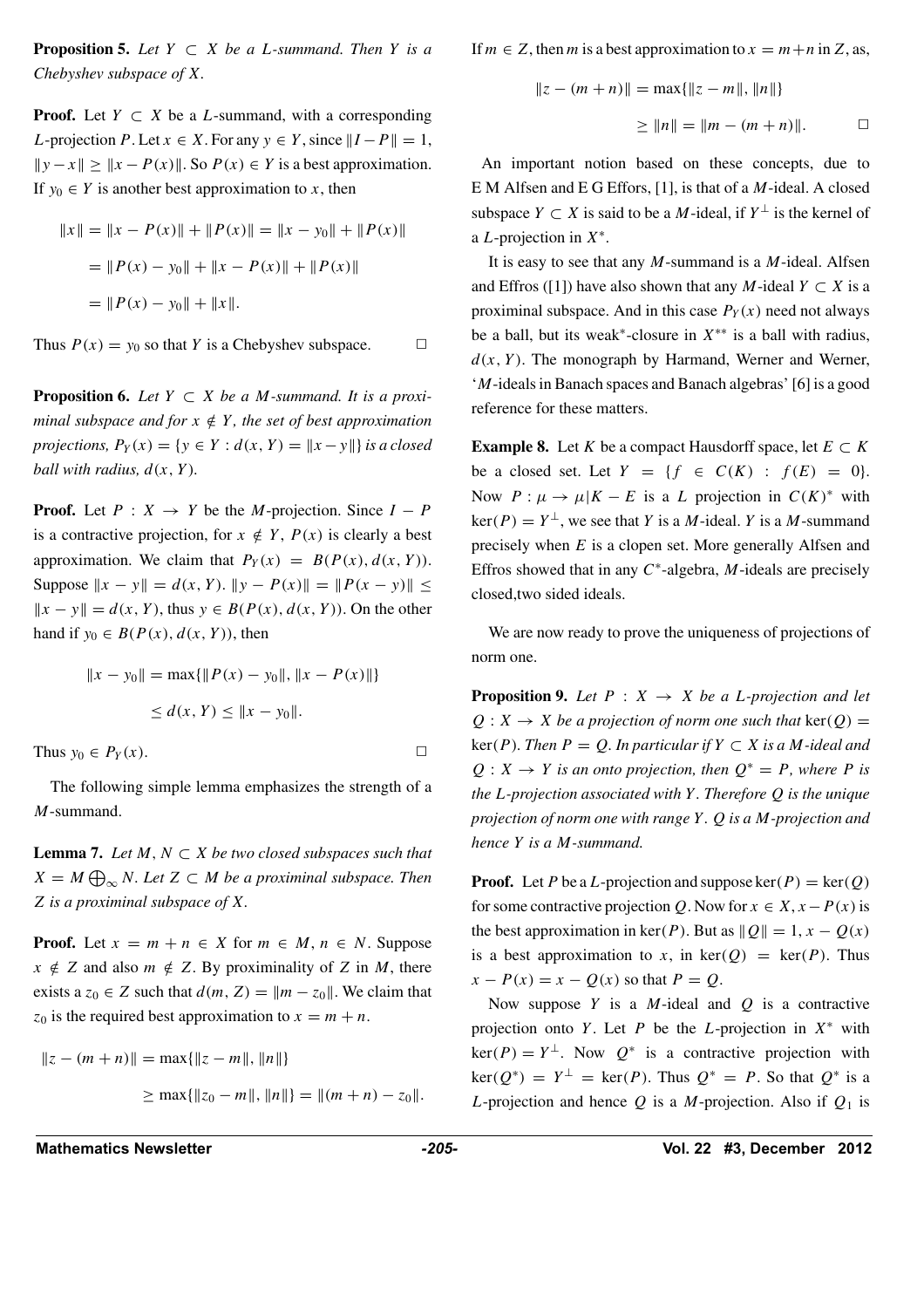**Proposition 5.** *Let $Y \subset X$ be a L-summand. Then $Y$ is a Chebyshev subspace of $X$.*

**Proof.** Let $Y \subset X$ be a $L$-summand, with a corresponding $L$-projection $P$. Let $x \in X$. For any $y \in Y$, since $\|I - P\| = 1$, $\|y - x\| \geq \|x - P(x)\|$. So $P(x) \in Y$ is a best approximation. If $y_0 \in Y$ is another best approximation to $x$, then

$$\begin{aligned}
\|x\| &= \|x - P(x)\| + \|P(x)\| = \|x - y_0\| + \|P(x)\| \\
&= \|P(x) - y_0\| + \|x - P(x)\| + \|P(x)\| \\
&= \|P(x) - y_0\| + \|x\|.
\end{aligned}$$

Thus $P(x) = y_0$ so that $Y$ is a Chebyshev subspace. $\square$

**Proposition 6.** *Let $Y \subset X$ be a M-summand. It is a proximinal subspace and for $x \notin Y$, the set of best approximation projections, $P_Y(x) = \{y \in Y : d(x, Y) = \|x - y\|\}$ is a closed ball with radius, $d(x, Y)$.*

**Proof.** Let $P : X \to Y$ be the $M$-projection. Since $I - P$ is a contractive projection, for $x \notin Y$, $P(x)$ is clearly a best approximation. We claim that $P_Y(x) = B(P(x), d(x, Y))$. Suppose $\|x - y\| = d(x, Y)$. $\|y - P(x)\| = \|P(x - y)\| \leq \|x - y\| = d(x, Y)$, thus $y \in B(P(x), d(x, Y))$. On the other hand if $y_0 \in B(P(x), d(x, Y))$, then

$$\begin{aligned}
\|x - y_0\| &= \max\{\|P(x) - y_0\|, \|x - P(x)\|\} \\
&\leq d(x, Y) \leq \|x - y_0\|.
\end{aligned}$$

Thus $y_0 \in P_Y(x)$. $\square$

The following simple lemma emphasizes the strength of a $M$-summand.

**Lemma 7.** *Let $M, N \subset X$ be two closed subspaces such that $X = M \bigoplus_\infty N$. Let $Z \subset M$ be a proximinal subspace. Then $Z$ is a proximinal subspace of $X$.*

**Proof.** Let $x = m + n \in X$ for $m \in M$, $n \in N$. Suppose $x \notin Z$ and also $m \notin Z$. By proximinality of $Z$ in $M$, there exists a $z_0 \in Z$ such that $d(m, Z) = \|m - z_0\|$. We claim that $z_0$ is the required best approximation to $x = m + n$.

$$\begin{aligned}
\|z - (m + n)\| &= \max\{\|z - m\|, \|n\|\} \\
&\geq \max\{\|z_0 - m\|, \|n\|\} = \|(m + n) - z_0\|.
\end{aligned}$$

If $m \in Z$, then $m$ is a best approximation to $x = m + n$ in $Z$, as,

$$\begin{aligned}
\|z - (m + n)\| &= \max\{\|z - m\|, \|n\|\} \\
&\geq \|n\| = \|m - (m + n)\|.
\end{aligned}$$

$\square$

An important notion based on these concepts, due to E M Alfsen and E G Effors, [1], is that of a $M$-ideal. A closed subspace $Y \subset X$ is said to be a $M$-ideal, if $Y^\perp$ is the kernel of a $L$-projection in $X^*$.

It is easy to see that any $M$-summand is a $M$-ideal. Alfsen and Effros ([1]) have also shown that any $M$-ideal $Y \subset X$ is a proximinal subspace. And in this case $P_Y(x)$ need not always be a ball, but its weak$^*$-closure in $X^{**}$ is a ball with radius, $d(x, Y)$. The monograph by Harmand, Werner and Werner, '$M$-ideals in Banach spaces and Banach algebras' [6] is a good reference for these matters.

**Example 8.** Let $K$ be a compact Hausdorff space, let $E \subset K$ be a closed set. Let $Y = \{f \in C(K) : f(E) = 0\}$. Now $P : \mu \to \mu|K - E$ is a $L$ projection in $C(K)^*$ with $\ker(P) = Y^\perp$, we see that $Y$ is a $M$-ideal. $Y$ is a $M$-summand precisely when $E$ is a clopen set. More generally Alfsen and Effros showed that in any $C^*$-algebra, $M$-ideals are precisely closed,two sided ideals.

We are now ready to prove the uniqueness of projections of norm one.

**Proposition 9.** *Let $P : X \to X$ be a L-projection and let $Q : X \to X$ be a projection of norm one such that $\ker(Q) = \ker(P)$. Then $P = Q$. In particular if $Y \subset X$ is a M-ideal and $Q : X \to Y$ is an onto projection, then $Q^* = P$, where $P$ is the L-projection associated with $Y$. Therefore $Q$ is the unique projection of norm one with range $Y$. $Q$ is a M-projection and hence $Y$ is a M-summand.*

**Proof.** Let $P$ be a $L$-projection and suppose $\ker(P) = \ker(Q)$ for some contractive projection $Q$. Now for $x \in X$, $x - P(x)$ is the best approximation in $\ker(P)$. But as $\|Q\| = 1$, $x - Q(x)$ is a best approximation to $x$, in $\ker(Q) = \ker(P)$. Thus $x - P(x) = x - Q(x)$ so that $P = Q$.

Now suppose $Y$ is a $M$-ideal and $Q$ is a contractive projection onto $Y$. Let $P$ be the $L$-projection in $X^*$ with $\ker(P) = Y^\perp$. Now $Q^*$ is a contractive projection with $\ker(Q^*) = Y^\perp = \ker(P)$. Thus $Q^* = P$. So that $Q^*$ is a $L$-projection and hence $Q$ is a $M$-projection. Also if $Q_1$ is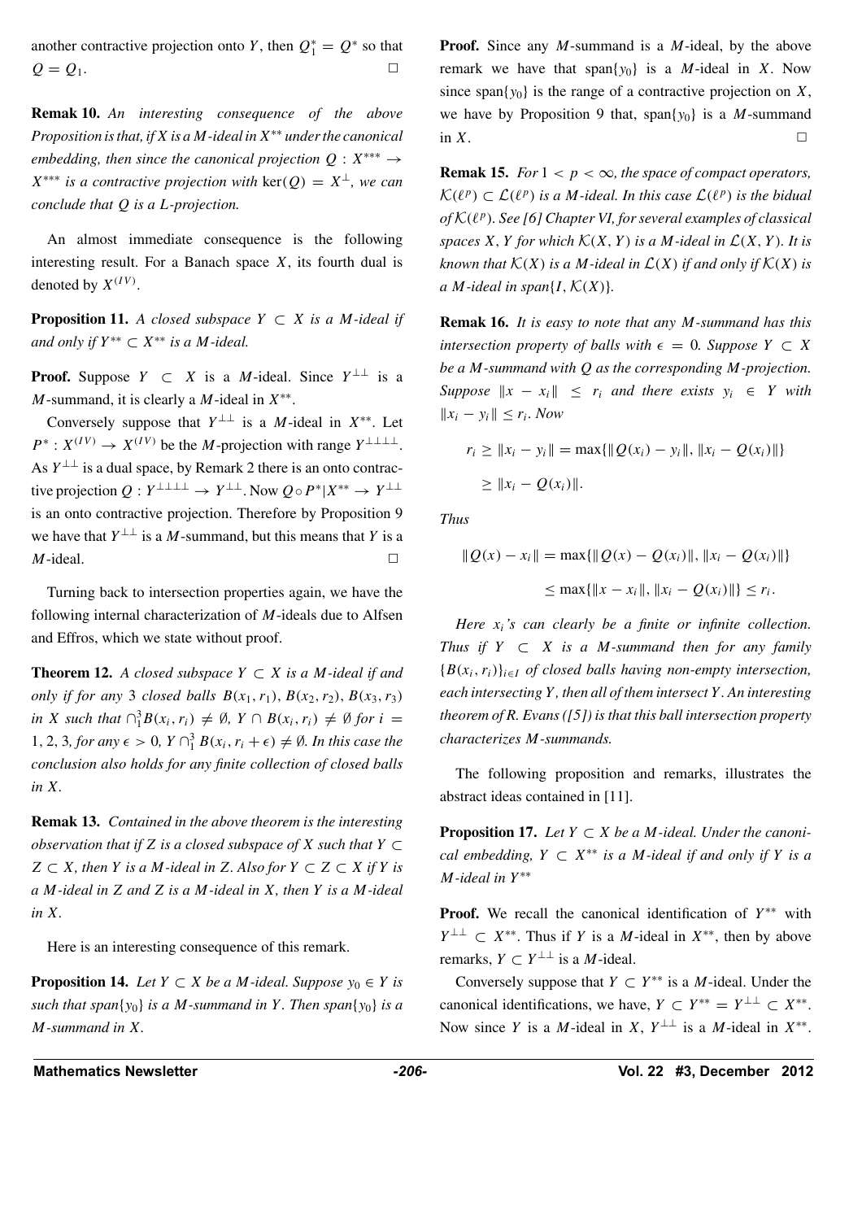another contractive projection onto $Y$, then $Q_1^* = Q^*$ so that $Q = Q_1$. □

**Remak 10.** *An interesting consequence of the above Proposition is that, if $X$ is a $M$-ideal in $X^{**}$ under the canonical embedding, then since the canonical projection $Q : X^{***} \to X^{***}$ is a contractive projection with $\ker(Q) = X^{\perp}$, we can conclude that $Q$ is a $L$-projection.*

An almost immediate consequence is the following interesting result. For a Banach space $X$, its fourth dual is denoted by $X^{(IV)}$.

**Proposition 11.** *A closed subspace $Y \subset X$ is a $M$-ideal if and only if $Y^{**} \subset X^{**}$ is a $M$-ideal.*

**Proof.** Suppose $Y \subset X$ is a $M$-ideal. Since $Y^{\perp\perp}$ is a $M$-summand, it is clearly a $M$-ideal in $X^{**}$.

Conversely suppose that $Y^{\perp\perp}$ is a $M$-ideal in $X^{**}$. Let $P^* : X^{(IV)} \to X^{(IV)}$ be the $M$-projection with range $Y^{\perp\perp\perp\perp}$. As $Y^{\perp\perp}$ is a dual space, by Remark 2 there is an onto contractive projection $Q : Y^{\perp\perp\perp\perp} \to Y^{\perp\perp}$. Now $Q \circ P^*|X^{**} \to Y^{\perp\perp}$ is an onto contractive projection. Therefore by Proposition 9 we have that $Y^{\perp\perp}$ is a $M$-summand, but this means that $Y$ is a $M$-ideal. □

Turning back to intersection properties again, we have the following internal characterization of $M$-ideals due to Alfsen and Effros, which we state without proof.

**Theorem 12.** *A closed subspace $Y \subset X$ is a $M$-ideal if and only if for any 3 closed balls $B(x_1, r_1)$, $B(x_2, r_2)$, $B(x_3, r_3)$ in $X$ such that $\cap_1^3 B(x_i, r_i) \neq \emptyset$, $Y \cap B(x_i, r_i) \neq \emptyset$ for $i = 1, 2, 3$, for any $\epsilon > 0$, $Y \cap_1^3 B(x_i, r_i + \epsilon) \neq \emptyset$. In this case the conclusion also holds for any finite collection of closed balls in $X$.*

**Remak 13.** *Contained in the above theorem is the interesting observation that if $Z$ is a closed subspace of $X$ such that $Y \subset Z \subset X$, then $Y$ is a $M$-ideal in $Z$. Also for $Y \subset Z \subset X$ if $Y$ is a $M$-ideal in $Z$ and $Z$ is a $M$-ideal in $X$, then $Y$ is a $M$-ideal in $X$.*

Here is an interesting consequence of this remark.

**Proposition 14.** *Let $Y \subset X$ be a $M$-ideal. Suppose $y_0 \in Y$ is such that span$\{y_0\}$ is a $M$-summand in $Y$. Then span$\{y_0\}$ is a $M$-summand in $X$.*

**Proof.** Since any $M$-summand is a $M$-ideal, by the above remark we have that span$\{y_0\}$ is a $M$-ideal in $X$. Now since span$\{y_0\}$ is the range of a contractive projection on $X$, we have by Proposition 9 that, span$\{y_0\}$ is a $M$-summand in $X$. □

**Remak 15.** *For $1 < p < \infty$, the space of compact operators, $\mathcal{K}(\ell^p) \subset \mathcal{L}(\ell^p)$ is a $M$-ideal. In this case $\mathcal{L}(\ell^p)$ is the bidual of $\mathcal{K}(\ell^p)$. See [6] Chapter VI, for several examples of classical spaces $X, Y$ for which $\mathcal{K}(X, Y)$ is a $M$-ideal in $\mathcal{L}(X, Y)$. It is known that $\mathcal{K}(X)$ is a $M$-ideal in $\mathcal{L}(X)$ if and only if $\mathcal{K}(X)$ is a $M$-ideal in span$\{I, \mathcal{K}(X)\}$.*

**Remak 16.** *It is easy to note that any $M$-summand has this intersection property of balls with $\epsilon = 0$. Suppose $Y \subset X$ be a $M$-summand with $Q$ as the corresponding $M$-projection. Suppose $\|x - x_i\| \leq r_i$ and there exists $y_i \in Y$ with $\|x_i - y_i\| \leq r_i$. Now*

$$r_i \geq \|x_i - y_i\| = \max\{\|Q(x_i) - y_i\|, \|x_i - Q(x_i)\|\}$$
$$\geq \|x_i - Q(x_i)\|.$$

*Thus*

$$\|Q(x) - x_i\| = \max\{\|Q(x) - Q(x_i)\|, \|x_i - Q(x_i)\|\}$$
$$\leq \max\{\|x - x_i\|, \|x_i - Q(x_i)\|\} \leq r_i.$$

*Here $x_i$'s can clearly be a finite or infinite collection. Thus if $Y \subset X$ is a $M$-summand then for any family $\{B(x_i, r_i)\}_{i \in I}$ of closed balls having non-empty intersection, each intersecting $Y$, then all of them intersect $Y$. An interesting theorem of R. Evans ([5]) is that this ball intersection property characterizes $M$-summands.*

The following proposition and remarks, illustrates the abstract ideas contained in [11].

**Proposition 17.** *Let $Y \subset X$ be a $M$-ideal. Under the canonical embedding, $Y \subset X^{**}$ is a $M$-ideal if and only if $Y$ is a $M$-ideal in $Y^{**}$*

**Proof.** We recall the canonical identification of $Y^{**}$ with $Y^{\perp\perp} \subset X^{**}$. Thus if $Y$ is a $M$-ideal in $X^{**}$, then by above remarks, $Y \subset Y^{\perp\perp}$ is a $M$-ideal.

Conversely suppose that $Y \subset Y^{**}$ is a $M$-ideal. Under the canonical identifications, we have, $Y \subset Y^{**} = Y^{\perp\perp} \subset X^{**}$. Now since $Y$ is a $M$-ideal in $X$, $Y^{\perp\perp}$ is a $M$-ideal in $X^{**}$.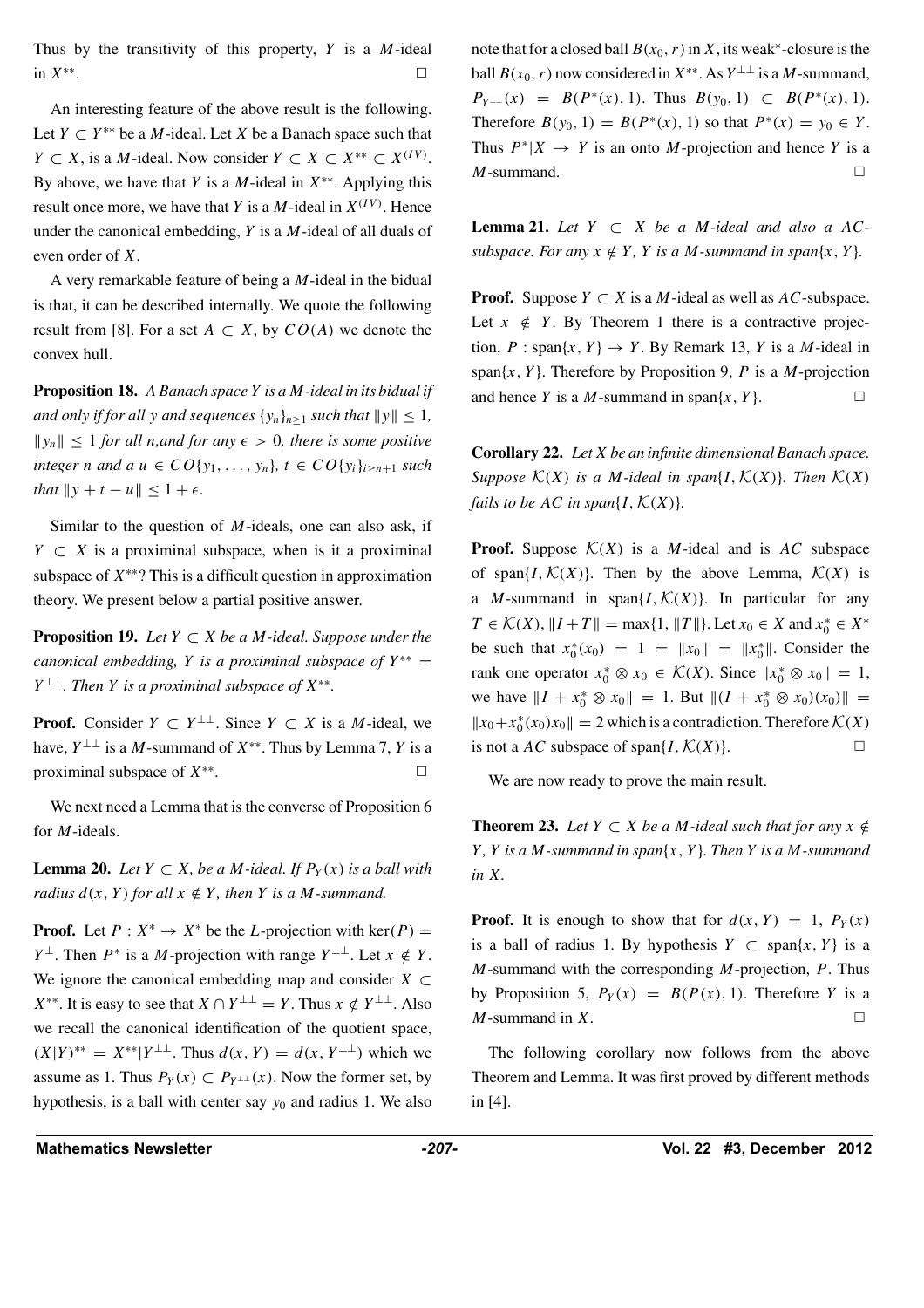Thus by the transitivity of this property, $Y$ is a $M$-ideal in $X^{**}$. $\square$

An interesting feature of the above result is the following. Let $Y \subset Y^{**}$ be a $M$-ideal. Let $X$ be a Banach space such that $Y \subset X$, is a $M$-ideal. Now consider $Y \subset X \subset X^{**} \subset X^{(IV)}$. By above, we have that $Y$ is a $M$-ideal in $X^{**}$. Applying this result once more, we have that $Y$ is a $M$-ideal in $X^{(IV)}$. Hence under the canonical embedding, $Y$ is a $M$-ideal of all duals of even order of $X$.

A very remarkable feature of being a $M$-ideal in the bidual is that, it can be described internally. We quote the following result from [8]. For a set $A \subset X$, by $CO(A)$ we denote the convex hull.

**Proposition 18.** *A Banach space $Y$ is a $M$-ideal in its bidual if and only if for all $y$ and sequences $\{y_n\}_{n\geq 1}$ such that $\|y\| \leq 1$, $\|y_n\| \leq 1$ for all $n$,and for any $\epsilon > 0$, there is some positive integer $n$ and a $u \in CO\{y_1, \ldots, y_n\}$, $t \in CO\{y_i\}_{i\geq n+1}$ such that $\|y + t - u\| \leq 1 + \epsilon$.*

Similar to the question of $M$-ideals, one can also ask, if $Y \subset X$ is a proximinal subspace, when is it a proximinal subspace of $X^{**}$? This is a difficult question in approximation theory. We present below a partial positive answer.

**Proposition 19.** *Let $Y \subset X$ be a $M$-ideal. Suppose under the canonical embedding, $Y$ is a proximinal subspace of $Y^{**} = Y^{\perp\perp}$. Then $Y$ is a proximinal subspace of $X^{**}$.*

**Proof.** Consider $Y \subset Y^{\perp\perp}$. Since $Y \subset X$ is a $M$-ideal, we have, $Y^{\perp\perp}$ is a $M$-summand of $X^{**}$. Thus by Lemma 7, $Y$ is a proximinal subspace of $X^{**}$. $\square$

We next need a Lemma that is the converse of Proposition 6 for $M$-ideals.

**Lemma 20.** *Let $Y \subset X$, be a $M$-ideal. If $P_Y(x)$ is a ball with radius $d(x, Y)$ for all $x \notin Y$, then $Y$ is a $M$-summand.*

**Proof.** Let $P : X^* \to X^*$ be the $L$-projection with $\ker(P) = Y^{\perp}$. Then $P^*$ is a $M$-projection with range $Y^{\perp\perp}$. Let $x \notin Y$. We ignore the canonical embedding map and consider $X \subset X^{**}$. It is easy to see that $X \cap Y^{\perp\perp} = Y$. Thus $x \notin Y^{\perp\perp}$. Also we recall the canonical identification of the quotient space, $(X|Y)^{**} = X^{**}|Y^{\perp\perp}$. Thus $d(x, Y) = d(x, Y^{\perp\perp})$ which we assume as 1. Thus $P_Y(x) \subset P_{Y^{\perp\perp}}(x)$. Now the former set, by hypothesis, is a ball with center say $y_0$ and radius 1. We also note that for a closed ball $B(x_0, r)$ in $X$, its weak$^*$-closure is the ball $B(x_0, r)$ now considered in $X^{**}$. As $Y^{\perp\perp}$ is a $M$-summand, $P_{Y^{\perp\perp}}(x) = B(P^*(x), 1)$. Thus $B(y_0, 1) \subset B(P^*(x), 1)$. Therefore $B(y_0, 1) = B(P^*(x), 1)$ so that $P^*(x) = y_0 \in Y$. Thus $P^*|X \to Y$ is an onto $M$-projection and hence $Y$ is a $M$-summand. $\square$

**Lemma 21.** *Let $Y \subset X$ be a $M$-ideal and also a $AC$-subspace. For any $x \notin Y$, $Y$ is a $M$-summand in span$\{x, Y\}$.*

**Proof.** Suppose $Y \subset X$ is a $M$-ideal as well as $AC$-subspace. Let $x \notin Y$. By Theorem 1 there is a contractive projection, $P : \text{span}\{x, Y\} \to Y$. By Remark 13, $Y$ is a $M$-ideal in span$\{x, Y\}$. Therefore by Proposition 9, $P$ is a $M$-projection and hence $Y$ is a $M$-summand in span$\{x, Y\}$. $\square$

**Corollary 22.** *Let $X$ be an infinite dimensional Banach space. Suppose $\mathcal{K}(X)$ is a $M$-ideal in span$\{I, \mathcal{K}(X)\}$. Then $\mathcal{K}(X)$ fails to be $AC$ in span$\{I, \mathcal{K}(X)\}$.*

**Proof.** Suppose $\mathcal{K}(X)$ is a $M$-ideal and is $AC$ subspace of span$\{I, \mathcal{K}(X)\}$. Then by the above Lemma, $\mathcal{K}(X)$ is a $M$-summand in span$\{I, \mathcal{K}(X)\}$. In particular for any $T \in \mathcal{K}(X)$, $\|I + T\| = \max\{1, \|T\|\}$. Let $x_0 \in X$ and $x_0^* \in X^*$ be such that $x_0^*(x_0) = 1 = \|x_0\| = \|x_0^*\|$. Consider the rank one operator $x_0^* \otimes x_0 \in \mathcal{K}(X)$. Since $\|x_0^* \otimes x_0\| = 1$, we have $\|I + x_0^* \otimes x_0\| = 1$. But $\|(I + x_0^* \otimes x_0)(x_0)\| = \|x_0 + x_0^*(x_0)x_0\| = 2$ which is a contradiction. Therefore $\mathcal{K}(X)$ is not a $AC$ subspace of span$\{I, \mathcal{K}(X)\}$. $\square$

We are now ready to prove the main result.

**Theorem 23.** *Let $Y \subset X$ be a $M$-ideal such that for any $x \notin Y$, $Y$ is a $M$-summand in span$\{x, Y\}$. Then $Y$ is a $M$-summand in $X$.*

**Proof.** It is enough to show that for $d(x, Y) = 1$, $P_Y(x)$ is a ball of radius 1. By hypothesis $Y \subset \text{span}\{x, Y\}$ is a $M$-summand with the corresponding $M$-projection, $P$. Thus by Proposition 5, $P_Y(x) = B(P(x), 1)$. Therefore $Y$ is a $M$-summand in $X$. $\square$

The following corollary now follows from the above Theorem and Lemma. It was first proved by different methods in [4].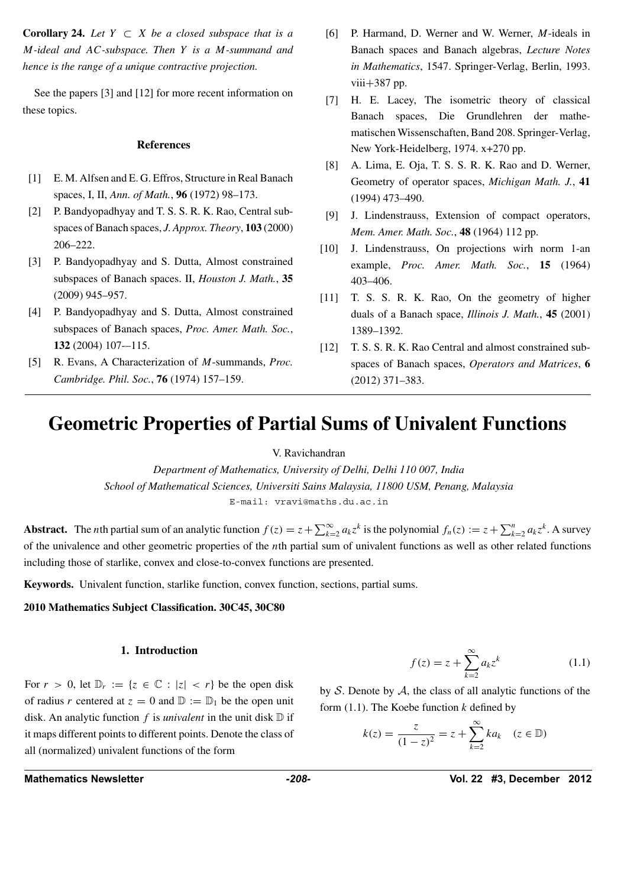**Corollary 24.** *Let $Y \subset X$ be a closed subspace that is a $M$-ideal and $AC$-subspace. Then $Y$ is a $M$-summand and hence is the range of a unique contractive projection.*

See the papers [3] and [12] for more recent information on these topics.

### References

[1] E. M. Alfsen and E. G. Effros, Structure in Real Banach spaces, I, II, *Ann. of Math.*, **96** (1972) 98–173.

[2] P. Bandyopadhyay and T. S. S. R. K. Rao, Central subspaces of Banach spaces, *J. Approx. Theory*, **103** (2000) 206–222.

[3] P. Bandyopadhyay and S. Dutta, Almost constrained subspaces of Banach spaces. II, *Houston J. Math.*, **35** (2009) 945–957.

[4] P. Bandyopadhyay and S. Dutta, Almost constrained subspaces of Banach spaces, *Proc. Amer. Math. Soc.*, **132** (2004) 107-–115.

[5] R. Evans, A Characterization of $M$-summands, *Proc. Cambridge. Phil. Soc.*, **76** (1974) 157–159.

[6] P. Harmand, D. Werner and W. Werner, $M$-ideals in Banach spaces and Banach algebras, *Lecture Notes in Mathematics*, 1547. Springer-Verlag, Berlin, 1993. viii+387 pp.

[7] H. E. Lacey, The isometric theory of classical Banach spaces, Die Grundlehren der mathematischen Wissenschaften, Band 208. Springer-Verlag, New York-Heidelberg, 1974. x+270 pp.

[8] A. Lima, E. Oja, T. S. S. R. K. Rao and D. Werner, Geometry of operator spaces, *Michigan Math. J.*, **41** (1994) 473–490.

[9] J. Lindenstrauss, Extension of compact operators, *Mem. Amer. Math. Soc.*, **48** (1964) 112 pp.

[10] J. Lindenstrauss, On projections wirh norm 1-an example, *Proc. Amer. Math. Soc.*, **15** (1964) 403–406.

[11] T. S. S. R. K. Rao, On the geometry of higher duals of a Banach space, *Illinois J. Math.*, **45** (2001) 1389–1392.

[12] T. S. S. R. K. Rao Central and almost constrained subspaces of Banach spaces, *Operators and Matrices*, **6** (2012) 371–383.

# Geometric Properties of Partial Sums of Univalent Functions

V. Ravichandran

*Department of Mathematics, University of Delhi, Delhi 110 007, India*

*School of Mathematical Sciences, Universiti Sains Malaysia, 11800 USM, Penang, Malaysia*

E-mail: vravi@maths.du.ac.in

**Abstract.** The $n$th partial sum of an analytic function $f(z) = z + \sum_{k=2}^{\infty} a_k z^k$ is the polynomial $f_n(z) := z + \sum_{k=2}^{n} a_k z^k$. A survey of the univalence and other geometric properties of the $n$th partial sum of univalent functions as well as other related functions including those of starlike, convex and close-to-convex functions are presented.

**Keywords.** Univalent function, starlike function, convex function, sections, partial sums.

**2010 Mathematics Subject Classification. 30C45, 30C80**

## 1. Introduction

For $r > 0$, let $\mathbb{D}_r := \{z \in \mathbb{C} : |z| < r\}$ be the open disk of radius $r$ centered at $z = 0$ and $\mathbb{D} := \mathbb{D}_1$ be the open unit disk. An analytic function $f$ is *univalent* in the unit disk $\mathbb{D}$ if it maps different points to different points. Denote the class of all (normalized) univalent functions of the form

$$f(z) = z + \sum_{k=2}^{\infty} a_k z^k \tag{1.1}$$

by $\mathcal{S}$. Denote by $\mathcal{A}$, the class of all analytic functions of the form (1.1). The Koebe function $k$ defined by

$$k(z) = \frac{z}{(1-z)^2} = z + \sum_{k=2}^{\infty} k a_k \quad (z \in \mathbb{D})$$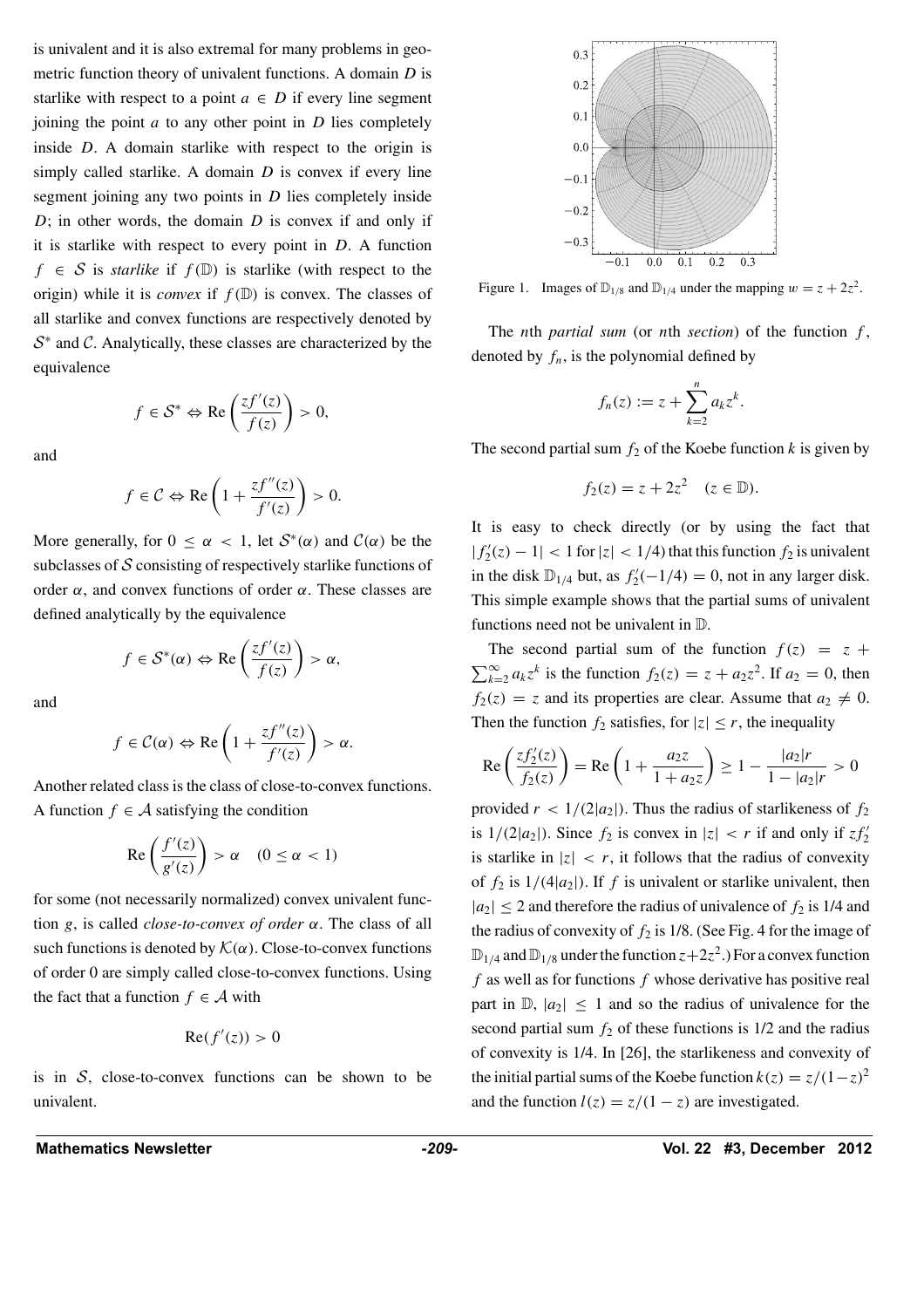is univalent and it is also extremal for many problems in geometric function theory of univalent functions. A domain $D$ is starlike with respect to a point $a \in D$ if every line segment joining the point $a$ to any other point in $D$ lies completely inside $D$. A domain starlike with respect to the origin is simply called starlike. A domain $D$ is convex if every line segment joining any two points in $D$ lies completely inside $D$; in other words, the domain $D$ is convex if and only if it is starlike with respect to every point in $D$. A function $f \in \mathcal{S}$ is *starlike* if $f(\mathbb{D})$ is starlike (with respect to the origin) while it is *convex* if $f(\mathbb{D})$ is convex. The classes of all starlike and convex functions are respectively denoted by $\mathcal{S}^*$ and $\mathcal{C}$. Analytically, these classes are characterized by the equivalence

$$f \in \mathcal{S}^* \Leftrightarrow \mathrm{Re}\left(\frac{zf'(z)}{f(z)}\right) > 0,$$

and

$$f \in \mathcal{C} \Leftrightarrow \mathrm{Re}\left(1 + \frac{zf''(z)}{f'(z)}\right) > 0.$$

More generally, for $0 \leq \alpha < 1$, let $\mathcal{S}^*(\alpha)$ and $\mathcal{C}(\alpha)$ be the subclasses of $\mathcal{S}$ consisting of respectively starlike functions of order $\alpha$, and convex functions of order $\alpha$. These classes are defined analytically by the equivalence

$$f \in \mathcal{S}^*(\alpha) \Leftrightarrow \mathrm{Re}\left(\frac{zf'(z)}{f(z)}\right) > \alpha,$$

and

$$f \in \mathcal{C}(\alpha) \Leftrightarrow \mathrm{Re}\left(1 + \frac{zf''(z)}{f'(z)}\right) > \alpha.$$

Another related class is the class of close-to-convex functions. A function $f \in \mathcal{A}$ satisfying the condition

$$\mathrm{Re}\left(\frac{f'(z)}{g'(z)}\right) > \alpha \quad (0 \leq \alpha < 1)$$

for some (not necessarily normalized) convex univalent function $g$, is called *close-to-convex of order* $\alpha$. The class of all such functions is denoted by $\mathcal{K}(\alpha)$. Close-to-convex functions of order 0 are simply called close-to-convex functions. Using the fact that a function $f \in \mathcal{A}$ with

$$\mathrm{Re}(f'(z)) > 0$$

is in $\mathcal{S}$, close-to-convex functions can be shown to be univalent.

Figure 1. Images of $\mathbb{D}_{1/8}$ and $\mathbb{D}_{1/4}$ under the mapping $w = z + 2z^2$.

The $n$th *partial sum* (or $n$th *section*) of the function $f$, denoted by $f_n$, is the polynomial defined by

$$f_n(z) := z + \sum_{k=2}^{n} a_k z^k.$$

The second partial sum $f_2$ of the Koebe function $k$ is given by

$$f_2(z) = z + 2z^2 \quad (z \in \mathbb{D}).$$

It is easy to check directly (or by using the fact that $|f_2'(z) - 1| < 1$ for $|z| < 1/4$) that this function $f_2$ is univalent in the disk $\mathbb{D}_{1/4}$ but, as $f_2'(-1/4) = 0$, not in any larger disk. This simple example shows that the partial sums of univalent functions need not be univalent in $\mathbb{D}$.

The second partial sum of the function $f(z) = z + \sum_{k=2}^{\infty} a_k z^k$ is the function $f_2(z) = z + a_2 z^2$. If $a_2 = 0$, then $f_2(z) = z$ and its properties are clear. Assume that $a_2 \neq 0$. Then the function $f_2$ satisfies, for $|z| \leq r$, the inequality

$$\mathrm{Re}\left(\frac{zf_2'(z)}{f_2(z)}\right) = \mathrm{Re}\left(1 + \frac{a_2 z}{1 + a_2 z}\right) \geq 1 - \frac{|a_2| r}{1 - |a_2| r} > 0$$

provided $r < 1/(2|a_2|)$. Thus the radius of starlikeness of $f_2$ is $1/(2|a_2|)$. Since $f_2$ is convex in $|z| < r$ if and only if $zf_2'$ is starlike in $|z| < r$, it follows that the radius of convexity of $f_2$ is $1/(4|a_2|)$. If $f$ is univalent or starlike univalent, then $|a_2| \leq 2$ and therefore the radius of univalence of $f_2$ is 1/4 and the radius of convexity of $f_2$ is 1/8. (See Fig. 4 for the image of $\mathbb{D}_{1/4}$ and $\mathbb{D}_{1/8}$ under the function $z + 2z^2$.) For a convex function $f$ as well as for functions $f$ whose derivative has positive real part in $\mathbb{D}$, $|a_2| \leq 1$ and so the radius of univalence for the second partial sum $f_2$ of these functions is 1/2 and the radius of convexity is 1/4. In [26], the starlikeness and convexity of the initial partial sums of the Koebe function $k(z) = z/(1-z)^2$ and the function $l(z) = z/(1 - z)$ are investigated.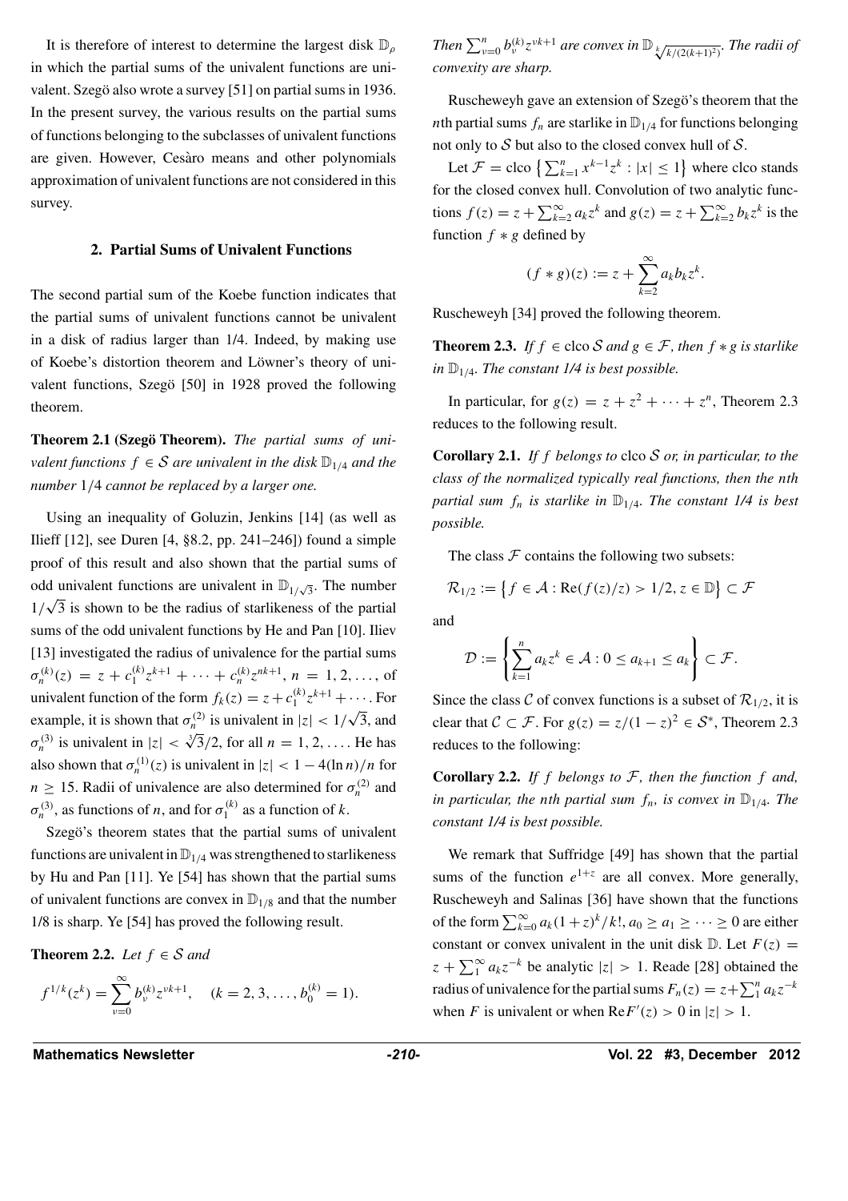It is therefore of interest to determine the largest disk $\mathbb{D}_\rho$ in which the partial sums of the univalent functions are univalent. Szegö also wrote a survey [51] on partial sums in 1936. In the present survey, the various results on the partial sums of functions belonging to the subclasses of univalent functions are given. However, Cesàro means and other polynomials approximation of univalent functions are not considered in this survey.

## 2. Partial Sums of Univalent Functions

The second partial sum of the Koebe function indicates that the partial sums of univalent functions cannot be univalent in a disk of radius larger than 1/4. Indeed, by making use of Koebe's distortion theorem and Löwner's theory of univalent functions, Szegö [50] in 1928 proved the following theorem.

**Theorem 2.1 (Szegö Theorem).** *The partial sums of univalent functions $f \in \mathcal{S}$ are univalent in the disk $\mathbb{D}_{1/4}$ and the number $1/4$ cannot be replaced by a larger one.*

Using an inequality of Goluzin, Jenkins [14] (as well as Ilieff [12], see Duren [4, §8.2, pp. 241–246]) found a simple proof of this result and also shown that the partial sums of odd univalent functions are univalent in $\mathbb{D}_{1/\sqrt{3}}$. The number $1/\sqrt{3}$ is shown to be the radius of starlikeness of the partial sums of the odd univalent functions by He and Pan [10]. Iliev [13] investigated the radius of univalence for the partial sums $\sigma_n^{(k)}(z) = z + c_1^{(k)} z^{k+1} + \cdots + c_n^{(k)} z^{nk+1}$, $n = 1, 2, \ldots$, of univalent function of the form $f_k(z) = z + c_1^{(k)} z^{k+1} + \cdots$. For example, it is shown that $\sigma_n^{(2)}$ is univalent in $|z| < 1/\sqrt{3}$, and $\sigma_n^{(3)}$ is univalent in $|z| < \sqrt[3]{3}/2$, for all $n = 1, 2, \ldots$. He has also shown that $\sigma_n^{(1)}(z)$ is univalent in $|z| < 1 - 4(\ln n)/n$ for $n \geq 15$. Radii of univalence are also determined for $\sigma_n^{(2)}$ and $\sigma_n^{(3)}$, as functions of $n$, and for $\sigma_1^{(k)}$ as a function of $k$.

Szegö's theorem states that the partial sums of univalent functions are univalent in $\mathbb{D}_{1/4}$ was strengthened to starlikeness by Hu and Pan [11]. Ye [54] has shown that the partial sums of univalent functions are convex in $\mathbb{D}_{1/8}$ and that the number 1/8 is sharp. Ye [54] has proved the following result.

**Theorem 2.2.** *Let $f \in \mathcal{S}$ and*

$$f^{1/k}(z^k) = \sum_{\nu=0}^{\infty} b_\nu^{(k)} z^{\nu k+1}, \quad (k = 2, 3, \ldots, b_0^{(k)} = 1).$$

*Then $\sum_{\nu=0}^{n} b_\nu^{(k)} z^{\nu k+1}$ are convex in $\mathbb{D}_{\sqrt[k]{k/(2(k+1)^2)}}$. The radii of convexity are sharp.*

Ruscheweyh gave an extension of Szegö's theorem that the $n$th partial sums $f_n$ are starlike in $\mathbb{D}_{1/4}$ for functions belonging not only to $\mathcal{S}$ but also to the closed convex hull of $\mathcal{S}$.

Let $\mathcal{F} = \operatorname{clco} \left\{ \sum_{k=1}^{n} x^{k-1} z^k : |x| \leq 1 \right\}$ where clco stands for the closed convex hull. Convolution of two analytic functions $f(z) = z + \sum_{k=2}^{\infty} a_k z^k$ and $g(z) = z + \sum_{k=2}^{\infty} b_k z^k$ is the function $f * g$ defined by

$$(f * g)(z) := z + \sum_{k=2}^{\infty} a_k b_k z^k.$$

Ruscheweyh [34] proved the following theorem.

**Theorem 2.3.** *If $f \in \operatorname{clco} \mathcal{S}$ and $g \in \mathcal{F}$, then $f * g$ is starlike in $\mathbb{D}_{1/4}$. The constant 1/4 is best possible.*

In particular, for $g(z) = z + z^2 + \cdots + z^n$, Theorem 2.3 reduces to the following result.

**Corollary 2.1.** *If $f$ belongs to $\operatorname{clco} \mathcal{S}$ or, in particular, to the class of the normalized typically real functions, then the $n$th partial sum $f_n$ is starlike in $\mathbb{D}_{1/4}$. The constant 1/4 is best possible.*

The class $\mathcal{F}$ contains the following two subsets:

$$\mathcal{R}_{1/2} := \left\{ f \in \mathcal{A} : \operatorname{Re}(f(z)/z) > 1/2, z \in \mathbb{D} \right\} \subset \mathcal{F}$$

and

$$\mathcal{D} := \left\{ \sum_{k=1}^{n} a_k z^k \in \mathcal{A} : 0 \leq a_{k+1} \leq a_k \right\} \subset \mathcal{F}.$$

Since the class $\mathcal{C}$ of convex functions is a subset of $\mathcal{R}_{1/2}$, it is clear that $\mathcal{C} \subset \mathcal{F}$. For $g(z) = z/(1-z)^2 \in \mathcal{S}^*$, Theorem 2.3 reduces to the following:

**Corollary 2.2.** *If $f$ belongs to $\mathcal{F}$, then the function $f$ and, in particular, the $n$th partial sum $f_n$, is convex in $\mathbb{D}_{1/4}$. The constant 1/4 is best possible.*

We remark that Suffridge [49] has shown that the partial sums of the function $e^{1+z}$ are all convex. More generally, Ruscheweyh and Salinas [36] have shown that the functions of the form $\sum_{k=0}^{\infty} a_k (1+z)^k / k!$, $a_0 \geq a_1 \geq \cdots \geq 0$ are either constant or convex univalent in the unit disk $\mathbb{D}$. Let $F(z) = z + \sum_1^{\infty} a_k z^{-k}$ be analytic $|z| > 1$. Reade [28] obtained the radius of univalence for the partial sums $F_n(z) = z + \sum_1^n a_k z^{-k}$ when $F$ is univalent or when $\operatorname{Re} F'(z) > 0$ in $|z| > 1$.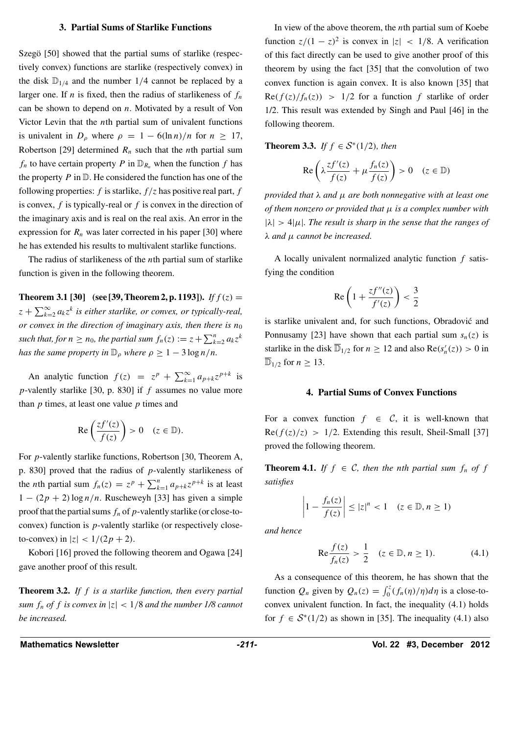## 3. Partial Sums of Starlike Functions

Szegö [50] showed that the partial sums of starlike (respectively convex) functions are starlike (respectively convex) in the disk $\mathbb{D}_{1/4}$ and the number $1/4$ cannot be replaced by a larger one. If $n$ is fixed, then the radius of starlikeness of $f_n$ can be shown to depend on $n$. Motivated by a result of Von Victor Levin that the $n$th partial sum of univalent functions is univalent in $D_\rho$ where $\rho = 1 - 6(\ln n)/n$ for $n \geq 17$, Robertson [29] determined $R_n$ such that the $n$th partial sum $f_n$ to have certain property $P$ in $\mathbb{D}_{R_n}$ when the function $f$ has the property $P$ in $\mathbb{D}$. He considered the function has one of the following properties: $f$ is starlike, $f/z$ has positive real part, $f$ is convex, $f$ is typically-real or $f$ is convex in the direction of the imaginary axis and is real on the real axis. An error in the expression for $R_n$ was later corrected in his paper [30] where he has extended his results to multivalent starlike functions.

The radius of starlikeness of the $n$th partial sum of starlike function is given in the following theorem.

**Theorem 3.1 [30] (see [39, Theorem 2, p. 1193]).** *If* $f(z) = z + \sum_{k=2}^{\infty} a_k z^k$ *is either starlike, or convex, or typically-real, or convex in the direction of imaginary axis, then there is* $n_0$ *such that, for* $n \geq n_0$*, the partial sum* $f_n(z) := z + \sum_{k=2}^{n} a_k z^k$ *has the same property in* $\mathbb{D}_\rho$ *where* $\rho \geq 1 - 3\log n/n$.

An analytic function $f(z) = z^p + \sum_{k=1}^{\infty} a_{p+k} z^{p+k}$ is $p$-valently starlike [30, p. 830] if $f$ assumes no value more than $p$ times, at least one value $p$ times and

$$\operatorname{Re}\left(\frac{zf'(z)}{f(z)}\right) > 0 \quad (z \in \mathbb{D}).$$

For $p$-valently starlike functions, Robertson [30, Theorem A, p. 830] proved that the radius of $p$-valently starlikeness of the $n$th partial sum $f_n(z) = z^p + \sum_{k=1}^{n} a_{p+k} z^{p+k}$ is at least $1 - (2p+2)\log n/n$. Ruscheweyh [33] has given a simple proof that the partial sums $f_n$ of $p$-valently starlike (or close-to-convex) function is $p$-valently starlike (or respectively close-to-convex) in $|z| < 1/(2p+2)$.

Kobori [16] proved the following theorem and Ogawa [24] gave another proof of this result.

**Theorem 3.2.** *If* $f$ *is a starlike function, then every partial sum* $f_n$ *of* $f$ *is convex in* $|z| < 1/8$ *and the number 1/8 cannot be increased.*

In view of the above theorem, the $n$th partial sum of Koebe function $z/(1-z)^2$ is convex in $|z| < 1/8$. A verification of this fact directly can be used to give another proof of this theorem by using the fact [35] that the convolution of two convex function is again convex. It is also known [35] that $\operatorname{Re}(f(z)/f_n(z)) > 1/2$ for a function $f$ starlike of order 1/2. This result was extended by Singh and Paul [46] in the following theorem.

**Theorem 3.3.** *If* $f \in \mathcal{S}^*(1/2)$*, then*

$$\operatorname{Re}\left(\lambda \frac{zf'(z)}{f(z)} + \mu \frac{f_n(z)}{f(z)}\right) > 0 \quad (z \in \mathbb{D})$$

*provided that* $\lambda$ *and* $\mu$ *are both nonnegative with at least one of them nonzero or provided that* $\mu$ *is a complex number with* $|\lambda| > 4|\mu|$*. The result is sharp in the sense that the ranges of* $\lambda$ *and* $\mu$ *cannot be increased.*

A locally univalent normalized analytic function $f$ satisfying the condition

$$\operatorname{Re}\left(1 + \frac{zf''(z)}{f'(z)}\right) < \frac{3}{2}$$

is starlike univalent and, for such functions, Obradović and Ponnusamy [23] have shown that each partial sum $s_n(z)$ is starlike in the disk $\overline{\mathbb{D}}_{1/2}$ for $n \geq 12$ and also $\operatorname{Re}(s_n'(z)) > 0$ in $\overline{\mathbb{D}}_{1/2}$ for $n \geq 13$.

## 4. Partial Sums of Convex Functions

For a convex function $f \in \mathcal{C}$, it is well-known that $\operatorname{Re}(f(z)/z) > 1/2$. Extending this result, Sheil-Small [37] proved the following theorem.

**Theorem 4.1.** *If* $f \in \mathcal{C}$*, then the nth partial sum* $f_n$ *of* $f$ *satisfies*

$$\left|1 - \frac{f_n(z)}{f(z)}\right| \leq |z|^n < 1 \quad (z \in \mathbb{D}, n \geq 1)$$

*and hence*

$$\operatorname{Re}\frac{f(z)}{f_n(z)} > \frac{1}{2} \quad (z \in \mathbb{D}, n \geq 1). \tag{4.1}$$

As a consequence of this theorem, he has shown that the function $Q_n$ given by $Q_n(z) = \int_0^z (f_n(\eta)/\eta)d\eta$ is a close-to-convex univalent function. In fact, the inequality (4.1) holds for $f \in \mathcal{S}^*(1/2)$ as shown in [35]. The inequality (4.1) also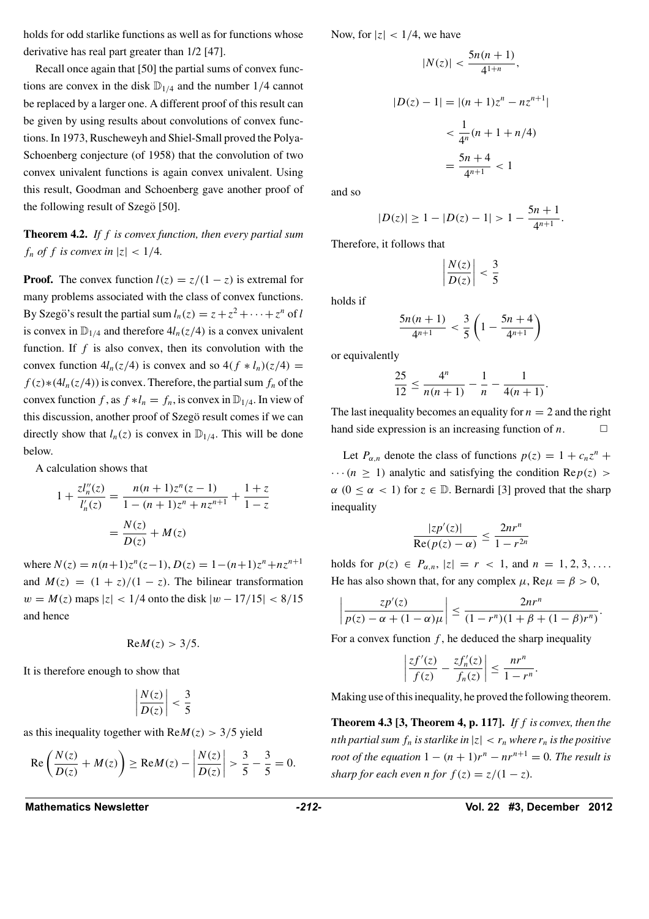holds for odd starlike functions as well as for functions whose derivative has real part greater than 1/2 [47].

Recall once again that [50] the partial sums of convex functions are convex in the disk $\mathbb{D}_{1/4}$ and the number $1/4$ cannot be replaced by a larger one. A different proof of this result can be given by using results about convolutions of convex functions. In 1973, Ruscheweyh and Shiel-Small proved the Polya-Schoenberg conjecture (of 1958) that the convolution of two convex univalent functions is again convex univalent. Using this result, Goodman and Schoenberg gave another proof of the following result of Szegö [50].

**Theorem 4.2.** *If $f$ is convex function, then every partial sum $f_n$ of $f$ is convex in $|z| < 1/4$.*

**Proof.** The convex function $l(z) = z/(1-z)$ is extremal for many problems associated with the class of convex functions. By Szegö's result the partial sum $l_n(z) = z + z^2 + \cdots + z^n$ of $l$ is convex in $\mathbb{D}_{1/4}$ and therefore $4l_n(z/4)$ is a convex univalent function. If $f$ is also convex, then its convolution with the convex function $4l_n(z/4)$ is convex and so $4(f * l_n)(z/4) = f(z) * (4l_n(z/4))$ is convex. Therefore, the partial sum $f_n$ of the convex function $f$, as $f * l_n = f_n$, is convex in $\mathbb{D}_{1/4}$. In view of this discussion, another proof of Szegö result comes if we can directly show that $l_n(z)$ is convex in $\mathbb{D}_{1/4}$. This will be done below.

A calculation shows that

$$1 + \frac{z l_n''(z)}{l_n'(z)} = \frac{n(n+1)z^n(z-1)}{1-(n+1)z^n + nz^{n+1}} + \frac{1+z}{1-z}$$

$$= \frac{N(z)}{D(z)} + M(z)$$

where $N(z) = n(n+1)z^n(z-1)$, $D(z) = 1-(n+1)z^n + nz^{n+1}$ and $M(z) = (1+z)/(1-z)$. The bilinear transformation $w = M(z)$ maps $|z| < 1/4$ onto the disk $|w - 17/15| < 8/15$ and hence

$$\operatorname{Re} M(z) > 3/5.$$

It is therefore enough to show that

$$\left| \frac{N(z)}{D(z)} \right| < \frac{3}{5}$$

as this inequality together with $\operatorname{Re} M(z) > 3/5$ yield

$$\operatorname{Re}\left( \frac{N(z)}{D(z)} + M(z) \right) \geq \operatorname{Re} M(z) - \left| \frac{N(z)}{D(z)} \right| > \frac{3}{5} - \frac{3}{5} = 0.$$

Now, for $|z| < 1/4$, we have

$$|N(z)| < \frac{5n(n+1)}{4^{1+n}},$$

$$|D(z) - 1| = |(n+1)z^n - nz^{n+1}|$$

$$< \frac{1}{4^n}(n + 1 + n/4)$$

$$= \frac{5n+4}{4^{n+1}} < 1$$

and so

$$|D(z)| \geq 1 - |D(z) - 1| > 1 - \frac{5n+1}{4^{n+1}}.$$

Therefore, it follows that

$$\left| \frac{N(z)}{D(z)} \right| < \frac{3}{5}$$

holds if

$$\frac{5n(n+1)}{4^{n+1}} < \frac{3}{5}\left( 1 - \frac{5n+4}{4^{n+1}} \right)$$

or equivalently

$$\frac{25}{12} \leq \frac{4^n}{n(n+1)} - \frac{1}{n} - \frac{1}{4(n+1)}.$$

The last inequality becomes an equality for $n = 2$ and the right hand side expression is an increasing function of $n$. □

Let $P_{\alpha,n}$ denote the class of functions $p(z) = 1 + c_n z^n + \cdots (n \geq 1)$ analytic and satisfying the condition $\operatorname{Re} p(z) > \alpha$ $(0 \leq \alpha < 1)$ for $z \in \mathbb{D}$. Bernardi [3] proved that the sharp inequality

$$\frac{|zp'(z)|}{\operatorname{Re}(p(z) - \alpha)} \leq \frac{2nr^n}{1 - r^{2n}}$$

holds for $p(z) \in P_{\alpha,n}$, $|z| = r < 1$, and $n = 1, 2, 3, \ldots$. He has also shown that, for any complex $\mu$, $\operatorname{Re}\mu = \beta > 0$,

$$\left| \frac{zp'(z)}{p(z) - \alpha + (1-\alpha)\mu} \right| \leq \frac{2nr^n}{(1-r^n)(1 + \beta + (1-\beta)r^n)}.$$

For a convex function $f$, he deduced the sharp inequality

$$\left| \frac{zf'(z)}{f(z)} - \frac{zf_n'(z)}{f_n(z)} \right| \leq \frac{nr^n}{1 - r^n}.$$

Making use of this inequality, he proved the following theorem.

**Theorem 4.3 [3, Theorem 4, p. 117].** *If $f$ is convex, then the $n$th partial sum $f_n$ is starlike in $|z| < r_n$ where $r_n$ is the positive root of the equation $1 - (n+1)r^n - nr^{n+1} = 0$. The result is sharp for each even $n$ for $f(z) = z/(1-z)$.*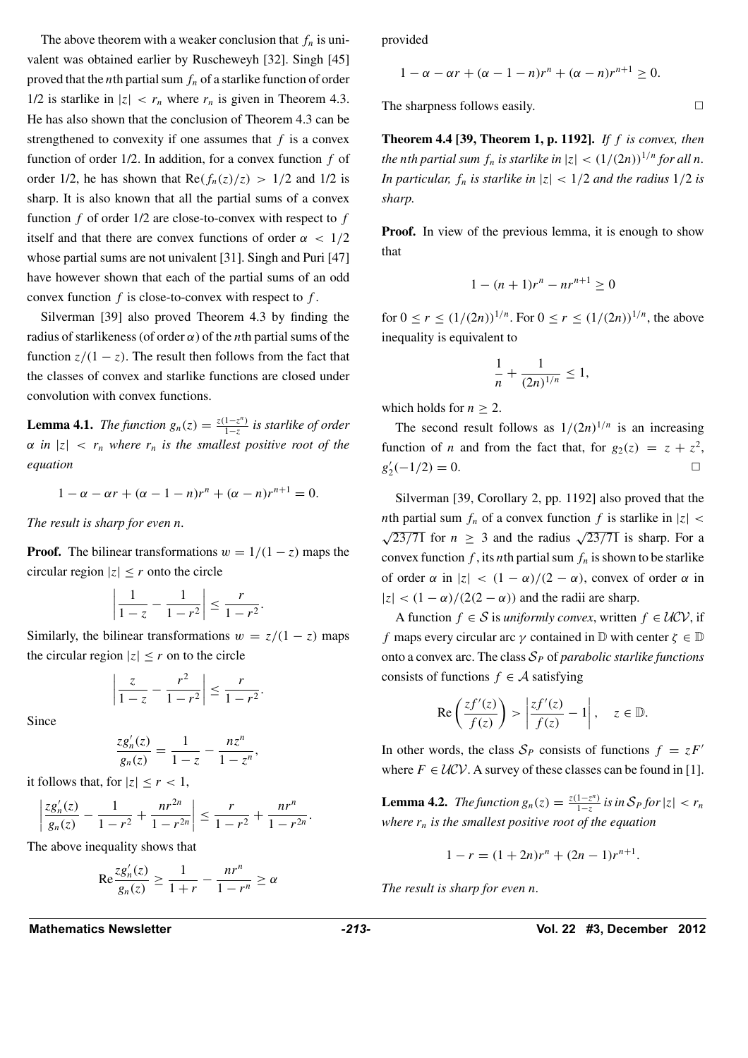The above theorem with a weaker conclusion that $f_n$ is univalent was obtained earlier by Ruscheweyh [32]. Singh [45] proved that the $n$th partial sum $f_n$ of a starlike function of order 1/2 is starlike in $|z| < r_n$ where $r_n$ is given in Theorem 4.3. He has also shown that the conclusion of Theorem 4.3 can be strengthened to convexity if one assumes that $f$ is a convex function of order 1/2. In addition, for a convex function $f$ of order 1/2, he has shown that $\operatorname{Re}(f_n(z)/z) > 1/2$ and 1/2 is sharp. It is also known that all the partial sums of a convex function $f$ of order 1/2 are close-to-convex with respect to $f$ itself and that there are convex functions of order $\alpha < 1/2$ whose partial sums are not univalent [31]. Singh and Puri [47] have however shown that each of the partial sums of an odd convex function $f$ is close-to-convex with respect to $f$.

Silverman [39] also proved Theorem 4.3 by finding the radius of starlikeness (of order $\alpha$) of the $n$th partial sums of the function $z/(1-z)$. The result then follows from the fact that the classes of convex and starlike functions are closed under convolution with convex functions.

**Lemma 4.1.** *The function $g_n(z) = \frac{z(1-z^n)}{1-z}$ is starlike of order $\alpha$ in $|z| < r_n$ where $r_n$ is the smallest positive root of the equation*

$$1 - \alpha - \alpha r + (\alpha - 1 - n)r^n + (\alpha - n)r^{n+1} = 0.$$

*The result is sharp for even $n$.*

**Proof.** The bilinear transformations $w = 1/(1-z)$ maps the circular region $|z| \le r$ onto the circle

$$\left| \frac{1}{1-z} - \frac{1}{1-r^2} \right| \le \frac{r}{1-r^2}.$$

Similarly, the bilinear transformations $w = z/(1-z)$ maps the circular region $|z| \le r$ on to the circle

$$\left| \frac{z}{1-z} - \frac{r^2}{1-r^2} \right| \le \frac{r}{1-r^2}.$$

Since

$$\frac{zg_n'(z)}{g_n(z)} = \frac{1}{1-z} - \frac{nz^n}{1-z^n},$$

it follows that, for $|z| \le r < 1$,

$$\left| \frac{zg_n'(z)}{g_n(z)} - \frac{1}{1-r^2} + \frac{nr^{2n}}{1-r^{2n}} \right| \le \frac{r}{1-r^2} + \frac{nr^n}{1-r^{2n}}.$$

The above inequality shows that

$$\operatorname{Re} \frac{zg_n'(z)}{g_n(z)} \ge \frac{1}{1+r} - \frac{nr^n}{1-r^n} \ge \alpha$$

provided

$$1 - \alpha - \alpha r + (\alpha - 1 - n)r^n + (\alpha - n)r^{n+1} \ge 0.$$

The sharpness follows easily. $\square$

**Theorem 4.4 [39, Theorem 1, p. 1192].** *If $f$ is convex, then the $n$th partial sum $f_n$ is starlike in $|z| < (1/(2n))^{1/n}$ for all $n$. In particular, $f_n$ is starlike in $|z| < 1/2$ and the radius $1/2$ is sharp.*

**Proof.** In view of the previous lemma, it is enough to show that

$$1 - (n+1)r^n - nr^{n+1} \ge 0$$

for $0 \le r \le (1/(2n))^{1/n}$. For $0 \le r \le (1/(2n))^{1/n}$, the above inequality is equivalent to

$$\frac{1}{n} + \frac{1}{(2n)^{1/n}} \le 1,$$

which holds for $n \ge 2$.

The second result follows as $1/(2n)^{1/n}$ is an increasing function of $n$ and from the fact that, for $g_2(z) = z + z^2$, $g_2'(-1/2) = 0$. $\square$

Silverman [39, Corollary 2, pp. 1192] also proved that the $n$th partial sum $f_n$ of a convex function $f$ is starlike in $|z| < \sqrt{23/71}$ for $n \ge 3$ and the radius $\sqrt{23/71}$ is sharp. For a convex function $f$, its $n$th partial sum $f_n$ is shown to be starlike of order $\alpha$ in $|z| < (1-\alpha)/(2-\alpha)$, convex of order $\alpha$ in $|z| < (1-\alpha)/(2(2-\alpha))$ and the radii are sharp.

A function $f \in \mathcal{S}$ is *uniformly convex*, written $f \in \mathcal{UCV}$, if $f$ maps every circular arc $\gamma$ contained in $\mathbb{D}$ with center $\zeta \in \mathbb{D}$ onto a convex arc. The class $\mathcal{S}_P$ of *parabolic starlike functions* consists of functions $f \in \mathcal{A}$ satisfying

$$\operatorname{Re}\left( \frac{zf'(z)}{f(z)} \right) > \left| \frac{zf'(z)}{f(z)} - 1 \right|, \quad z \in \mathbb{D}.$$

In other words, the class $\mathcal{S}_P$ consists of functions $f = zF'$ where $F \in \mathcal{UCV}$. A survey of these classes can be found in [1].

**Lemma 4.2.** *The function $g_n(z) = \frac{z(1-z^n)}{1-z}$ is in $\mathcal{S}_P$ for $|z| < r_n$ where $r_n$ is the smallest positive root of the equation*

$$1 - r = (1 + 2n)r^n + (2n - 1)r^{n+1}.$$

*The result is sharp for even $n$.*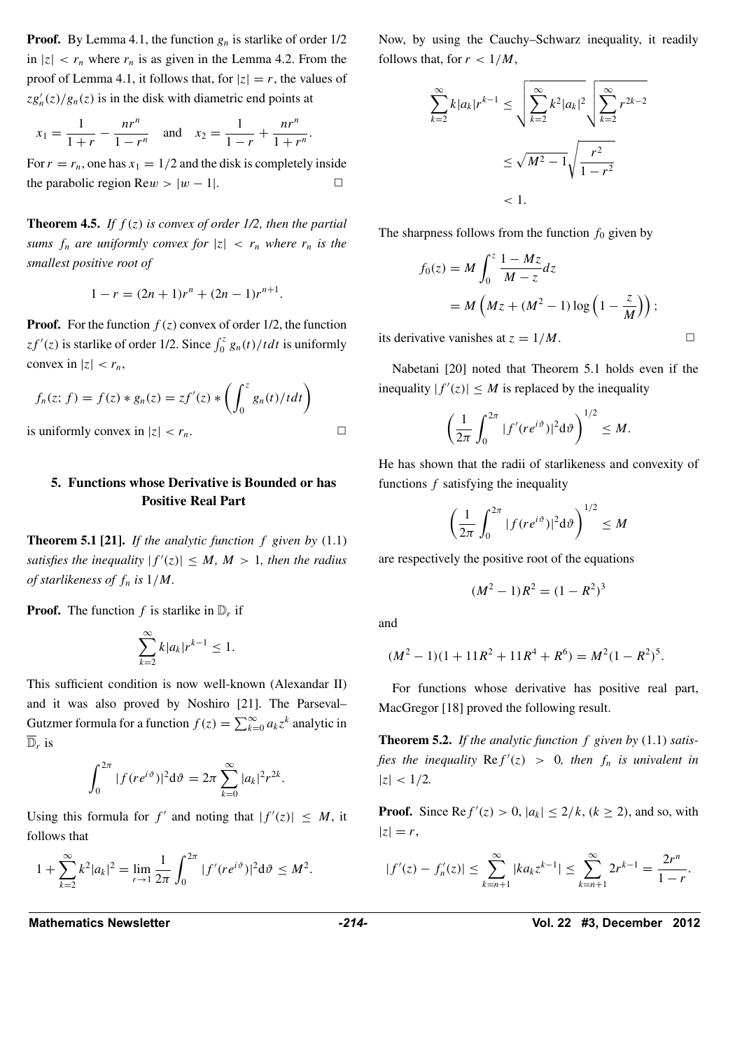**Proof.** By Lemma 4.1, the function $g_n$ is starlike of order 1/2 in $|z| < r_n$ where $r_n$ is as given in the Lemma 4.2. From the proof of Lemma 4.1, it follows that, for $|z| = r$, the values of $zg_n'(z)/g_n(z)$ is in the disk with diametric end points at

$$x_1 = \frac{1}{1+r} - \frac{nr^n}{1-r^n} \quad \text{and} \quad x_2 = \frac{1}{1-r} + \frac{nr^n}{1+r^n}.$$

For $r = r_n$, one has $x_1 = 1/2$ and the disk is completely inside the parabolic region $\operatorname{Re} w > |w - 1|$. □

**Theorem 4.5.** *If $f(z)$ is convex of order 1/2, then the partial sums $f_n$ are uniformly convex for $|z| < r_n$ where $r_n$ is the smallest positive root of*

$$1 - r = (2n+1)r^n + (2n-1)r^{n+1}.$$

**Proof.** For the function $f(z)$ convex of order 1/2, the function $zf'(z)$ is starlike of order 1/2. Since $\int_0^z g_n(t)/t dt$ is uniformly convex in $|z| < r_n$,

$$f_n(z; f) = f(z) * g_n(z) = zf'(z) * \left( \int_0^z g_n(t)/t dt \right)$$

is uniformly convex in $|z| < r_n$. □

## 5. Functions whose Derivative is Bounded or has Positive Real Part

**Theorem 5.1 [21].** *If the analytic function $f$ given by* (1.1) *satisfies the inequality $|f'(z)| \leq M$, $M > 1$, then the radius of starlikeness of $f_n$ is $1/M$.*

**Proof.** The function $f$ is starlike in $\mathbb{D}_r$ if

$$\sum_{k=2}^{\infty} k|a_k|r^{k-1} \leq 1.$$

This sufficient condition is now well-known (Alexandar II) and it was also proved by Noshiro [21]. The Parseval–Gutzmer formula for a function $f(z) = \sum_{k=0}^{\infty} a_k z^k$ analytic in $\overline{\mathbb{D}}_r$ is

$$\int_0^{2\pi} |f(re^{i\vartheta})|^2 \mathrm{d}\vartheta = 2\pi \sum_{k=0}^{\infty} |a_k|^2 r^{2k}.$$

Using this formula for $f'$ and noting that $|f'(z)| \leq M$, it follows that

$$1 + \sum_{k=2}^{\infty} k^2 |a_k|^2 = \lim_{r \to 1} \frac{1}{2\pi} \int_0^{2\pi} |f'(re^{i\vartheta})|^2 \mathrm{d}\vartheta \leq M^2.$$

Now, by using the Cauchy–Schwarz inequality, it readily follows that, for $r < 1/M$,

$$\begin{aligned}
\sum_{k=2}^{\infty} k|a_k|r^{k-1} &\leq \sqrt{\sum_{k=2}^{\infty} k^2|a_k|^2} \sqrt{\sum_{k=2}^{\infty} r^{2k-2}} \\
&\leq \sqrt{M^2 - 1} \sqrt{\frac{r^2}{1-r^2}} \\
&< 1.
\end{aligned}$$

The sharpness follows from the function $f_0$ given by

$$\begin{aligned}
f_0(z) &= M \int_0^z \frac{1 - Mz}{M - z} dz \\
&= M \left( Mz + (M^2 - 1) \log \left( 1 - \frac{z}{M} \right) \right);
\end{aligned}$$

its derivative vanishes at $z = 1/M$. □

Nabetani [20] noted that Theorem 5.1 holds even if the inequality $|f'(z)| \leq M$ is replaced by the inequality

$$\left( \frac{1}{2\pi} \int_0^{2\pi} |f'(re^{i\vartheta})|^2 \mathrm{d}\vartheta \right)^{1/2} \leq M.$$

He has shown that the radii of starlikeness and convexity of functions $f$ satisfying the inequality

$$\left( \frac{1}{2\pi} \int_0^{2\pi} |f(re^{i\vartheta})|^2 \mathrm{d}\vartheta \right)^{1/2} \leq M$$

are respectively the positive root of the equations

$$(M^2 - 1)R^2 = (1 - R^2)^3$$

and

$$(M^2 - 1)(1 + 11R^2 + 11R^4 + R^6) = M^2(1 - R^2)^5.$$

For functions whose derivative has positive real part, MacGregor [18] proved the following result.

**Theorem 5.2.** *If the analytic function $f$ given by* (1.1) *satisfies the inequality $\operatorname{Re} f'(z) > 0$, then $f_n$ is univalent in $|z| < 1/2$.*

**Proof.** Since $\operatorname{Re} f'(z) > 0$, $|a_k| \leq 2/k$, $(k \geq 2)$, and so, with $|z| = r$,

$$|f'(z) - f_n'(z)| \leq \sum_{k=n+1}^{\infty} |ka_k z^{k-1}| \leq \sum_{k=n+1}^{\infty} 2r^{k-1} = \frac{2r^n}{1-r}.$$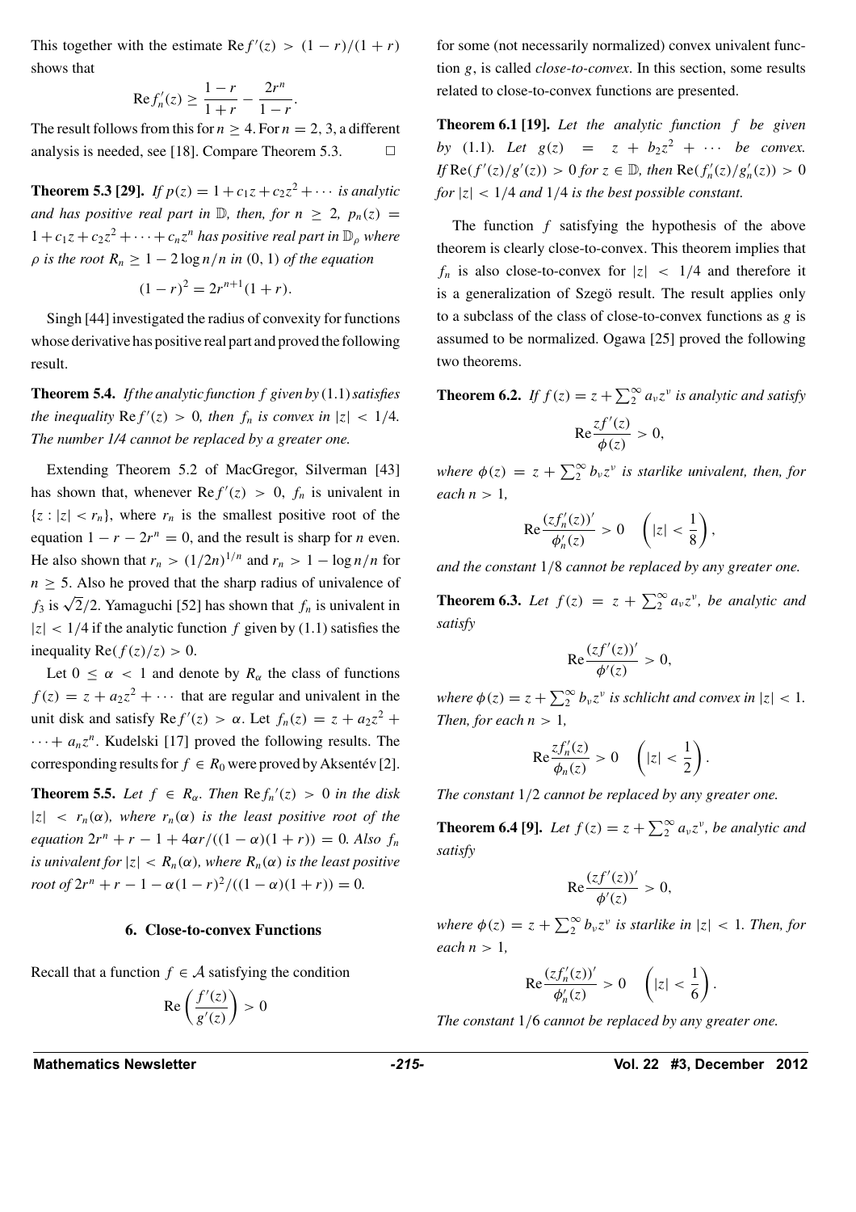This together with the estimate $\operatorname{Re} f'(z) > (1-r)/(1+r)$ shows that

$$\operatorname{Re} f_n'(z) \geq \frac{1-r}{1+r} - \frac{2r^n}{1-r}.$$

The result follows from this for $n \geq 4$. For $n = 2, 3$, a different analysis is needed, see [18]. Compare Theorem 5.3. □

**Theorem 5.3 [29].** *If $p(z) = 1 + c_1 z + c_2 z^2 + \cdots$ is analytic and has positive real part in $\mathbb{D}$, then, for $n \geq 2$, $p_n(z) = 1 + c_1 z + c_2 z^2 + \cdots + c_n z^n$ has positive real part in $\mathbb{D}_\rho$ where $\rho$ is the root $R_n \geq 1 - 2\log n/n$ in $(0, 1)$ of the equation*

$$(1-r)^2 = 2r^{n+1}(1+r).$$

Singh [44] investigated the radius of convexity for functions whose derivative has positive real part and proved the following result.

**Theorem 5.4.** *If the analytic function $f$ given by (1.1) satisfies the inequality $\operatorname{Re} f'(z) > 0$, then $f_n$ is convex in $|z| < 1/4$. The number 1/4 cannot be replaced by a greater one.*

Extending Theorem 5.2 of MacGregor, Silverman [43] has shown that, whenever $\operatorname{Re} f'(z) > 0$, $f_n$ is univalent in $\{z : |z| < r_n\}$, where $r_n$ is the smallest positive root of the equation $1 - r - 2r^n = 0$, and the result is sharp for $n$ even. He also shown that $r_n > (1/2n)^{1/n}$ and $r_n > 1 - \log n/n$ for $n \geq 5$. Also he proved that the sharp radius of univalence of $f_3$ is $\sqrt{2}/2$. Yamaguchi [52] has shown that $f_n$ is univalent in $|z| < 1/4$ if the analytic function $f$ given by (1.1) satisfies the inequality $\operatorname{Re}(f(z)/z) > 0$.

Let $0 \leq \alpha < 1$ and denote by $R_\alpha$ the class of functions $f(z) = z + a_2 z^2 + \cdots$ that are regular and univalent in the unit disk and satisfy $\operatorname{Re} f'(z) > \alpha$. Let $f_n(z) = z + a_2 z^2 + \cdots + a_n z^n$. Kudelski [17] proved the following results. The corresponding results for $f \in R_0$ were proved by Aksentév [2].

**Theorem 5.5.** *Let $f \in R_\alpha$. Then $\operatorname{Re} f_n'(z) > 0$ in the disk $|z| < r_n(\alpha)$, where $r_n(\alpha)$ is the least positive root of the equation $2r^n + r - 1 + 4\alpha r/((1-\alpha)(1+r)) = 0$. Also $f_n$ is univalent for $|z| < R_n(\alpha)$, where $R_n(\alpha)$ is the least positive root of $2r^n + r - 1 - \alpha(1-r)^2/((1-\alpha)(1+r)) = 0$.*

## 6. Close-to-convex Functions

Recall that a function $f \in \mathcal{A}$ satisfying the condition

$$\operatorname{Re}\left(\frac{f'(z)}{g'(z)}\right) > 0$$

for some (not necessarily normalized) convex univalent function $g$, is called *close-to-convex*. In this section, some results related to close-to-convex functions are presented.

**Theorem 6.1 [19].** *Let the analytic function $f$ be given by (1.1). Let $g(z) = z + b_2 z^2 + \cdots$ be convex. If $\operatorname{Re}(f'(z)/g'(z)) > 0$ for $z \in \mathbb{D}$, then $\operatorname{Re}(f_n'(z)/g_n'(z)) > 0$ for $|z| < 1/4$ and $1/4$ is the best possible constant.*

The function $f$ satisfying the hypothesis of the above theorem is clearly close-to-convex. This theorem implies that $f_n$ is also close-to-convex for $|z| < 1/4$ and therefore it is a generalization of Szegö result. The result applies only to a subclass of the class of close-to-convex functions as $g$ is assumed to be normalized. Ogawa [25] proved the following two theorems.

**Theorem 6.2.** *If $f(z) = z + \sum_2^\infty a_\nu z^\nu$ is analytic and satisfy*

$$\operatorname{Re}\frac{zf'(z)}{\phi(z)} > 0,$$

*where $\phi(z) = z + \sum_2^\infty b_\nu z^\nu$ is starlike univalent, then, for each $n > 1$,*

$$\operatorname{Re}\frac{(zf_n'(z))'}{\phi_n'(z)} > 0 \quad \left(|z| < \frac{1}{8}\right),$$

*and the constant $1/8$ cannot be replaced by any greater one.*

**Theorem 6.3.** *Let $f(z) = z + \sum_2^\infty a_\nu z^\nu$, be analytic and satisfy*

$$\operatorname{Re}\frac{(zf'(z))'}{\phi'(z)} > 0,$$

*where $\phi(z) = z + \sum_2^\infty b_\nu z^\nu$ is schlicht and convex in $|z| < 1$. Then, for each $n > 1$,*

$$\operatorname{Re}\frac{zf_n'(z)}{\phi_n(z)} > 0 \quad \left(|z| < \frac{1}{2}\right).$$

*The constant $1/2$ cannot be replaced by any greater one.*

**Theorem 6.4 [9].** *Let $f(z) = z + \sum_2^\infty a_\nu z^\nu$, be analytic and satisfy*

$$\operatorname{Re}\frac{(zf'(z))'}{\phi'(z)} > 0,$$

*where $\phi(z) = z + \sum_2^\infty b_\nu z^\nu$ is starlike in $|z| < 1$. Then, for each $n > 1$,*

$$\operatorname{Re}\frac{(zf_n'(z))'}{\phi_n'(z)} > 0 \quad \left(|z| < \frac{1}{6}\right).$$

*The constant $1/6$ cannot be replaced by any greater one.*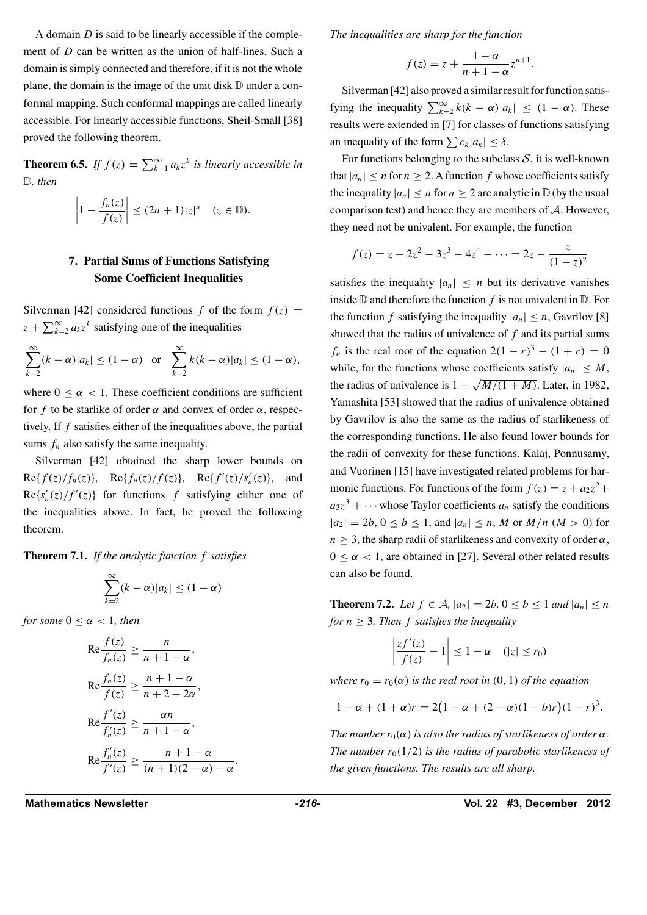A domain $D$ is said to be linearly accessible if the complement of $D$ can be written as the union of half-lines. Such a domain is simply connected and therefore, if it is not the whole plane, the domain is the image of the unit disk $\mathbb{D}$ under a conformal mapping. Such conformal mappings are called linearly accessible. For linearly accessible functions, Sheil-Small [38] proved the following theorem.

**Theorem 6.5.** *If $f(z) = \sum_{k=1}^{\infty} a_k z^k$ is linearly accessible in $\mathbb{D}$, then*

$$\left|1 - \frac{f_n(z)}{f(z)}\right| \le (2n+1)|z|^n \quad (z \in \mathbb{D}).$$

## 7. Partial Sums of Functions Satisfying Some Coefficient Inequalities

Silverman [42] considered functions $f$ of the form $f(z) = z + \sum_{k=2}^{\infty} a_k z^k$ satisfying one of the inequalities

$$\sum_{k=2}^{\infty} (k-\alpha)|a_k| \le (1-\alpha) \quad \text{or} \quad \sum_{k=2}^{\infty} k(k-\alpha)|a_k| \le (1-\alpha),$$

where $0 \le \alpha < 1$. These coefficient conditions are sufficient for $f$ to be starlike of order $\alpha$ and convex of order $\alpha$, respectively. If $f$ satisfies either of the inequalities above, the partial sums $f_n$ also satisfy the same inequality.

Silverman [42] obtained the sharp lower bounds on $\operatorname{Re}\{f(z)/f_n(z)\}$, $\operatorname{Re}\{f_n(z)/f(z)\}$, $\operatorname{Re}\{f'(z)/s_n'(z)\}$, and $\operatorname{Re}\{s_n'(z)/f'(z)\}$ for functions $f$ satisfying either one of the inequalities above. In fact, he proved the following theorem.

**Theorem 7.1.** *If the analytic function $f$ satisfies*

$$\sum_{k=2}^{\infty} (k-\alpha)|a_k| \le (1-\alpha)$$

*for some $0 \le \alpha < 1$, then*

$$\operatorname{Re}\frac{f(z)}{f_n(z)} \ge \frac{n}{n+1-\alpha},$$

$$\operatorname{Re}\frac{f_n(z)}{f(z)} \ge \frac{n+1-\alpha}{n+2-2\alpha},$$

$$\operatorname{Re}\frac{f'(z)}{f_n'(z)} \ge \frac{\alpha n}{n+1-\alpha},$$

$$\operatorname{Re}\frac{f_n'(z)}{f'(z)} \ge \frac{n+1-\alpha}{(n+1)(2-\alpha)-\alpha}.$$

*The inequalities are sharp for the function*

$$f(z) = z + \frac{1-\alpha}{n+1-\alpha} z^{n+1}.$$

Silverman [42] also proved a similar result for function satisfying the inequality $\sum_{k=2}^{\infty} k(k-\alpha)|a_k| \le (1-\alpha)$. These results were extended in [7] for classes of functions satisfying an inequality of the form $\sum c_k |a_k| \le \delta$.

For functions belonging to the subclass $\mathcal{S}$, it is well-known that $|a_n| \le n$ for $n \ge 2$. A function $f$ whose coefficients satisfy the inequality $|a_n| \le n$ for $n \ge 2$ are analytic in $\mathbb{D}$ (by the usual comparison test) and hence they are members of $\mathcal{A}$. However, they need not be univalent. For example, the function

$$f(z) = z - 2z^2 - 3z^3 - 4z^4 - \cdots = 2z - \frac{z}{(1-z)^2}$$

satisfies the inequality $|a_n| \le n$ but its derivative vanishes inside $\mathbb{D}$ and therefore the function $f$ is not univalent in $\mathbb{D}$. For the function $f$ satisfying the inequality $|a_n| \le n$, Gavrilov [8] showed that the radius of univalence of $f$ and its partial sums $f_n$ is the real root of the equation $2(1-r)^3 - (1+r) = 0$ while, for the functions whose coefficients satisfy $|a_n| \le M$, the radius of univalence is $1 - \sqrt{M/(1+M)}$. Later, in 1982, Yamashita [53] showed that the radius of univalence obtained by Gavrilov is also the same as the radius of starlikeness of the corresponding functions. He also found lower bounds for the radii of convexity for these functions. Kalaj, Ponnusamy, and Vuorinen [15] have investigated related problems for harmonic functions. For functions of the form $f(z) = z + a_2 z^2 + a_3 z^3 + \cdots$ whose Taylor coefficients $a_n$ satisfy the conditions $|a_2| = 2b$, $0 \le b \le 1$, and $|a_n| \le n$, $M$ or $M/n$ ($M > 0$) for $n \ge 3$, the sharp radii of starlikeness and convexity of order $\alpha$, $0 \le \alpha < 1$, are obtained in [27]. Several other related results can also be found.

**Theorem 7.2.** *Let $f \in \mathcal{A}$, $|a_2| = 2b$, $0 \le b \le 1$ and $|a_n| \le n$ for $n \ge 3$. Then $f$ satisfies the inequality*

$$\left|\frac{zf'(z)}{f(z)} - 1\right| \le 1 - \alpha \quad (|z| \le r_0)$$

*where $r_0 = r_0(\alpha)$ is the real root in $(0,1)$ of the equation*

$$1 - \alpha + (1+\alpha)r = 2\big(1 - \alpha + (2-\alpha)(1-b)r\big)(1-r)^3.$$

*The number $r_0(\alpha)$ is also the radius of starlikeness of order $\alpha$. The number $r_0(1/2)$ is the radius of parabolic starlikeness of the given functions. The results are all sharp.*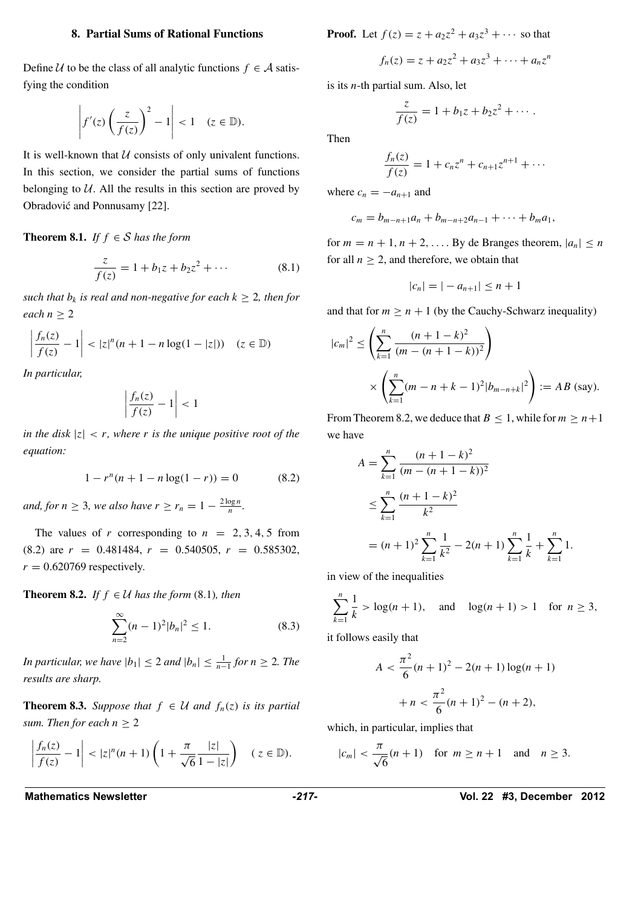## 8. Partial Sums of Rational Functions

Define $\mathcal{U}$ to be the class of all analytic functions $f \in \mathcal{A}$ satisfying the condition

$$\left| f'(z) \left( \frac{z}{f(z)} \right)^2 - 1 \right| < 1 \quad (z \in \mathbb{D}).$$

It is well-known that $\mathcal{U}$ consists of only univalent functions. In this section, we consider the partial sums of functions belonging to $\mathcal{U}$. All the results in this section are proved by Obradović and Ponnusamy [22].

**Theorem 8.1.** *If $f \in \mathcal{S}$ has the form*

$$\frac{z}{f(z)} = 1 + b_1 z + b_2 z^2 + \cdots \tag{8.1}$$

*such that $b_k$ is real and non-negative for each $k \geq 2$, then for each $n \geq 2$*

$$\left| \frac{f_n(z)}{f(z)} - 1 \right| < |z|^n (n + 1 - n \log(1 - |z|)) \quad (z \in \mathbb{D})$$

*In particular,*

$$\left| \frac{f_n(z)}{f(z)} - 1 \right| < 1$$

*in the disk $|z| < r$, where $r$ is the unique positive root of the equation:*

$$1 - r^n (n + 1 - n \log(1 - r)) = 0 \tag{8.2}$$

*and, for $n \geq 3$, we also have $r \geq r_n = 1 - \frac{2 \log n}{n}$.*

The values of $r$ corresponding to $n = 2, 3, 4, 5$ from (8.2) are $r = 0.481484$, $r = 0.540505$, $r = 0.585302$, $r = 0.620769$ respectively.

**Theorem 8.2.** *If $f \in \mathcal{U}$ has the form (8.1), then*

$$\sum_{n=2}^{\infty} (n-1)^2 |b_n|^2 \leq 1. \tag{8.3}$$

*In particular, we have $|b_1| \leq 2$ and $|b_n| \leq \frac{1}{n-1}$ for $n \geq 2$. The results are sharp.*

**Theorem 8.3.** *Suppose that $f \in \mathcal{U}$ and $f_n(z)$ is its partial sum. Then for each $n \geq 2$*

$$\left| \frac{f_n(z)}{f(z)} - 1 \right| < |z|^n (n+1) \left( 1 + \frac{\pi}{\sqrt{6}} \frac{|z|}{1 - |z|} \right) \quad (z \in \mathbb{D}).$$

**Proof.** Let $f(z) = z + a_2 z^2 + a_3 z^3 + \cdots$ so that

$$f_n(z) = z + a_2 z^2 + a_3 z^3 + \cdots + a_n z^n$$

is its $n$-th partial sum. Also, let

$$\frac{z}{f(z)} = 1 + b_1 z + b_2 z^2 + \cdots.$$

Then

$$\frac{f_n(z)}{f(z)} = 1 + c_n z^n + c_{n+1} z^{n+1} + \cdots$$

where $c_n = -a_{n+1}$ and

$$c_m = b_{m-n+1} a_n + b_{m-n+2} a_{n-1} + \cdots + b_m a_1,$$

for $m = n+1, n+2, \ldots$. By de Branges theorem, $|a_n| \leq n$ for all $n \geq 2$, and therefore, we obtain that

$$|c_n| = |-a_{n+1}| \leq n + 1$$

and that for $m \geq n+1$ (by the Cauchy-Schwarz inequality)

$$|c_m|^2 \leq \left( \sum_{k=1}^{n} \frac{(n+1-k)^2}{(m-(n+1-k))^2} \right) \times \left( \sum_{k=1}^{n} (m-n+k-1)^2 |b_{m-n+k}|^2 \right) := AB \text{ (say)}.$$

From Theorem 8.2, we deduce that $B \leq 1$, while for $m \geq n+1$ we have

$$\begin{aligned}
A &= \sum_{k=1}^{n} \frac{(n+1-k)^2}{(m-(n+1-k))^2} \\
&\leq \sum_{k=1}^{n} \frac{(n+1-k)^2}{k^2} \\
&= (n+1)^2 \sum_{k=1}^{n} \frac{1}{k^2} - 2(n+1) \sum_{k=1}^{n} \frac{1}{k} + \sum_{k=1}^{n} 1.
\end{aligned}$$

in view of the inequalities

$$\sum_{k=1}^{n} \frac{1}{k} > \log(n+1), \quad \text{and} \quad \log(n+1) > 1 \quad \text{for } n \geq 3,$$

it follows easily that

$$A < \frac{\pi^2}{6}(n+1)^2 - 2(n+1)\log(n+1) + n < \frac{\pi^2}{6}(n+1)^2 - (n+2),$$

which, in particular, implies that

$$|c_m| < \frac{\pi}{\sqrt{6}}(n+1) \quad \text{for } m \geq n+1 \quad \text{and} \quad n \geq 3.$$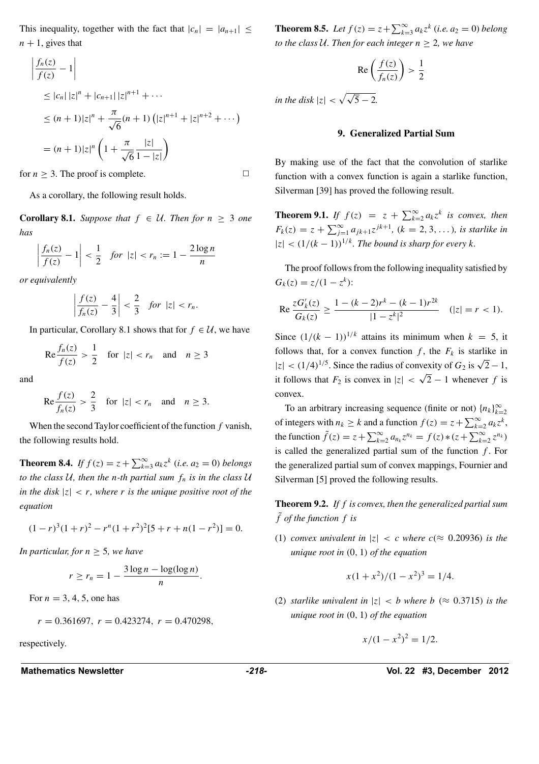This inequality, together with the fact that $|c_n| = |a_{n+1}| \leq n+1$, gives that

$$
\begin{aligned}
&\left| \frac{f_n(z)}{f(z)} - 1 \right| \\
&\leq |c_n|\,|z|^n + |c_{n+1}|\,|z|^{n+1} + \cdots \\
&\leq (n+1)|z|^n + \frac{\pi}{\sqrt{6}}(n+1)\left(|z|^{n+1} + |z|^{n+2} + \cdots\right) \\
&= (n+1)|z|^n \left(1 + \frac{\pi}{\sqrt{6}} \frac{|z|}{1-|z|}\right)
\end{aligned}
$$

for $n \geq 3$. The proof is complete. □

As a corollary, the following result holds.

**Corollary 8.1.** *Suppose that $f \in \mathcal{U}$. Then for $n \geq 3$ one has*

$$\left| \frac{f_n(z)}{f(z)} - 1 \right| < \frac{1}{2} \quad \text{for } |z| < r_n := 1 - \frac{2\log n}{n}$$

*or equivalently*

$$\left| \frac{f(z)}{f_n(z)} - \frac{4}{3} \right| < \frac{2}{3} \quad \text{for } |z| < r_n.$$

In particular, Corollary 8.1 shows that for $f \in \mathcal{U}$, we have

$$\mathrm{Re}\,\frac{f_n(z)}{f(z)} > \frac{1}{2} \quad \text{for } |z| < r_n \quad \text{and} \quad n \geq 3$$

and

$$\mathrm{Re}\,\frac{f(z)}{f_n(z)} > \frac{2}{3} \quad \text{for } |z| < r_n \quad \text{and} \quad n \geq 3.$$

When the second Taylor coefficient of the function $f$ vanish, the following results hold.

**Theorem 8.4.** *If $f(z) = z + \sum_{k=3}^{\infty} a_k z^k$ (i.e. $a_2 = 0$) belongs to the class $\mathcal{U}$, then the $n$-th partial sum $f_n$ is in the class $\mathcal{U}$ in the disk $|z| < r$, where $r$ is the unique positive root of the equation*

$$(1-r)^3(1+r)^2 - r^n(1+r^2)^2[5 + r + n(1-r^2)] = 0.$$

*In particular, for $n \geq 5$, we have*

$$r \geq r_n = 1 - \frac{3\log n - \log(\log n)}{n}.$$

For $n = 3, 4, 5$, one has

$$r = 0.361697, \; r = 0.423274, \; r = 0.470298,$$

respectively.

**Theorem 8.5.** *Let $f(z) = z + \sum_{k=3}^{\infty} a_k z^k$ (i.e. $a_2 = 0$) belong to the class $\mathcal{U}$. Then for each integer $n \geq 2$, we have*

$$\mathrm{Re}\left(\frac{f(z)}{f_n(z)}\right) > \frac{1}{2}$$

*in the disk $|z| < \sqrt{\sqrt{5} - 2}$.*

## 9. Generalized Partial Sum

By making use of the fact that the convolution of starlike function with a convex function is again a starlike function, Silverman [39] has proved the following result.

**Theorem 9.1.** *If $f(z) = z + \sum_{k=2}^{\infty} a_k z^k$ is convex, then $F_k(z) = z + \sum_{j=1}^{\infty} a_{jk+1} z^{jk+1}$, $(k = 2, 3, \dots)$, is starlike in $|z| < (1/(k-1))^{1/k}$. The bound is sharp for every $k$.*

The proof follows from the following inequality satisfied by $G_k(z) = z/(1-z^k)$:

$$\mathrm{Re}\,\frac{zG_k'(z)}{G_k(z)} \geq \frac{1 - (k-2)r^k - (k-1)r^{2k}}{|1-z^k|^2} \quad (|z| = r < 1).$$

Since $(1/(k-1))^{1/k}$ attains its minimum when $k = 5$, it follows that, for a convex function $f$, the $F_k$ is starlike in $|z| < (1/4)^{1/5}$. Since the radius of convexity of $G_2$ is $\sqrt{2} - 1$, it follows that $F_2$ is convex in $|z| < \sqrt{2} - 1$ whenever $f$ is convex.

To an arbitrary increasing sequence (finite or not) $\{n_k\}_{k=2}^{\infty}$ of integers with $n_k \geq k$ and a function $f(z) = z + \sum_{k=2}^{\infty} a_k z^k$, the function $\tilde{f}(z) = z + \sum_{k=2}^{\infty} a_{n_k} z^{n_k} = f(z) * (z + \sum_{k=2}^{\infty} z^{n_k})$ is called the generalized partial sum of the function $f$. For the generalized partial sum of convex mappings, Fournier and Silverman [5] proved the following results.

**Theorem 9.2.** *If $f$ is convex, then the generalized partial sum $\tilde{f}$ of the function $f$ is*

1. *convex univalent in $|z| < c$ where $c (\approx 0.20936)$ is the unique root in $(0, 1)$ of the equation*

$$x(1+x^2)/(1-x^2)^3 = 1/4.$$

2. *starlike univalent in $|z| < b$ where $b$ $(\approx 0.3715)$ is the unique root in $(0, 1)$ of the equation*

$$x/(1-x^2)^2 = 1/2.$$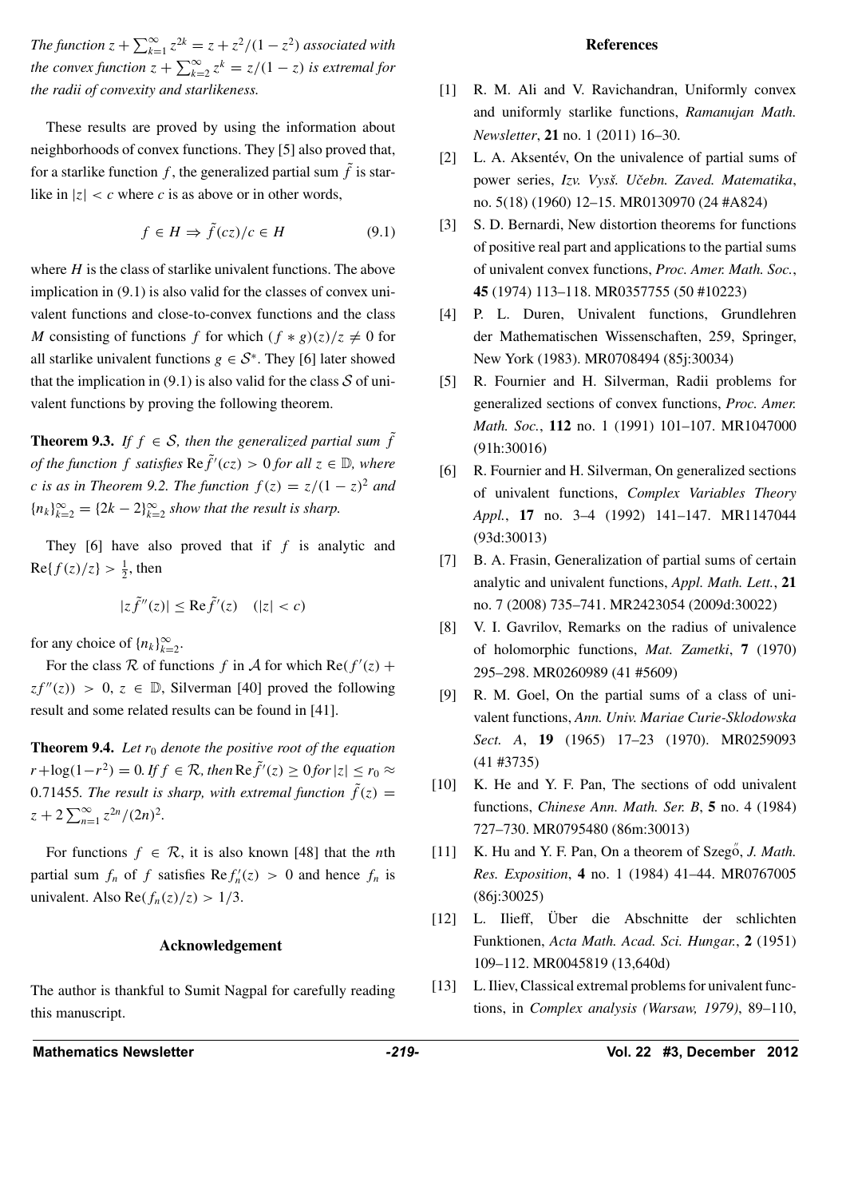*The function $z + \sum_{k=1}^{\infty} z^{2k} = z + z^2/(1-z^2)$ associated with the convex function $z + \sum_{k=2}^{\infty} z^k = z/(1-z)$ is extremal for the radii of convexity and starlikeness.*

These results are proved by using the information about neighborhoods of convex functions. They [5] also proved that, for a starlike function $f$, the generalized partial sum $\tilde{f}$ is starlike in $|z| < c$ where $c$ is as above or in other words,

$$f \in H \Rightarrow \tilde{f}(cz)/c \in H \tag{9.1}$$

where $H$ is the class of starlike univalent functions. The above implication in (9.1) is also valid for the classes of convex univalent functions and close-to-convex functions and the class $M$ consisting of functions $f$ for which $(f * g)(z)/z \neq 0$ for all starlike univalent functions $g \in \mathcal{S}^*$. They [6] later showed that the implication in (9.1) is also valid for the class $\mathcal{S}$ of univalent functions by proving the following theorem.

**Theorem 9.3.** *If $f \in \mathcal{S}$, then the generalized partial sum $\tilde{f}$ of the function $f$ satisfies $\operatorname{Re} \tilde{f}'(cz) > 0$ for all $z \in \mathbb{D}$, where $c$ is as in Theorem 9.2. The function $f(z) = z/(1-z)^2$ and $\{n_k\}_{k=2}^{\infty} = \{2k-2\}_{k=2}^{\infty}$ show that the result is sharp.*

They [6] have also proved that if $f$ is analytic and $\operatorname{Re}\{f(z)/z\} > \frac{1}{2}$, then

$$|z\tilde{f}''(z)| \leq \operatorname{Re} \tilde{f}'(z) \quad (|z| < c)$$

for any choice of $\{n_k\}_{k=2}^{\infty}$.

For the class $\mathcal{R}$ of functions $f$ in $\mathcal{A}$ for which $\operatorname{Re}(f'(z) + zf''(z)) > 0$, $z \in \mathbb{D}$, Silverman [40] proved the following result and some related results can be found in [41].

**Theorem 9.4.** *Let $r_0$ denote the positive root of the equation $r + \log(1-r^2) = 0$. If $f \in \mathcal{R}$, then $\operatorname{Re} \tilde{f}'(z) \geq 0$ for $|z| \leq r_0 \approx 0.71455$. The result is sharp, with extremal function $\tilde{f}(z) = z + 2\sum_{n=1}^{\infty} z^{2n}/(2n)^2$.*

For functions $f \in \mathcal{R}$, it is also known [48] that the $n$th partial sum $f_n$ of $f$ satisfies $\operatorname{Re} f_n'(z) > 0$ and hence $f_n$ is univalent. Also $\operatorname{Re}(f_n(z)/z) > 1/3$.

## Acknowledgement

The author is thankful to Sumit Nagpal for carefully reading this manuscript.

## References

[1] R. M. Ali and V. Ravichandran, Uniformly convex and uniformly starlike functions, *Ramanujan Math. Newsletter*, **21** no. 1 (2011) 16–30.

[2] L. A. Aksentév, On the univalence of partial sums of power series, *Izv. Vysš. Učebn. Zaved. Matematika*, no. 5(18) (1960) 12–15. MR0130970 (24 #A824)

[3] S. D. Bernardi, New distortion theorems for functions of positive real part and applications to the partial sums of univalent convex functions, *Proc. Amer. Math. Soc.*, **45** (1974) 113–118. MR0357755 (50 #10223)

[4] P. L. Duren, Univalent functions, Grundlehren der Mathematischen Wissenschaften, 259, Springer, New York (1983). MR0708494 (85j:30034)

[5] R. Fournier and H. Silverman, Radii problems for generalized sections of convex functions, *Proc. Amer. Math. Soc.*, **112** no. 1 (1991) 101–107. MR1047000 (91h:30016)

[6] R. Fournier and H. Silverman, On generalized sections of univalent functions, *Complex Variables Theory Appl.*, **17** no. 3–4 (1992) 141–147. MR1147044 (93d:30013)

[7] B. A. Frasin, Generalization of partial sums of certain analytic and univalent functions, *Appl. Math. Lett.*, **21** no. 7 (2008) 735–741. MR2423054 (2009d:30022)

[8] V. I. Gavrilov, Remarks on the radius of univalence of holomorphic functions, *Mat. Zametki*, **7** (1970) 295–298. MR0260989 (41 #5609)

[9] R. M. Goel, On the partial sums of a class of univalent functions, *Ann. Univ. Mariae Curie-Sklodowska Sect. A*, **19** (1965) 17–23 (1970). MR0259093 (41 #3735)

[10] K. He and Y. F. Pan, The sections of odd univalent functions, *Chinese Ann. Math. Ser. B*, **5** no. 4 (1984) 727–730. MR0795480 (86m:30013)

[11] K. Hu and Y. F. Pan, On a theorem of Szegő, *J. Math. Res. Exposition*, **4** no. 1 (1984) 41–44. MR0767005 (86j:30025)

[12] L. Ilieff, Über die Abschnitte der schlichten Funktionen, *Acta Math. Acad. Sci. Hungar.*, **2** (1951) 109–112. MR0045819 (13,640d)

[13] L. Iliev, Classical extremal problems for univalent functions, in *Complex analysis (Warsaw, 1979)*, 89–110,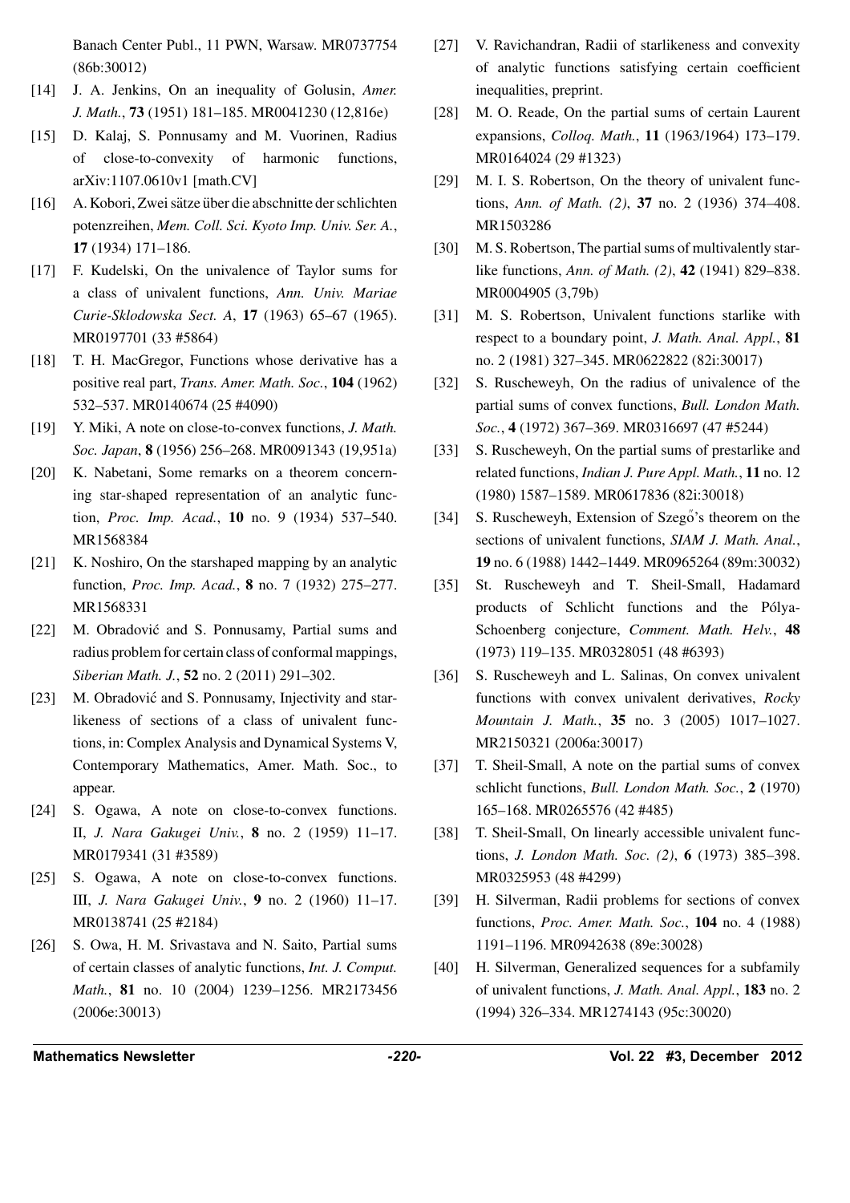Banach Center Publ., 11 PWN, Warsaw. MR0737754 (86b:30012)

[14] J. A. Jenkins, On an inequality of Golusin, *Amer. J. Math.*, **73** (1951) 181–185. MR0041230 (12,816e)

[15] D. Kalaj, S. Ponnusamy and M. Vuorinen, Radius of close-to-convexity of harmonic functions, arXiv:1107.0610v1 [math.CV]

[16] A. Kobori, Zwei sätze über die abschnitte der schlichten potenzreihen, *Mem. Coll. Sci. Kyoto Imp. Univ. Ser. A.*, **17** (1934) 171–186.

[17] F. Kudelski, On the univalence of Taylor sums for a class of univalent functions, *Ann. Univ. Mariae Curie-Sklodowska Sect. A*, **17** (1963) 65–67 (1965). MR0197701 (33 #5864)

[18] T. H. MacGregor, Functions whose derivative has a positive real part, *Trans. Amer. Math. Soc.*, **104** (1962) 532–537. MR0140674 (25 #4090)

[19] Y. Miki, A note on close-to-convex functions, *J. Math. Soc. Japan*, **8** (1956) 256–268. MR0091343 (19,951a)

[20] K. Nabetani, Some remarks on a theorem concerning star-shaped representation of an analytic function, *Proc. Imp. Acad.*, **10** no. 9 (1934) 537–540. MR1568384

[21] K. Noshiro, On the starshaped mapping by an analytic function, *Proc. Imp. Acad.*, **8** no. 7 (1932) 275–277. MR1568331

[22] M. Obradović and S. Ponnusamy, Partial sums and radius problem for certain class of conformal mappings, *Siberian Math. J.*, **52** no. 2 (2011) 291–302.

[23] M. Obradović and S. Ponnusamy, Injectivity and starlikeness of sections of a class of univalent functions, in: Complex Analysis and Dynamical Systems V, Contemporary Mathematics, Amer. Math. Soc., to appear.

[24] S. Ogawa, A note on close-to-convex functions. II, *J. Nara Gakugei Univ.*, **8** no. 2 (1959) 11–17. MR0179341 (31 #3589)

[25] S. Ogawa, A note on close-to-convex functions. III, *J. Nara Gakugei Univ.*, **9** no. 2 (1960) 11–17. MR0138741 (25 #2184)

[26] S. Owa, H. M. Srivastava and N. Saito, Partial sums of certain classes of analytic functions, *Int. J. Comput. Math.*, **81** no. 10 (2004) 1239–1256. MR2173456 (2006e:30013)

[27] V. Ravichandran, Radii of starlikeness and convexity of analytic functions satisfying certain coefficient inequalities, preprint.

[28] M. O. Reade, On the partial sums of certain Laurent expansions, *Colloq. Math.*, **11** (1963/1964) 173–179. MR0164024 (29 #1323)

[29] M. I. S. Robertson, On the theory of univalent functions, *Ann. of Math. (2)*, **37** no. 2 (1936) 374–408. MR1503286

[30] M. S. Robertson, The partial sums of multivalently starlike functions, *Ann. of Math. (2)*, **42** (1941) 829–838. MR0004905 (3,79b)

[31] M. S. Robertson, Univalent functions starlike with respect to a boundary point, *J. Math. Anal. Appl.*, **81** no. 2 (1981) 327–345. MR0622822 (82i:30017)

[32] S. Ruscheweyh, On the radius of univalence of the partial sums of convex functions, *Bull. London Math. Soc.*, **4** (1972) 367–369. MR0316697 (47 #5244)

[33] S. Ruscheweyh, On the partial sums of prestarlike and related functions, *Indian J. Pure Appl. Math.*, **11** no. 12 (1980) 1587–1589. MR0617836 (82i:30018)

[34] S. Ruscheweyh, Extension of Szegő's theorem on the sections of univalent functions, *SIAM J. Math. Anal.*, **19** no. 6 (1988) 1442–1449. MR0965264 (89m:30032)

[35] St. Ruscheweyh and T. Sheil-Small, Hadamard products of Schlicht functions and the Pólya-Schoenberg conjecture, *Comment. Math. Helv.*, **48** (1973) 119–135. MR0328051 (48 #6393)

[36] S. Ruscheweyh and L. Salinas, On convex univalent functions with convex univalent derivatives, *Rocky Mountain J. Math.*, **35** no. 3 (2005) 1017–1027. MR2150321 (2006a:30017)

[37] T. Sheil-Small, A note on the partial sums of convex schlicht functions, *Bull. London Math. Soc.*, **2** (1970) 165–168. MR0265576 (42 #485)

[38] T. Sheil-Small, On linearly accessible univalent functions, *J. London Math. Soc. (2)*, **6** (1973) 385–398. MR0325953 (48 #4299)

[39] H. Silverman, Radii problems for sections of convex functions, *Proc. Amer. Math. Soc.*, **104** no. 4 (1988) 1191–1196. MR0942638 (89e:30028)

[40] H. Silverman, Generalized sequences for a subfamily of univalent functions, *J. Math. Anal. Appl.*, **183** no. 2 (1994) 326–334. MR1274143 (95c:30020)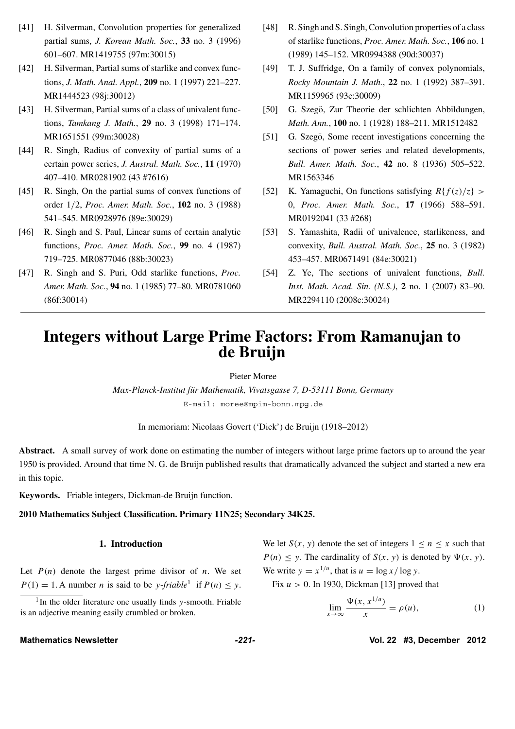[41] H. Silverman, Convolution properties for generalized partial sums, *J. Korean Math. Soc.*, **33** no. 3 (1996) 601–607. MR1419755 (97m:30015)

[42] H. Silverman, Partial sums of starlike and convex functions, *J. Math. Anal. Appl.*, **209** no. 1 (1997) 221–227. MR1444523 (98j:30012)

[43] H. Silverman, Partial sums of a class of univalent functions, *Tamkang J. Math.*, **29** no. 3 (1998) 171–174. MR1651551 (99m:30028)

[44] R. Singh, Radius of convexity of partial sums of a certain power series, *J. Austral. Math. Soc.*, **11** (1970) 407–410. MR0281902 (43 #7616)

[45] R. Singh, On the partial sums of convex functions of order 1/2, *Proc. Amer. Math. Soc.*, **102** no. 3 (1988) 541–545. MR0928976 (89e:30029)

[46] R. Singh and S. Paul, Linear sums of certain analytic functions, *Proc. Amer. Math. Soc.*, **99** no. 4 (1987) 719–725. MR0877046 (88b:30023)

[47] R. Singh and S. Puri, Odd starlike functions, *Proc. Amer. Math. Soc.*, **94** no. 1 (1985) 77–80. MR0781060 (86f:30014)

[48] R. Singh and S. Singh, Convolution properties of a class of starlike functions, *Proc. Amer. Math. Soc.*, **106** no. 1 (1989) 145–152. MR0994388 (90d:30037)

[49] T. J. Suffridge, On a family of convex polynomials, *Rocky Mountain J. Math.*, **22** no. 1 (1992) 387–391. MR1159965 (93c:30009)

[50] G. Szegö, Zur Theorie der schlichten Abbildungen, *Math. Ann.*, **100** no. 1 (1928) 188–211. MR1512482

[51] G. Szegö, Some recent investigations concerning the sections of power series and related developments, *Bull. Amer. Math. Soc.*, **42** no. 8 (1936) 505–522. MR1563346

[52] K. Yamaguchi, On functions satisfying $R\{f(z)/z\} > 0$, *Proc. Amer. Math. Soc.*, **17** (1966) 588–591. MR0192041 (33 #268)

[53] S. Yamashita, Radii of univalence, starlikeness, and convexity, *Bull. Austral. Math. Soc.*, **25** no. 3 (1982) 453–457. MR0671491 (84e:30021)

[54] Z. Ye, The sections of univalent functions, *Bull. Inst. Math. Acad. Sin. (N.S.)*, **2** no. 1 (2007) 83–90. MR2294110 (2008c:30024)

# Integers without Large Prime Factors: From Ramanujan to de Bruijn

Pieter Moree

*Max-Planck-Institut für Mathematik, Vivatsgasse 7, D-53111 Bonn, Germany*

E-mail: moree@mpim-bonn.mpg.de

In memoriam: Nicolaas Govert ('Dick') de Bruijn (1918–2012)

**Abstract.** A small survey of work done on estimating the number of integers without large prime factors up to around the year 1950 is provided. Around that time N. G. de Bruijn published results that dramatically advanced the subject and started a new era in this topic.

**Keywords.** Friable integers, Dickman-de Bruijn function.

**2010 Mathematics Subject Classification. Primary 11N25; Secondary 34K25.**

## 1. Introduction

Let $P(n)$ denote the largest prime divisor of $n$. We set $P(1) = 1$. A number $n$ is said to be $y$-*friable*[1] if $P(n) \leq y$. We let $S(x, y)$ denote the set of integers $1 \leq n \leq x$ such that $P(n) \leq y$. The cardinality of $S(x, y)$ is denoted by $\Psi(x, y)$. We write $y = x^{1/u}$, that is $u = \log x / \log y$.

Fix $u > 0$. In 1930, Dickman [13] proved that

$$\lim_{x\to\infty} \frac{\Psi(x, x^{1/u})}{x} = \rho(u), \tag{1}$$

[1] In the older literature one usually finds $y$-smooth. Friable is an adjective meaning easily crumbled or broken.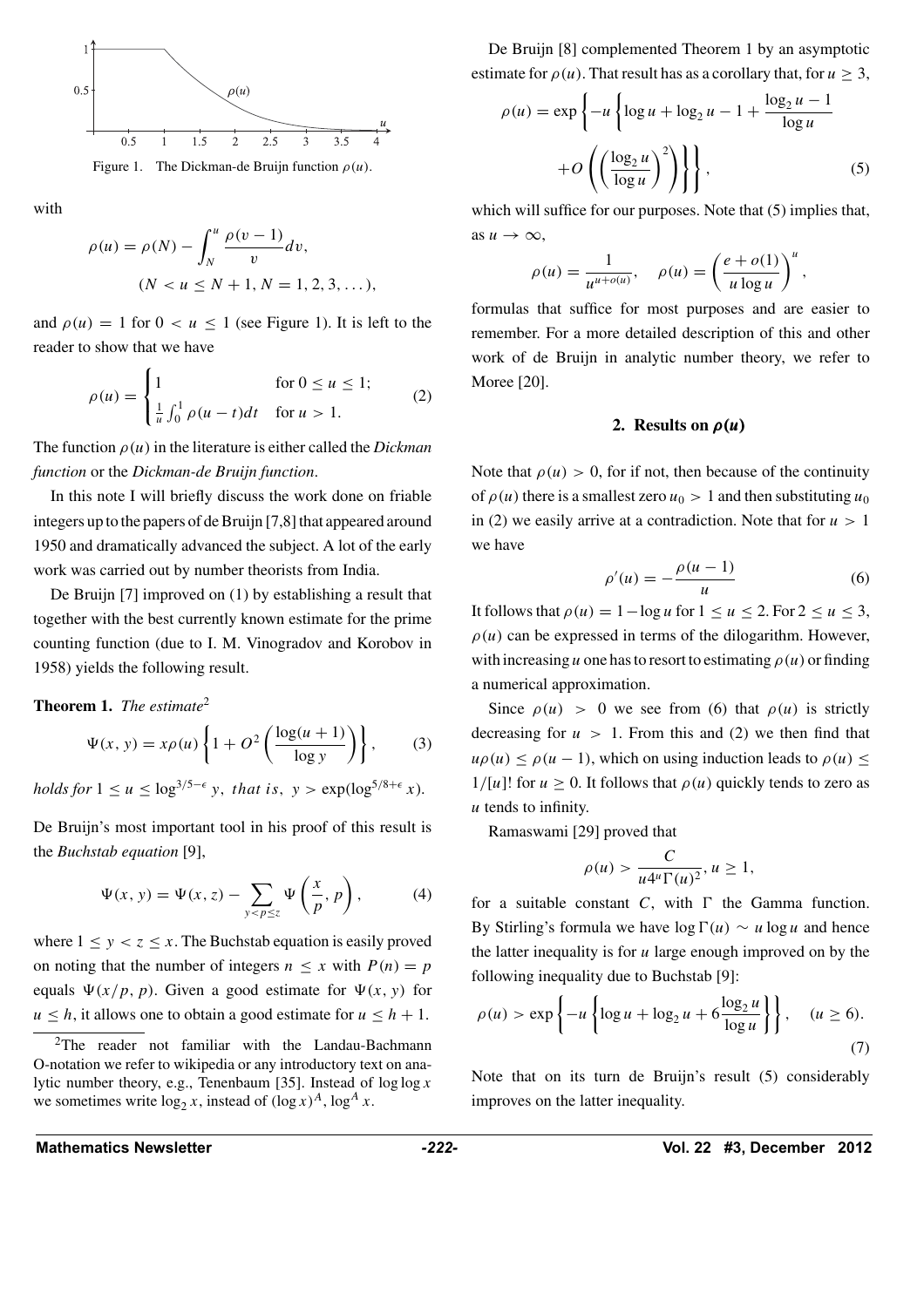Figure 1. The Dickman-de Bruijn function $\rho(u)$.

with

$$\rho(u) = \rho(N) - \int_N^u \frac{\rho(v-1)}{v} dv,$$
$$(N < u \le N+1, N = 1, 2, 3, \dots),$$

and $\rho(u) = 1$ for $0 < u \le 1$ (see Figure 1). It is left to the reader to show that we have

$$\rho(u) = \begin{cases} 1 & \text{for } 0 \le u \le 1; \\ \frac{1}{u}\int_0^1 \rho(u-t)dt & \text{for } u > 1. \end{cases} \tag{2}$$

The function $\rho(u)$ in the literature is either called the *Dickman function* or the *Dickman-de Bruijn function*.

In this note I will briefly discuss the work done on friable integers up to the papers of de Bruijn [7,8] that appeared around 1950 and dramatically advanced the subject. A lot of the early work was carried out by number theorists from India.

De Bruijn [7] improved on (1) by establishing a result that together with the best currently known estimate for the prime counting function (due to I. M. Vinogradov and Korobov in 1958) yields the following result.

**Theorem 1.** *The estimate*[2]

$$\Psi(x, y) = x\rho(u)\left\{1 + O^2\left(\frac{\log(u+1)}{\log y}\right)\right\}, \tag{3}$$

*holds for* $1 \le u \le \log^{3/5-\epsilon} y$, *that is*, $y > \exp(\log^{5/8+\epsilon} x)$.

De Bruijn's most important tool in his proof of this result is the *Buchstab equation* [9],

$$\Psi(x, y) = \Psi(x, z) - \sum_{y<p\le z} \Psi\left(\frac{x}{p}, p\right), \tag{4}$$

where $1 \le y < z \le x$. The Buchstab equation is easily proved on noting that the number of integers $n \le x$ with $P(n) = p$ equals $\Psi(x/p, p)$. Given a good estimate for $\Psi(x, y)$ for $u \le h$, it allows one to obtain a good estimate for $u \le h+1$.

[2] The reader not familiar with the Landau-Bachmann O-notation we refer to wikipedia or any introductory text on analytic number theory, e.g., Tenenbaum [35]. Instead of $\log\log x$ we sometimes write $\log_2 x$, instead of $(\log x)^A$, $\log^A x$.

De Bruijn [8] complemented Theorem 1 by an asymptotic estimate for $\rho(u)$. That result has as a corollary that, for $u \ge 3$,

$$\rho(u) = \exp\left\{-u\left\{\log u + \log_2 u - 1 + \frac{\log_2 u - 1}{\log u} + O\left(\left(\frac{\log_2 u}{\log u}\right)^2\right)\right\}\right\}, \tag{5}$$

which will suffice for our purposes. Note that (5) implies that, as $u \to \infty$,

$$\rho(u) = \frac{1}{u^{u+o(u)}}, \quad \rho(u) = \left(\frac{e+o(1)}{u\log u}\right)^u,$$

formulas that suffice for most purposes and are easier to remember. For a more detailed description of this and other work of de Bruijn in analytic number theory, we refer to Moree [20].

## 2. Results on $\rho(u)$

Note that $\rho(u) > 0$, for if not, then because of the continuity of $\rho(u)$ there is a smallest zero $u_0 > 1$ and then substituting $u_0$ in (2) we easily arrive at a contradiction. Note that for $u > 1$ we have

$$\rho'(u) = -\frac{\rho(u-1)}{u} \tag{6}$$

It follows that $\rho(u) = 1 - \log u$ for $1 \le u \le 2$. For $2 \le u \le 3$, $\rho(u)$ can be expressed in terms of the dilogarithm. However, with increasing $u$ one has to resort to estimating $\rho(u)$ or finding a numerical approximation.

Since $\rho(u) > 0$ we see from (6) that $\rho(u)$ is strictly decreasing for $u > 1$. From this and (2) we then find that $u\rho(u) \le \rho(u-1)$, which on using induction leads to $\rho(u) \le 1/[u]!$ for $u \ge 0$. It follows that $\rho(u)$ quickly tends to zero as $u$ tends to infinity.

Ramaswami [29] proved that

$$\rho(u) > \frac{C}{u4^u\Gamma(u)^2}, u \ge 1,$$

for a suitable constant $C$, with $\Gamma$ the Gamma function. By Stirling's formula we have $\log\Gamma(u) \sim u\log u$ and hence the latter inequality is for $u$ large enough improved on by the following inequality due to Buchstab [9]:

$$\rho(u) > \exp\left\{-u\left\{\log u + \log_2 u + 6\frac{\log_2 u}{\log u}\right\}\right\}, \quad (u \ge 6). \tag{7}$$

Note that on its turn de Bruijn's result (5) considerably improves on the latter inequality.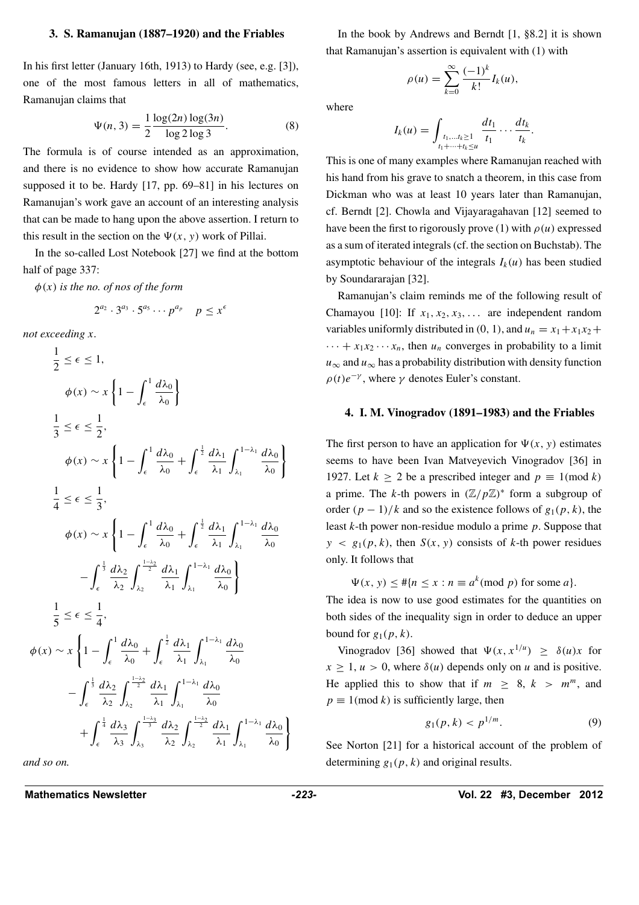### 3. S. Ramanujan (1887–1920) and the Friables

In his first letter (January 16th, 1913) to Hardy (see, e.g. [3]), one of the most famous letters in all of mathematics, Ramanujan claims that

$$\Psi(n, 3) = \frac{1}{2}\frac{\log(2n)\log(3n)}{\log 2 \log 3}. \tag{8}$$

The formula is of course intended as an approximation, and there is no evidence to show how accurate Ramanujan supposed it to be. Hardy [17, pp. 69–81] in his lectures on Ramanujan's work gave an account of an interesting analysis that can be made to hang upon the above assertion. I return to this result in the section on the $\Psi(x, y)$ work of Pillai.

In the so-called Lost Notebook [27] we find at the bottom half of page 337:

*$\phi(x)$ is the no. of nos of the form*

$$2^{a_2} \cdot 3^{a_3} \cdot 5^{a_5} \cdots p^{a_p} \quad p \le x^{\epsilon}$$

*not exceeding $x$.*

$$\frac{1}{2} \le \epsilon \le 1,$$

$$\phi(x) \sim x\left\{1 - \int_{\epsilon}^{1} \frac{d\lambda_0}{\lambda_0}\right\}$$

$$\frac{1}{3} \le \epsilon \le \frac{1}{2},$$

$$\phi(x) \sim x\left\{1 - \int_{\epsilon}^{1} \frac{d\lambda_0}{\lambda_0} + \int_{\epsilon}^{\frac{1}{2}} \frac{d\lambda_1}{\lambda_1}\int_{\lambda_1}^{1-\lambda_1} \frac{d\lambda_0}{\lambda_0}\right\}$$

$$\frac{1}{4} \le \epsilon \le \frac{1}{3},$$

$$\phi(x) \sim x\left\{1 - \int_{\epsilon}^{1} \frac{d\lambda_0}{\lambda_0} + \int_{\epsilon}^{\frac{1}{2}} \frac{d\lambda_1}{\lambda_1}\int_{\lambda_1}^{1-\lambda_1} \frac{d\lambda_0}{\lambda_0} - \int_{\epsilon}^{\frac{1}{3}} \frac{d\lambda_2}{\lambda_2}\int_{\lambda_2}^{\frac{1-\lambda_2}{2}} \frac{d\lambda_1}{\lambda_1}\int_{\lambda_1}^{1-\lambda_1} \frac{d\lambda_0}{\lambda_0}\right\}$$

$$\frac{1}{5} \le \epsilon \le \frac{1}{4},$$

$$\phi(x) \sim x\left\{1 - \int_{\epsilon}^{1} \frac{d\lambda_0}{\lambda_0} + \int_{\epsilon}^{\frac{1}{2}} \frac{d\lambda_1}{\lambda_1}\int_{\lambda_1}^{1-\lambda_1} \frac{d\lambda_0}{\lambda_0} - \int_{\epsilon}^{\frac{1}{3}} \frac{d\lambda_2}{\lambda_2}\int_{\lambda_2}^{\frac{1-\lambda_2}{2}} \frac{d\lambda_1}{\lambda_1}\int_{\lambda_1}^{1-\lambda_1} \frac{d\lambda_0}{\lambda_0} + \int_{\epsilon}^{\frac{1}{4}} \frac{d\lambda_3}{\lambda_3}\int_{\lambda_3}^{\frac{1-\lambda_3}{3}} \frac{d\lambda_2}{\lambda_2}\int_{\lambda_2}^{\frac{1-\lambda_2}{2}} \frac{d\lambda_1}{\lambda_1}\int_{\lambda_1}^{1-\lambda_1} \frac{d\lambda_0}{\lambda_0}\right\}$$

*and so on.*

In the book by Andrews and Berndt [1, §8.2] it is shown that Ramanujan's assertion is equivalent with (1) with

$$\rho(u) = \sum_{k=0}^{\infty} \frac{(-1)^k}{k!} I_k(u),$$

where

$$I_k(u) = \int_{\substack{t_1,\ldots,t_k \ge 1 \\ t_1+\cdots+t_k \le u}} \frac{dt_1}{t_1} \cdots \frac{dt_k}{t_k}.$$

This is one of many examples where Ramanujan reached with his hand from his grave to snatch a theorem, in this case from Dickman who was at least 10 years later than Ramanujan, cf. Berndt [2]. Chowla and Vijayaragahavan [12] seemed to have been the first to rigorously prove (1) with $\rho(u)$ expressed as a sum of iterated integrals (cf. the section on Buchstab). The asymptotic behaviour of the integrals $I_k(u)$ has been studied by Soundararajan [32].

Ramanujan's claim reminds me of the following result of Chamayou [10]: If $x_1, x_2, x_3, \ldots$ are independent random variables uniformly distributed in $(0, 1)$, and $u_n = x_1 + x_1x_2 + \cdots + x_1x_2\cdots x_n$, then $u_n$ converges in probability to a limit $u_\infty$ and $u_\infty$ has a probability distribution with density function $\rho(t)e^{-\gamma}$, where $\gamma$ denotes Euler's constant.

### 4. I. M. Vinogradov (1891–1983) and the Friables

The first person to have an application for $\Psi(x, y)$ estimates seems to have been Ivan Matveyevich Vinogradov [36] in 1927. Let $k \ge 2$ be a prescribed integer and $p \equiv 1 \pmod{k}$ a prime. The $k$-th powers in $(\mathbb{Z}/p\mathbb{Z})^*$ form a subgroup of order $(p-1)/k$ and so the existence follows of $g_1(p, k)$, the least $k$-th power non-residue modulo a prime $p$. Suppose that $y < g_1(p, k)$, then $S(x, y)$ consists of $k$-th power residues only. It follows that

$$\Psi(x, y) \le \#\{n \le x : n \equiv a^k \pmod{p} \text{ for some } a\}.$$

The idea is now to use good estimates for the quantities on both sides of the inequality sign in order to deduce an upper bound for $g_1(p, k)$.

Vinogradov [36] showed that $\Psi(x, x^{1/u}) \ge \delta(u)x$ for $x \ge 1$, $u > 0$, where $\delta(u)$ depends only on $u$ and is positive. He applied this to show that if $m \ge 8$, $k > m^m$, and $p \equiv 1 \pmod{k}$ is sufficiently large, then

$$g_1(p, k) < p^{1/m}. \tag{9}$$

See Norton [21] for a historical account of the problem of determining $g_1(p, k)$ and original results.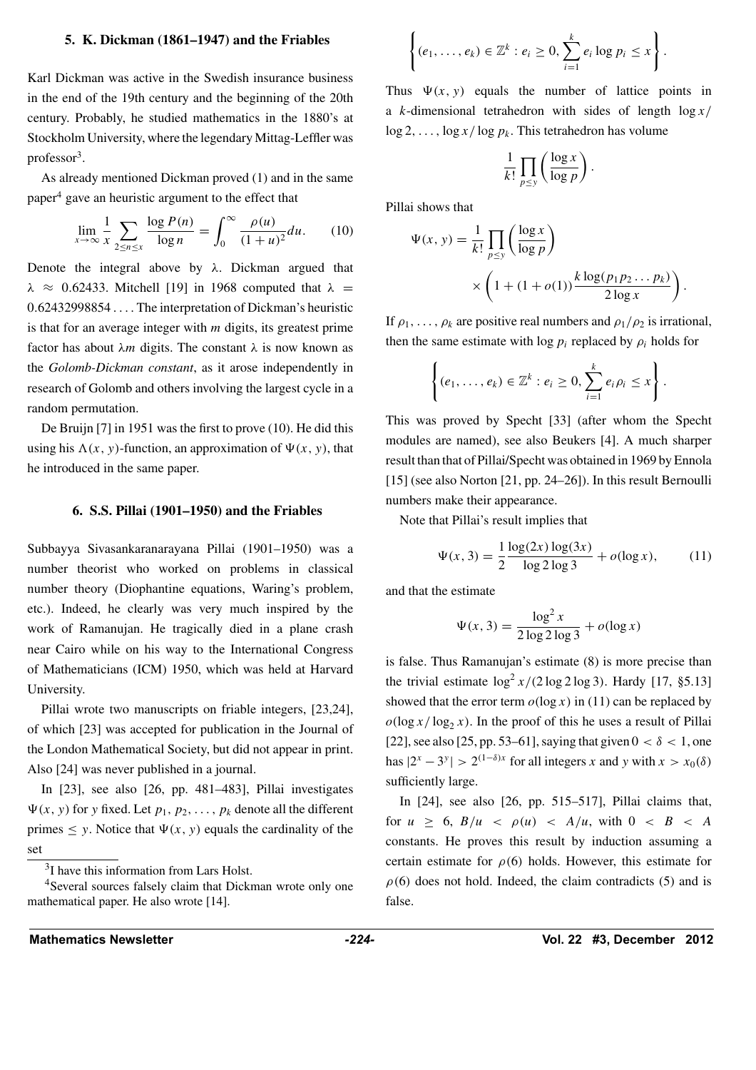## 5. K. Dickman (1861–1947) and the Friables

Karl Dickman was active in the Swedish insurance business in the end of the 19th century and the beginning of the 20th century. Probably, he studied mathematics in the 1880's at Stockholm University, where the legendary Mittag-Leffler was professor[3].

As already mentioned Dickman proved (1) and in the same paper[4] gave an heuristic argument to the effect that

$$\lim_{x\to\infty} \frac{1}{x}\sum_{2\le n\le x} \frac{\log P(n)}{\log n} = \int_0^\infty \frac{\rho(u)}{(1+u)^2}du. \qquad (10)$$

Denote the integral above by $\lambda$. Dickman argued that $\lambda \approx 0.62433$. Mitchell [19] in 1968 computed that $\lambda = 0.62432998854\ldots$. The interpretation of Dickman's heuristic is that for an average integer with $m$ digits, its greatest prime factor has about $\lambda m$ digits. The constant $\lambda$ is now known as the *Golomb-Dickman constant*, as it arose independently in research of Golomb and others involving the largest cycle in a random permutation.

De Bruijn [7] in 1951 was the first to prove (10). He did this using his $\Lambda(x, y)$-function, an approximation of $\Psi(x, y)$, that he introduced in the same paper.

## 6. S.S. Pillai (1901–1950) and the Friables

Subbayya Sivasankaranarayana Pillai (1901–1950) was a number theorist who worked on problems in classical number theory (Diophantine equations, Waring's problem, etc.). Indeed, he clearly was very much inspired by the work of Ramanujan. He tragically died in a plane crash near Cairo while on his way to the International Congress of Mathematicians (ICM) 1950, which was held at Harvard University.

Pillai wrote two manuscripts on friable integers, [23,24], of which [23] was accepted for publication in the Journal of the London Mathematical Society, but did not appear in print. Also [24] was never published in a journal.

In [23], see also [26, pp. 481–483], Pillai investigates $\Psi(x, y)$ for $y$ fixed. Let $p_1, p_2, \ldots, p_k$ denote all the different primes $\le y$. Notice that $\Psi(x, y)$ equals the cardinality of the set

$$\left\{(e_1, \ldots, e_k) \in \mathbb{Z}^k : e_i \ge 0, \sum_{i=1}^k e_i \log p_i \le x\right\}.$$

Thus $\Psi(x, y)$ equals the number of lattice points in a $k$-dimensional tetrahedron with sides of length $\log x/\log 2, \ldots, \log x/\log p_k$. This tetrahedron has volume

$$\frac{1}{k!}\prod_{p\le y}\left(\frac{\log x}{\log p}\right).$$

Pillai shows that

$$\Psi(x, y) = \frac{1}{k!}\prod_{p\le y}\left(\frac{\log x}{\log p}\right) \times \left(1 + (1+o(1))\frac{k\log(p_1 p_2 \ldots p_k)}{2\log x}\right).$$

If $\rho_1, \ldots, \rho_k$ are positive real numbers and $\rho_1/\rho_2$ is irrational, then the same estimate with $\log p_i$ replaced by $\rho_i$ holds for

$$\left\{(e_1, \ldots, e_k) \in \mathbb{Z}^k : e_i \ge 0, \sum_{i=1}^k e_i \rho_i \le x\right\}.$$

This was proved by Specht [33] (after whom the Specht modules are named), see also Beukers [4]. A much sharper result than that of Pillai/Specht was obtained in 1969 by Ennola [15] (see also Norton [21, pp. 24–26]). In this result Bernoulli numbers make their appearance.

Note that Pillai's result implies that

$$\Psi(x, 3) = \frac{1}{2}\frac{\log(2x)\log(3x)}{\log 2\log 3} + o(\log x), \qquad (11)$$

and that the estimate

$$\Psi(x, 3) = \frac{\log^2 x}{2\log 2\log 3} + o(\log x)$$

is false. Thus Ramanujan's estimate (8) is more precise than the trivial estimate $\log^2 x/(2\log 2\log 3)$. Hardy [17, §5.13] showed that the error term $o(\log x)$ in (11) can be replaced by $o(\log x/\log_2 x)$. In the proof of this he uses a result of Pillai [22], see also [25, pp. 53–61], saying that given $0 < \delta < 1$, one has $|2^x - 3^y| > 2^{(1-\delta)x}$ for all integers $x$ and $y$ with $x > x_0(\delta)$ sufficiently large.

In [24], see also [26, pp. 515–517], Pillai claims that, for $u \ge 6$, $B/u < \rho(u) < A/u$, with $0 < B < A$ constants. He proves this result by induction assuming a certain estimate for $\rho(6)$ holds. However, this estimate for $\rho(6)$ does not hold. Indeed, the claim contradicts (5) and is false.

---

[3] I have this information from Lars Holst.

[4] Several sources falsely claim that Dickman wrote only one mathematical paper. He also wrote [14].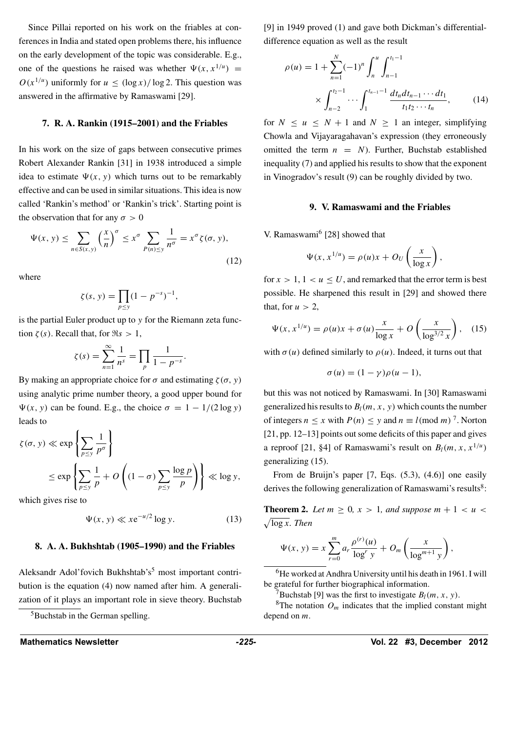Since Pillai reported on his work on the friables at conferences in India and stated open problems there, his influence on the early development of the topic was considerable. E.g., one of the questions he raised was whether $\Psi(x, x^{1/u}) = O(x^{1/u})$ uniformly for $u \le (\log x)/\log 2$. This question was answered in the affirmative by Ramaswami [29].

### 7. R. A. Rankin (1915–2001) and the Friables

In his work on the size of gaps between consecutive primes Robert Alexander Rankin [31] in 1938 introduced a simple idea to estimate $\Psi(x, y)$ which turns out to be remarkably effective and can be used in similar situations. This idea is now called 'Rankin's method' or 'Rankin's trick'. Starting point is the observation that for any $\sigma > 0$

$$\Psi(x, y) \le \sum_{n \in S(x,y)} \left(\frac{x}{n}\right)^{\sigma} \le x^{\sigma} \sum_{P(n) \le y} \frac{1}{n^{\sigma}} = x^{\sigma} \zeta(\sigma, y), \tag{12}$$

where

$$\zeta(s, y) = \prod_{p \le y} (1 - p^{-s})^{-1},$$

is the partial Euler product up to $y$ for the Riemann zeta function $\zeta(s)$. Recall that, for $\Re s > 1$,

$$\zeta(s) = \sum_{n=1}^{\infty} \frac{1}{n^s} = \prod_p \frac{1}{1 - p^{-s}}.$$

By making an appropriate choice for $\sigma$ and estimating $\zeta(\sigma, y)$ using analytic prime number theory, a good upper bound for $\Psi(x, y)$ can be found. E.g., the choice $\sigma = 1 - 1/(2 \log y)$ leads to

$$\zeta(\sigma, y) \ll \exp\left\{\sum_{p \le y} \frac{1}{p^{\sigma}}\right\} \le \exp\left\{\sum_{p \le y} \frac{1}{p} + O\left((1 - \sigma) \sum_{p \le y} \frac{\log p}{p}\right)\right\} \ll \log y,$$

which gives rise to

$$\Psi(x, y) \ll x e^{-u/2} \log y. \tag{13}$$

### 8. A. A. Bukhshtab (1905–1990) and the Friables

Aleksandr Adol'fovich Bukhshtab's[5] most important contribution is the equation (4) now named after him. A generalization of it plays an important role in sieve theory. Buchstab [9] in 1949 proved (1) and gave both Dickman's differential-difference equation as well as the result

$$\rho(u) = 1 + \sum_{n=1}^{N} (-1)^n \int_n^u \int_{n-1}^{t_1 - 1} \times \int_{n-2}^{t_2 - 1} \cdots \int_1^{t_{n-1} - 1} \frac{dt_n dt_{n-1} \cdots dt_1}{t_1 t_2 \cdots t_n}, \tag{14}$$

for $N \le u \le N + 1$ and $N \ge 1$ an integer, simplifying Chowla and Vijayaragahavan's expression (they erroneously omitted the term $n = N$). Further, Buchstab established inequality (7) and applied his results to show that the exponent in Vinogradov's result (9) can be roughly divided by two.

### 9. V. Ramaswami and the Friables

V. Ramaswami[6] [28] showed that

$$\Psi(x, x^{1/u}) = \rho(u)x + O_U\left(\frac{x}{\log x}\right),$$

for $x > 1$, $1 < u \le U$, and remarked that the error term is best possible. He sharpened this result in [29] and showed there that, for $u > 2$,

$$\Psi(x, x^{1/u}) = \rho(u)x + \sigma(u)\frac{x}{\log x} + O\left(\frac{x}{\log^{3/2} x}\right), \tag{15}$$

with $\sigma(u)$ defined similarly to $\rho(u)$. Indeed, it turns out that

$$\sigma(u) = (1 - \gamma)\rho(u - 1),$$

but this was not noticed by Ramaswami. In [30] Ramaswami generalized his results to $B_l(m, x, y)$ which counts the number of integers $n \le x$ with $P(n) \le y$ and $n \equiv l (\text{mod } m)$ [7]. Norton [21, pp. 12–13] points out some deficits of this paper and gives a reproof [21, §4] of Ramaswami's result on $B_l(m, x, x^{1/u})$ generalizing (15).

From de Bruijn's paper [7, Eqs. (5.3), (4.6)] one easily derives the following generalization of Ramaswami's results[8]:

**Theorem 2.** *Let $m \ge 0$, $x > 1$, and suppose $m + 1 < u < \sqrt{\log x}$. Then*

$$\Psi(x, y) = x \sum_{r=0}^{m} a_r \frac{\rho^{(r)}(u)}{\log^r y} + O_m\left(\frac{x}{\log^{m+1} y}\right),$$

---

[5] Buchstab in the German spelling.

[6] He worked at Andhra University until his death in 1961. I will be grateful for further biographical information.

[7] Buchstab [9] was the first to investigate $B_l(m, x, y)$.

[8] The notation $O_m$ indicates that the implied constant might depend on $m$.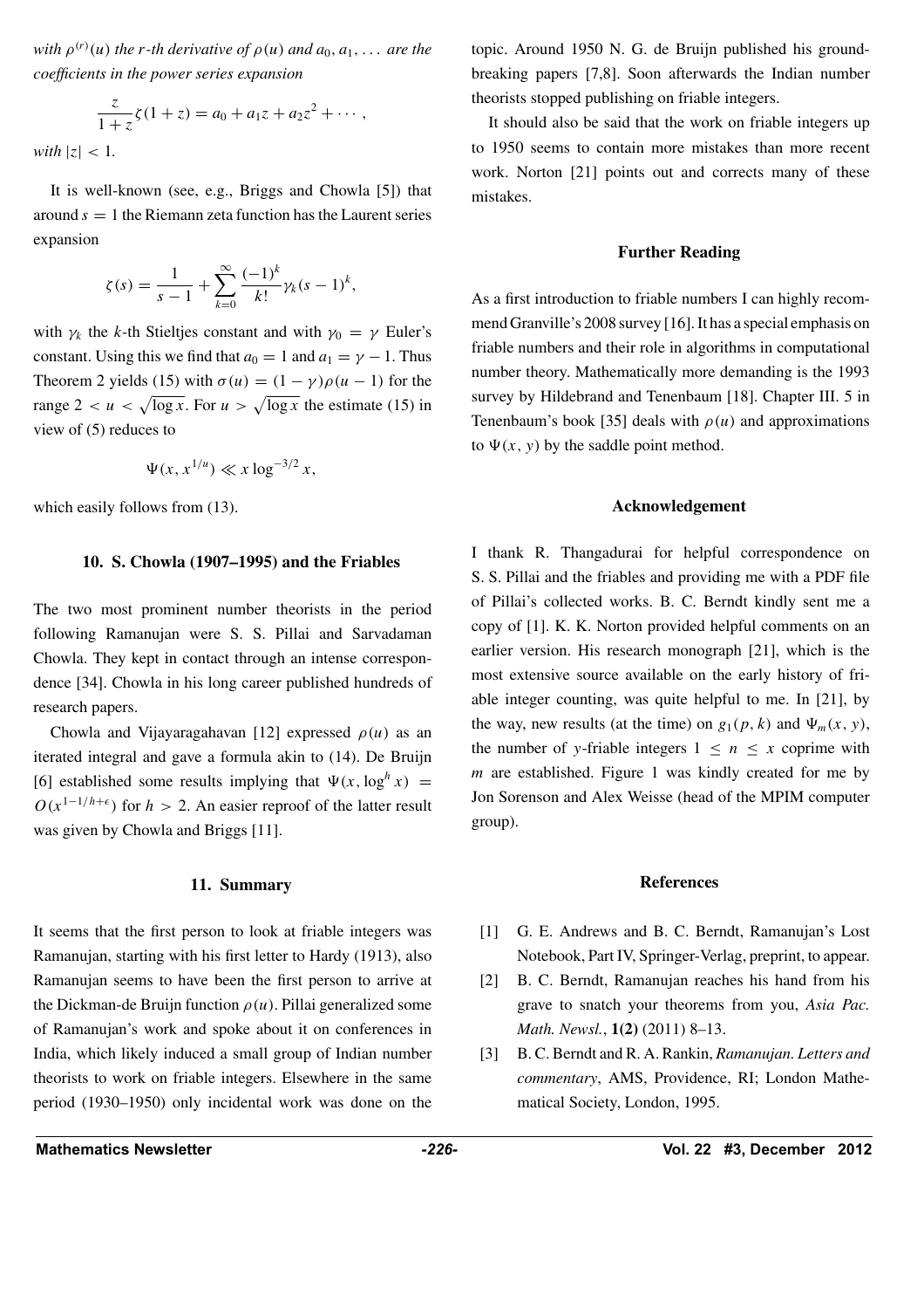*with $\rho^{(r)}(u)$ the $r$-th derivative of $\rho(u)$ and $a_0, a_1, \ldots$ are the coefficients in the power series expansion*

$$\frac{z}{1+z}\zeta(1+z) = a_0 + a_1 z + a_2 z^2 + \cdots ,$$

*with $|z| < 1$.*

It is well-known (see, e.g., Briggs and Chowla [5]) that around $s = 1$ the Riemann zeta function has the Laurent series expansion

$$\zeta(s) = \frac{1}{s-1} + \sum_{k=0}^{\infty} \frac{(-1)^k}{k!}\gamma_k (s-1)^k,$$

with $\gamma_k$ the $k$-th Stieltjes constant and with $\gamma_0 = \gamma$ Euler's constant. Using this we find that $a_0 = 1$ and $a_1 = \gamma - 1$. Thus Theorem 2 yields (15) with $\sigma(u) = (1-\gamma)\rho(u-1)$ for the range $2 < u < \sqrt{\log x}$. For $u > \sqrt{\log x}$ the estimate (15) in view of (5) reduces to

$$\Psi(x, x^{1/u}) \ll x \log^{-3/2} x,$$

which easily follows from (13).

## 10. S. Chowla (1907–1995) and the Friables

The two most prominent number theorists in the period following Ramanujan were S. S. Pillai and Sarvadaman Chowla. They kept in contact through an intense correspondence [34]. Chowla in his long career published hundreds of research papers.

Chowla and Vijayaragahavan [12] expressed $\rho(u)$ as an iterated integral and gave a formula akin to (14). De Bruijn [6] established some results implying that $\Psi(x, \log^h x) = O(x^{1-1/h+\epsilon})$ for $h > 2$. An easier reproof of the latter result was given by Chowla and Briggs [11].

## 11. Summary

It seems that the first person to look at friable integers was Ramanujan, starting with his first letter to Hardy (1913), also Ramanujan seems to have been the first person to arrive at the Dickman-de Bruijn function $\rho(u)$. Pillai generalized some of Ramanujan's work and spoke about it on conferences in India, which likely induced a small group of Indian number theorists to work on friable integers. Elsewhere in the same period (1930–1950) only incidental work was done on the topic. Around 1950 N. G. de Bruijn published his groundbreaking papers [7,8]. Soon afterwards the Indian number theorists stopped publishing on friable integers.

It should also be said that the work on friable integers up to 1950 seems to contain more mistakes than more recent work. Norton [21] points out and corrects many of these mistakes.

## Further Reading

As a first introduction to friable numbers I can highly recommend Granville's 2008 survey [16]. It has a special emphasis on friable numbers and their role in algorithms in computational number theory. Mathematically more demanding is the 1993 survey by Hildebrand and Tenenbaum [18]. Chapter III. 5 in Tenenbaum's book [35] deals with $\rho(u)$ and approximations to $\Psi(x, y)$ by the saddle point method.

## Acknowledgement

I thank R. Thangadurai for helpful correspondence on S. S. Pillai and the friables and providing me with a PDF file of Pillai's collected works. B. C. Berndt kindly sent me a copy of [1]. K. K. Norton provided helpful comments on an earlier version. His research monograph [21], which is the most extensive source available on the early history of friable integer counting, was quite helpful to me. In [21], by the way, new results (at the time) on $g_1(p, k)$ and $\Psi_m(x, y)$, the number of $y$-friable integers $1 \le n \le x$ coprime with $m$ are established. Figure 1 was kindly created for me by Jon Sorenson and Alex Weisse (head of the MPIM computer group).

## References

[1] G. E. Andrews and B. C. Berndt, Ramanujan's Lost Notebook, Part IV, Springer-Verlag, preprint, to appear.

[2] B. C. Berndt, Ramanujan reaches his hand from his grave to snatch your theorems from you, *Asia Pac. Math. Newsl.*, **1(2)** (2011) 8–13.

[3] B. C. Berndt and R. A. Rankin, *Ramanujan. Letters and commentary*, AMS, Providence, RI; London Mathematical Society, London, 1995.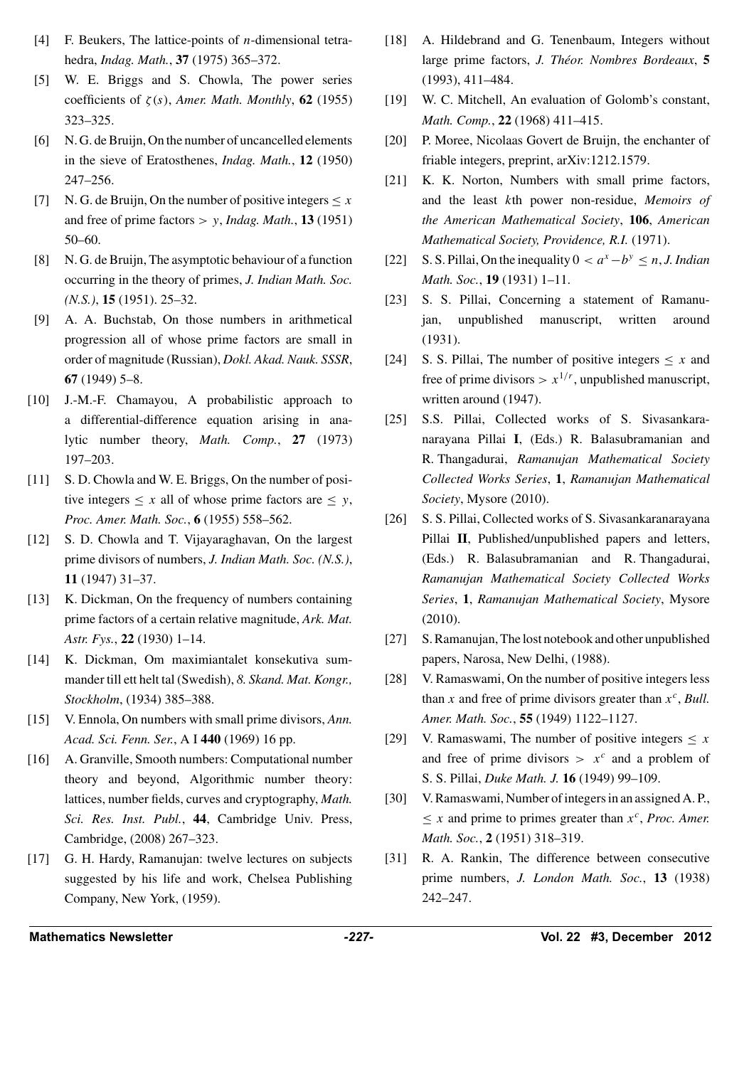[4] F. Beukers, The lattice-points of $n$-dimensional tetrahedra, *Indag. Math.*, **37** (1975) 365–372.

[5] W. E. Briggs and S. Chowla, The power series coefficients of $\zeta(s)$, *Amer. Math. Monthly*, **62** (1955) 323–325.

[6] N. G. de Bruijn, On the number of uncancelled elements in the sieve of Eratosthenes, *Indag. Math.*, **12** (1950) 247–256.

[7] N. G. de Bruijn, On the number of positive integers $\leq x$ and free of prime factors $> y$, *Indag. Math.*, **13** (1951) 50–60.

[8] N. G. de Bruijn, The asymptotic behaviour of a function occurring in the theory of primes, *J. Indian Math. Soc. (N.S.)*, **15** (1951). 25–32.

[9] A. A. Buchstab, On those numbers in arithmetical progression all of whose prime factors are small in order of magnitude (Russian), *Dokl. Akad. Nauk. SSSR*, **67** (1949) 5–8.

[10] J.-M.-F. Chamayou, A probabilistic approach to a differential-difference equation arising in analytic number theory, *Math. Comp.*, **27** (1973) 197–203.

[11] S. D. Chowla and W. E. Briggs, On the number of positive integers $\leq x$ all of whose prime factors are $\leq y$, *Proc. Amer. Math. Soc.*, **6** (1955) 558–562.

[12] S. D. Chowla and T. Vijayaraghavan, On the largest prime divisors of numbers, *J. Indian Math. Soc. (N.S.)*, **11** (1947) 31–37.

[13] K. Dickman, On the frequency of numbers containing prime factors of a certain relative magnitude, *Ark. Mat. Astr. Fys.*, **22** (1930) 1–14.

[14] K. Dickman, Om maximiantalet konsekutiva summander till ett helt tal (Swedish), *8. Skand. Mat. Kongr., Stockholm*, (1934) 385–388.

[15] V. Ennola, On numbers with small prime divisors, *Ann. Acad. Sci. Fenn. Ser.*, A I **440** (1969) 16 pp.

[16] A. Granville, Smooth numbers: Computational number theory and beyond, Algorithmic number theory: lattices, number fields, curves and cryptography, *Math. Sci. Res. Inst. Publ.*, **44**, Cambridge Univ. Press, Cambridge, (2008) 267–323.

[17] G. H. Hardy, Ramanujan: twelve lectures on subjects suggested by his life and work, Chelsea Publishing Company, New York, (1959).

[18] A. Hildebrand and G. Tenenbaum, Integers without large prime factors, *J. Théor. Nombres Bordeaux*, **5** (1993), 411–484.

[19] W. C. Mitchell, An evaluation of Golomb's constant, *Math. Comp.*, **22** (1968) 411–415.

[20] P. Moree, Nicolaas Govert de Bruijn, the enchanter of friable integers, preprint, arXiv:1212.1579.

[21] K. K. Norton, Numbers with small prime factors, and the least $k$th power non-residue, *Memoirs of the American Mathematical Society*, **106**, *American Mathematical Society, Providence, R.I.* (1971).

[22] S. S. Pillai, On the inequality $0 < a^x - b^y \leq n$, *J. Indian Math. Soc.*, **19** (1931) 1–11.

[23] S. S. Pillai, Concerning a statement of Ramanujan, unpublished manuscript, written around (1931).

[24] S. S. Pillai, The number of positive integers $\leq x$ and free of prime divisors $> x^{1/r}$, unpublished manuscript, written around (1947).

[25] S.S. Pillai, Collected works of S. Sivasankaranarayana Pillai **I**, (Eds.) R. Balasubramanian and R. Thangadurai, *Ramanujan Mathematical Society Collected Works Series*, **1**, *Ramanujan Mathematical Society*, Mysore (2010).

[26] S. S. Pillai, Collected works of S. Sivasankaranarayana Pillai **II**, Published/unpublished papers and letters, (Eds.) R. Balasubramanian and R. Thangadurai, *Ramanujan Mathematical Society Collected Works Series*, **1**, *Ramanujan Mathematical Society*, Mysore (2010).

[27] S. Ramanujan, The lost notebook and other unpublished papers, Narosa, New Delhi, (1988).

[28] V. Ramaswami, On the number of positive integers less than $x$ and free of prime divisors greater than $x^c$, *Bull. Amer. Math. Soc.*, **55** (1949) 1122–1127.

[29] V. Ramaswami, The number of positive integers $\leq x$ and free of prime divisors $> x^c$ and a problem of S. S. Pillai, *Duke Math. J.* **16** (1949) 99–109.

[30] V. Ramaswami, Number of integers in an assigned A. P., $\leq x$ and prime to primes greater than $x^c$, *Proc. Amer. Math. Soc.*, **2** (1951) 318–319.

[31] R. A. Rankin, The difference between consecutive prime numbers, *J. London Math. Soc.*, **13** (1938) 242–247.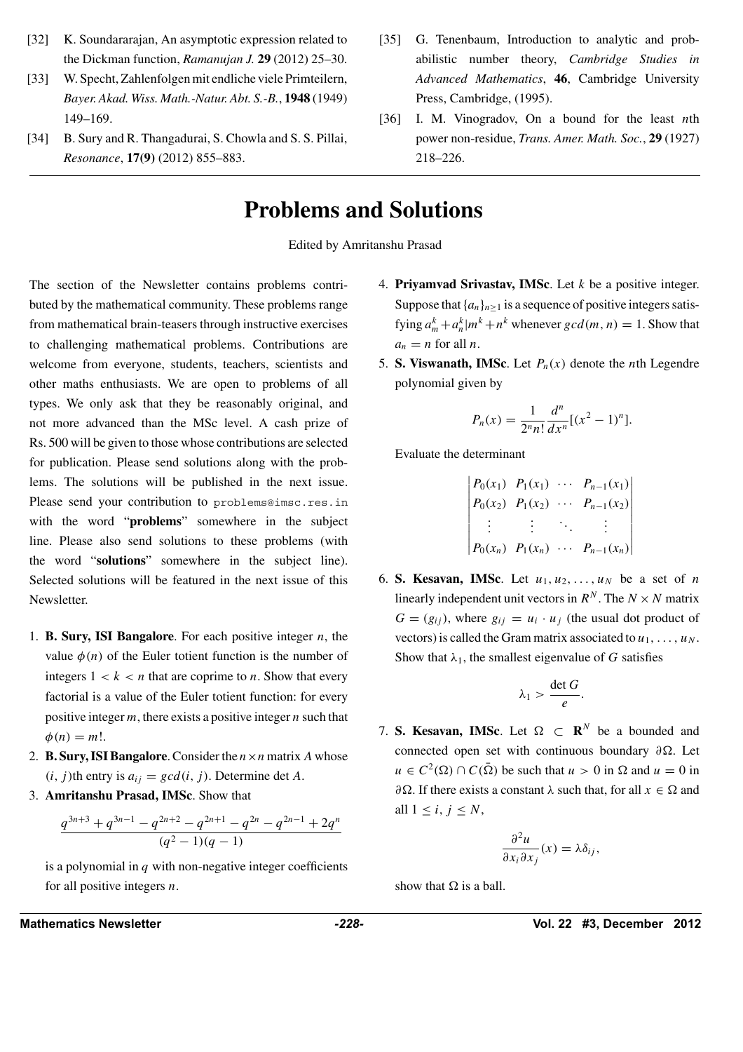[32] K. Soundararajan, An asymptotic expression related to the Dickman function, *Ramanujan J.* **29** (2012) 25–30.

[33] W. Specht, Zahlenfolgen mit endliche viele Primteilern, *Bayer. Akad. Wiss. Math.-Natur. Abt. S.-B.*, **1948** (1949) 149–169.

[34] B. Sury and R. Thangadurai, S. Chowla and S. S. Pillai, *Resonance*, **17(9)** (2012) 855–883.

[35] G. Tenenbaum, Introduction to analytic and probabilistic number theory, *Cambridge Studies in Advanced Mathematics*, **46**, Cambridge University Press, Cambridge, (1995).

[36] I. M. Vinogradov, On a bound for the least $n$th power non-residue, *Trans. Amer. Math. Soc.*, **29** (1927) 218–226.

# Problems and Solutions

Edited by Amritanshu Prasad

The section of the Newsletter contains problems contributed by the mathematical community. These problems range from mathematical brain-teasers through instructive exercises to challenging mathematical problems. Contributions are welcome from everyone, students, teachers, scientists and other maths enthusiasts. We are open to problems of all types. We only ask that they be reasonably original, and not more advanced than the MSc level. A cash prize of Rs. 500 will be given to those whose contributions are selected for publication. Please send solutions along with the problems. The solutions will be published in the next issue. Please send your contribution to problems@imsc.res.in with the word "**problems**" somewhere in the subject line. Please also send solutions to these problems (with the word "**solutions**" somewhere in the subject line). Selected solutions will be featured in the next issue of this Newsletter.

1. **B. Sury, ISI Bangalore**. For each positive integer $n$, the value $\phi(n)$ of the Euler totient function is the number of integers $1 < k < n$ that are coprime to $n$. Show that every factorial is a value of the Euler totient function: for every positive integer $m$, there exists a positive integer $n$ such that $\phi(n) = m!$.

2. **B. Sury, ISI Bangalore**. Consider the $n \times n$ matrix $A$ whose $(i, j)$th entry is $a_{ij} = gcd(i, j)$. Determine det $A$.

3. **Amritanshu Prasad, IMSc**. Show that

$$\frac{q^{3n+3} + q^{3n-1} - q^{2n+2} - q^{2n+1} - q^{2n} - q^{2n-1} + 2q^n}{(q^2 - 1)(q - 1)}$$

is a polynomial in $q$ with non-negative integer coefficients for all positive integers $n$.

4. **Priyamvad Srivastav, IMSc**. Let $k$ be a positive integer. Suppose that $\{a_n\}_{n \geq 1}$ is a sequence of positive integers satisfying $a_m^k + a_n^k | m^k + n^k$ whenever $gcd(m, n) = 1$. Show that $a_n = n$ for all $n$.

5. **S. Viswanath, IMSc**. Let $P_n(x)$ denote the $n$th Legendre polynomial given by

$$P_n(x) = \frac{1}{2^n n!} \frac{d^n}{dx^n}[(x^2 - 1)^n].$$

Evaluate the determinant

$$\begin{vmatrix} P_0(x_1) & P_1(x_1) & \cdots & P_{n-1}(x_1) \\ P_0(x_2) & P_1(x_2) & \cdots & P_{n-1}(x_2) \\ \vdots & \vdots & \ddots & \vdots \\ P_0(x_n) & P_1(x_n) & \cdots & P_{n-1}(x_n) \end{vmatrix}$$

6. **S. Kesavan, IMSc**. Let $u_1, u_2, \ldots, u_N$ be a set of $n$ linearly independent unit vectors in $R^N$. The $N \times N$ matrix $G = (g_{ij})$, where $g_{ij} = u_i \cdot u_j$ (the usual dot product of vectors) is called the Gram matrix associated to $u_1, \ldots, u_N$. Show that $\lambda_1$, the smallest eigenvalue of $G$ satisfies

$$\lambda_1 > \frac{\det G}{e}.$$

7. **S. Kesavan, IMSc**. Let $\Omega \subset \mathbf{R}^N$ be a bounded and connected open set with continuous boundary $\partial\Omega$. Let $u \in C^2(\Omega) \cap C(\bar{\Omega})$ be such that $u > 0$ in $\Omega$ and $u = 0$ in $\partial\Omega$. If there exists a constant $\lambda$ such that, for all $x \in \Omega$ and all $1 \leq i, j \leq N$,

$$\frac{\partial^2 u}{\partial x_i \partial x_j}(x) = \lambda \delta_{ij},$$

show that $\Omega$ is a ball.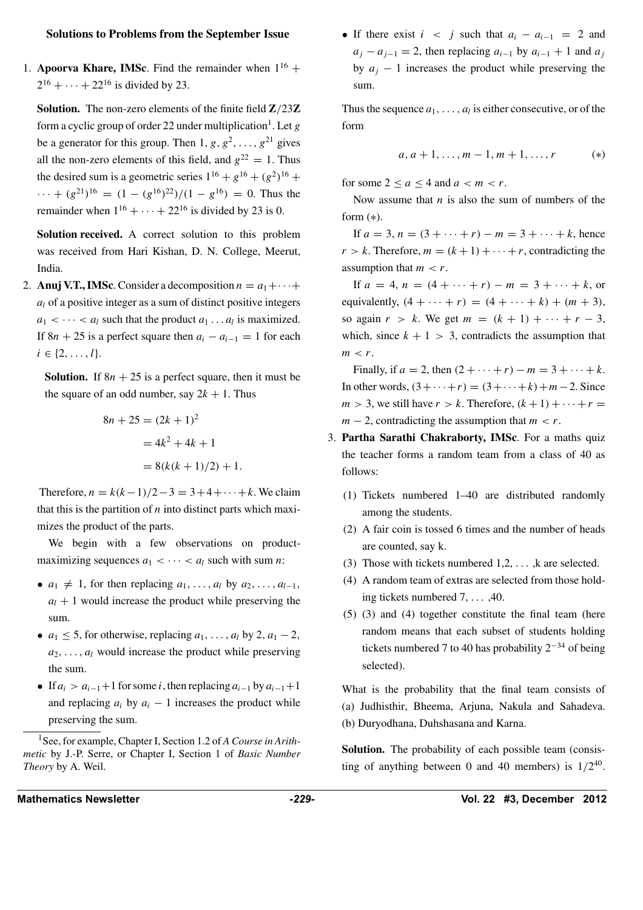### Solutions to Problems from the September Issue

1. **Apoorva Khare, IMSc**. Find the remainder when $1^{16} + 2^{16} + \cdots + 22^{16}$ is divided by 23.

   **Solution.** The non-zero elements of the finite field $\mathbf{Z}/23\mathbf{Z}$ form a cyclic group of order 22 under multiplication[1]. Let $g$ be a generator for this group. Then $1, g, g^2, \ldots, g^{21}$ gives all the non-zero elements of this field, and $g^{22} = 1$. Thus the desired sum is a geometric series $1^{16} + g^{16} + (g^2)^{16} + \cdots + (g^{21})^{16} = (1 - (g^{16})^{22})/(1 - g^{16}) = 0$. Thus the remainder when $1^{16} + \cdots + 22^{16}$ is divided by 23 is 0.

   **Solution received.** A correct solution to this problem was received from Hari Kishan, D. N. College, Meerut, India.

2. **Anuj V.T., IMSc**. Consider a decomposition $n = a_1 + \cdots + a_l$ of a positive integer as a sum of distinct positive integers $a_1 < \cdots < a_l$ such that the product $a_1 \ldots a_l$ is maximized. If $8n + 25$ is a perfect square then $a_i - a_{i-1} = 1$ for each $i \in \{2, \ldots, l\}$.

   **Solution.** If $8n + 25$ is a perfect square, then it must be the square of an odd number, say $2k + 1$. Thus

$$
\begin{aligned}
8n + 25 &= (2k + 1)^2 \\
&= 4k^2 + 4k + 1 \\
&= 8(k(k + 1)/2) + 1.
\end{aligned}
$$

   Therefore, $n = k(k-1)/2 - 3 = 3 + 4 + \cdots + k$. We claim that this is the partition of $n$ into distinct parts which maximizes the product of the parts.

   We begin with a few observations on product-maximizing sequences $a_1 < \cdots < a_l$ such with sum $n$:

   - $a_1 \neq 1$, for then replacing $a_1, \ldots, a_l$ by $a_2, \ldots, a_{l-1}$, $a_l + 1$ would increase the product while preserving the sum.
   - $a_1 \leq 5$, for otherwise, replacing $a_1, \ldots, a_l$ by $2$, $a_1 - 2$, $a_2, \ldots, a_l$ would increase the product while preserving the sum.
   - If $a_i > a_{i-1} + 1$ for some $i$, then replacing $a_{i-1}$ by $a_{i-1} + 1$ and replacing $a_i$ by $a_i - 1$ increases the product while preserving the sum.
   - If there exist $i < j$ such that $a_i - a_{i-1} = 2$ and $a_j - a_{j-1} = 2$, then replacing $a_{i-1}$ by $a_{i-1} + 1$ and $a_j$ by $a_j - 1$ increases the product while preserving the sum.

   Thus the sequence $a_1, \ldots, a_l$ is either consecutive, or of the form

$$
a, a + 1, \ldots, m - 1, m + 1, \ldots, r \qquad (*)
$$

   for some $2 \leq a \leq 4$ and $a < m < r$.

   Now assume that $n$ is also the sum of numbers of the form $(*)$.

   If $a = 3$, $n = (3 + \cdots + r) - m = 3 + \cdots + k$, hence $r > k$. Therefore, $m = (k + 1) + \cdots + r$, contradicting the assumption that $m < r$.

   If $a = 4$, $n = (4 + \cdots + r) - m = 3 + \cdots + k$, or equivalently, $(4 + \cdots + r) = (4 + \cdots + k) + (m + 3)$, so again $r > k$. We get $m = (k + 1) + \cdots + r - 3$, which, since $k + 1 > 3$, contradicts the assumption that $m < r$.

   Finally, if $a = 2$, then $(2 + \cdots + r) - m = 3 + \cdots + k$. In other words, $(3 + \cdots + r) = (3 + \cdots + k) + m - 2$. Since $m > 3$, we still have $r > k$. Therefore, $(k + 1) + \cdots + r = m - 2$, contradicting the assumption that $m < r$.

3. **Partha Sarathi Chakraborty, IMSc**. For a maths quiz the teacher forms a random team from a class of 40 as follows:

   (1) Tickets numbered 1–40 are distributed randomly among the students.

   (2) A fair coin is tossed 6 times and the number of heads are counted, say k.

   (3) Those with tickets numbered 1,2, ... ,k are selected.

   (4) A random team of extras are selected from those holding tickets numbered 7, ... ,40.

   (5) (3) and (4) together constitute the final team (here random means that each subset of students holding tickets numbered 7 to 40 has probability $2^{-34}$ of being selected).

   What is the probability that the final team consists of (a) Judhisthir, Bheema, Arjuna, Nakula and Sahadeva. (b) Duryodhana, Duhshasana and Karna.

   **Solution.** The probability of each possible team (consisting of anything between 0 and 40 members) is $1/2^{40}$.

---

[1] See, for example, Chapter I, Section 1.2 of *A Course in Arithmetic* by J.-P. Serre, or Chapter I, Section 1 of *Basic Number Theory* by A. Weil.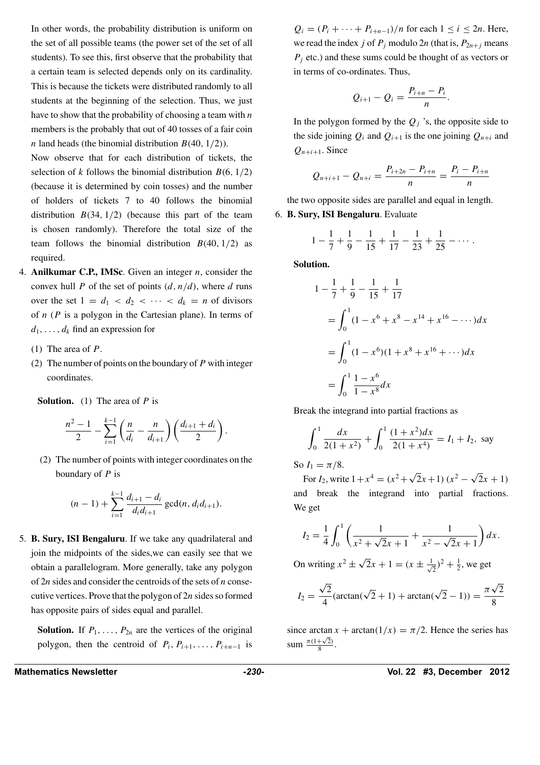In other words, the probability distribution is uniform on the set of all possible teams (the power set of the set of all students). To see this, first observe that the probability that a certain team is selected depends only on its cardinality. This is because the tickets were distributed randomly to all students at the beginning of the selection. Thus, we just have to show that the probability of choosing a team with $n$ members is the probably that out of 40 tosses of a fair coin $n$ land heads (the binomial distribution $B(40, 1/2)$).

Now observe that for each distribution of tickets, the selection of $k$ follows the binomial distribution $B(6, 1/2)$ (because it is determined by coin tosses) and the number of holders of tickets 7 to 40 follows the binomial distribution $B(34, 1/2)$ (because this part of the team is chosen randomly). Therefore the total size of the team follows the binomial distribution $B(40, 1/2)$ as required.

4. **Anilkumar C.P., IMSc**. Given an integer $n$, consider the convex hull $P$ of the set of points $(d, n/d)$, where $d$ runs over the set $1 = d_1 < d_2 < \cdots < d_k = n$ of divisors of $n$ ($P$ is a polygon in the Cartesian plane). In terms of $d_1, \ldots, d_k$ find an expression for

   (1) The area of $P$.

   (2) The number of points on the boundary of $P$ with integer coordinates.

   **Solution.** (1) The area of $P$ is

$$\frac{n^2-1}{2} - \sum_{i=1}^{k-1}\left(\frac{n}{d_i} - \frac{n}{d_{i+1}}\right)\left(\frac{d_{i+1}+d_i}{2}\right).$$

   (2) The number of points with integer coordinates on the boundary of $P$ is

$$(n-1) + \sum_{i=1}^{k-1}\frac{d_{i+1}-d_i}{d_i d_{i+1}}\gcd(n, d_i d_{i+1}).$$

5. **B. Sury, ISI Bengaluru**. If we take any quadrilateral and join the midpoints of the sides,we can easily see that we obtain a parallelogram. More generally, take any polygon of $2n$ sides and consider the centroids of the sets of $n$ consecutive vertices. Prove that the polygon of $2n$ sides so formed has opposite pairs of sides equal and parallel.

   **Solution.** If $P_1, \ldots, P_{2n}$ are the vertices of the original polygon, then the centroid of $P_i, P_{i+1}, \ldots, P_{i+n-1}$ is $Q_i = (P_i + \cdots + P_{i+n-1})/n$ for each $1 \leq i \leq 2n$. Here, we read the index $j$ of $P_j$ modulo $2n$ (that is, $P_{2n+j}$ means $P_j$ etc.) and these sums could be thought of as vectors or in terms of co-ordinates. Thus,

$$Q_{i+1} - Q_i = \frac{P_{i+n} - P_i}{n}.$$

   In the polygon formed by the $Q_j$ 's, the opposite side to the side joining $Q_i$ and $Q_{i+1}$ is the one joining $Q_{n+i}$ and $Q_{n+i+1}$. Since

$$Q_{n+i+1} - Q_{n+i} = \frac{P_{i+2n} - P_{i+n}}{n} = \frac{P_i - P_{i+n}}{n}$$

   the two opposite sides are parallel and equal in length.

6. **B. Sury, ISI Bengaluru**. Evaluate

$$1 - \frac{1}{7} + \frac{1}{9} - \frac{1}{15} + \frac{1}{17} - \frac{1}{23} + \frac{1}{25} - \cdots.$$

   **Solution.**

$$\begin{aligned}
&1 - \frac{1}{7} + \frac{1}{9} - \frac{1}{15} + \frac{1}{17}\\
&= \int_0^1 (1 - x^6 + x^8 - x^{14} + x^{16} - \cdots)dx\\
&= \int_0^1 (1 - x^6)(1 + x^8 + x^{16} + \cdots)dx\\
&= \int_0^1 \frac{1 - x^6}{1 - x^8}dx
\end{aligned}$$

   Break the integrand into partial fractions as

$$\int_0^1 \frac{dx}{2(1+x^2)} + \int_0^1 \frac{(1+x^2)dx}{2(1+x^4)} = I_1 + I_2, \text{ say}$$

   So $I_1 = \pi/8$.

   For $I_2$, write $1 + x^4 = (x^2 + \sqrt{2}x + 1)\,(x^2 - \sqrt{2}x + 1)$ and break the integrand into partial fractions. We get

$$I_2 = \frac{1}{4}\int_0^1 \left(\frac{1}{x^2 + \sqrt{2}x + 1} + \frac{1}{x^2 - \sqrt{2}x + 1}\right)dx.$$

   On writing $x^2 \pm \sqrt{2}x + 1 = (x \pm \frac{1}{\sqrt{2}})^2 + \frac{1}{2}$, we get

$$I_2 = \frac{\sqrt{2}}{4}(\arctan(\sqrt{2}+1) + \arctan(\sqrt{2}-1)) = \frac{\pi\sqrt{2}}{8}$$

   since $\arctan x + \arctan(1/x) = \pi/2$. Hence the series has sum $\frac{\pi(1+\sqrt{2})}{8}$.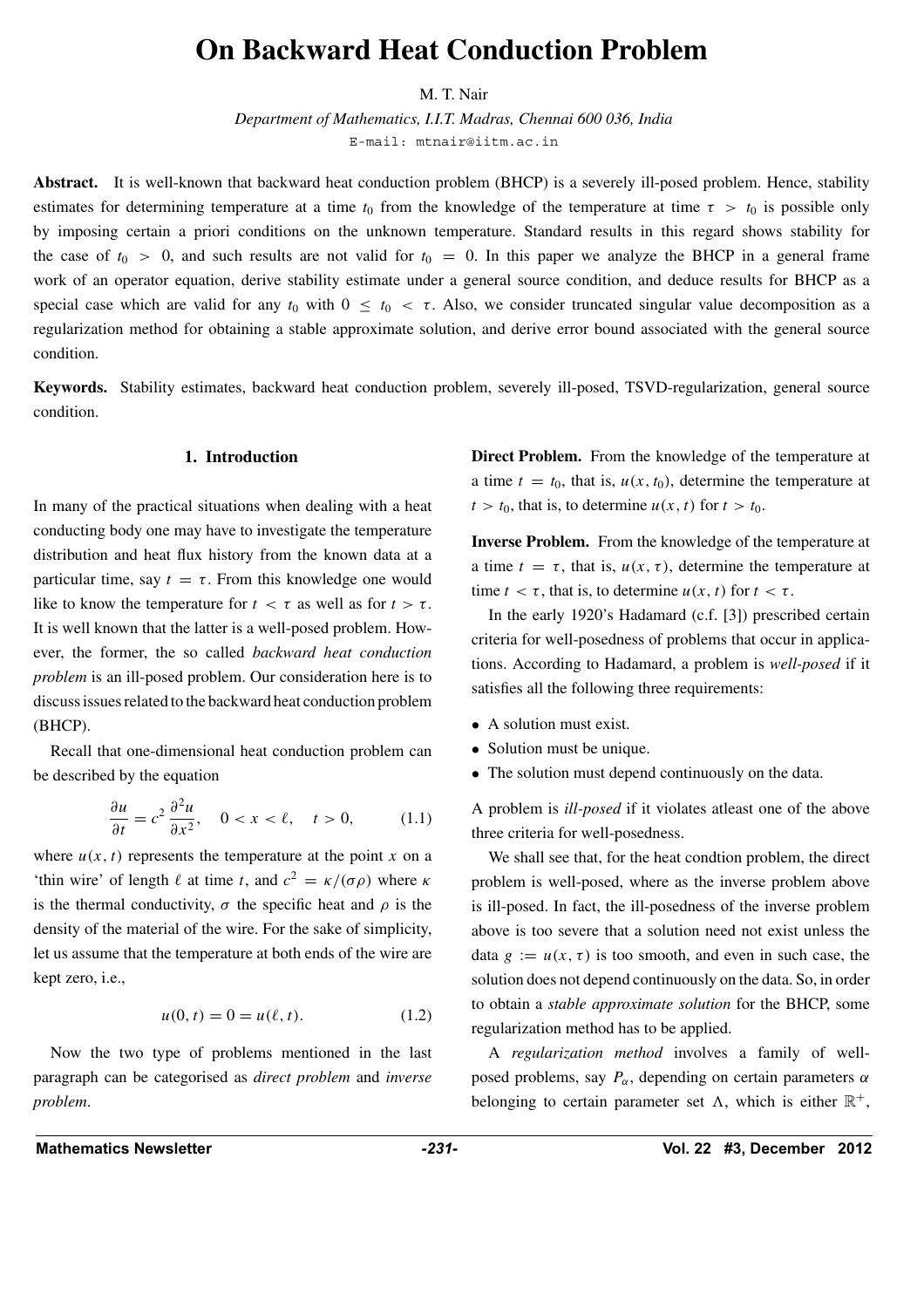# On Backward Heat Conduction Problem

M. T. Nair

*Department of Mathematics, I.I.T. Madras, Chennai 600 036, India*

E-mail: mtnair@iitm.ac.in

**Abstract.** It is well-known that backward heat conduction problem (BHCP) is a severely ill-posed problem. Hence, stability estimates for determining temperature at a time $t_0$ from the knowledge of the temperature at time $\tau > t_0$ is possible only by imposing certain a priori conditions on the unknown temperature. Standard results in this regard shows stability for the case of $t_0 > 0$, and such results are not valid for $t_0 = 0$. In this paper we analyze the BHCP in a general frame work of an operator equation, derive stability estimate under a general source condition, and deduce results for BHCP as a special case which are valid for any $t_0$ with $0 \leq t_0 < \tau$. Also, we consider truncated singular value decomposition as a regularization method for obtaining a stable approximate solution, and derive error bound associated with the general source condition.

**Keywords.** Stability estimates, backward heat conduction problem, severely ill-posed, TSVD-regularization, general source condition.

## 1. Introduction

In many of the practical situations when dealing with a heat conducting body one may have to investigate the temperature distribution and heat flux history from the known data at a particular time, say $t = \tau$. From this knowledge one would like to know the temperature for $t < \tau$ as well as for $t > \tau$. It is well known that the latter is a well-posed problem. However, the former, the so called *backward heat conduction problem* is an ill-posed problem. Our consideration here is to discuss issues related to the backward heat conduction problem (BHCP).

Recall that one-dimensional heat conduction problem can be described by the equation

$$\frac{\partial u}{\partial t} = c^2 \frac{\partial^2 u}{\partial x^2}, \quad 0 < x < \ell, \quad t > 0, \tag{1.1}$$

where $u(x, t)$ represents the temperature at the point $x$ on a 'thin wire' of length $\ell$ at time $t$, and $c^2 = \kappa/(\sigma\rho)$ where $\kappa$ is the thermal conductivity, $\sigma$ the specific heat and $\rho$ is the density of the material of the wire. For the sake of simplicity, let us assume that the temperature at both ends of the wire are kept zero, i.e.,

$$u(0, t) = 0 = u(\ell, t). \tag{1.2}$$

Now the two type of problems mentioned in the last paragraph can be categorised as *direct problem* and *inverse problem*.

**Direct Problem.** From the knowledge of the temperature at a time $t = t_0$, that is, $u(x, t_0)$, determine the temperature at $t > t_0$, that is, to determine $u(x, t)$ for $t > t_0$.

**Inverse Problem.** From the knowledge of the temperature at a time $t = \tau$, that is, $u(x, \tau)$, determine the temperature at time $t < \tau$, that is, to determine $u(x, t)$ for $t < \tau$.

In the early 1920's Hadamard (c.f. [3]) prescribed certain criteria for well-posedness of problems that occur in applications. According to Hadamard, a problem is *well-posed* if it satisfies all the following three requirements:

- A solution must exist.
- Solution must be unique.
- The solution must depend continuously on the data.

A problem is *ill-posed* if it violates atleast one of the above three criteria for well-posedness.

We shall see that, for the heat condtion problem, the direct problem is well-posed, where as the inverse problem above is ill-posed. In fact, the ill-posedness of the inverse problem above is too severe that a solution need not exist unless the data $g := u(x, \tau)$ is too smooth, and even in such case, the solution does not depend continuously on the data. So, in order to obtain a *stable approximate solution* for the BHCP, some regularization method has to be applied.

A *regularization method* involves a family of well-posed problems, say $P_\alpha$, depending on certain parameters $\alpha$ belonging to certain parameter set $\Lambda$, which is either $\mathbb{R}^+$,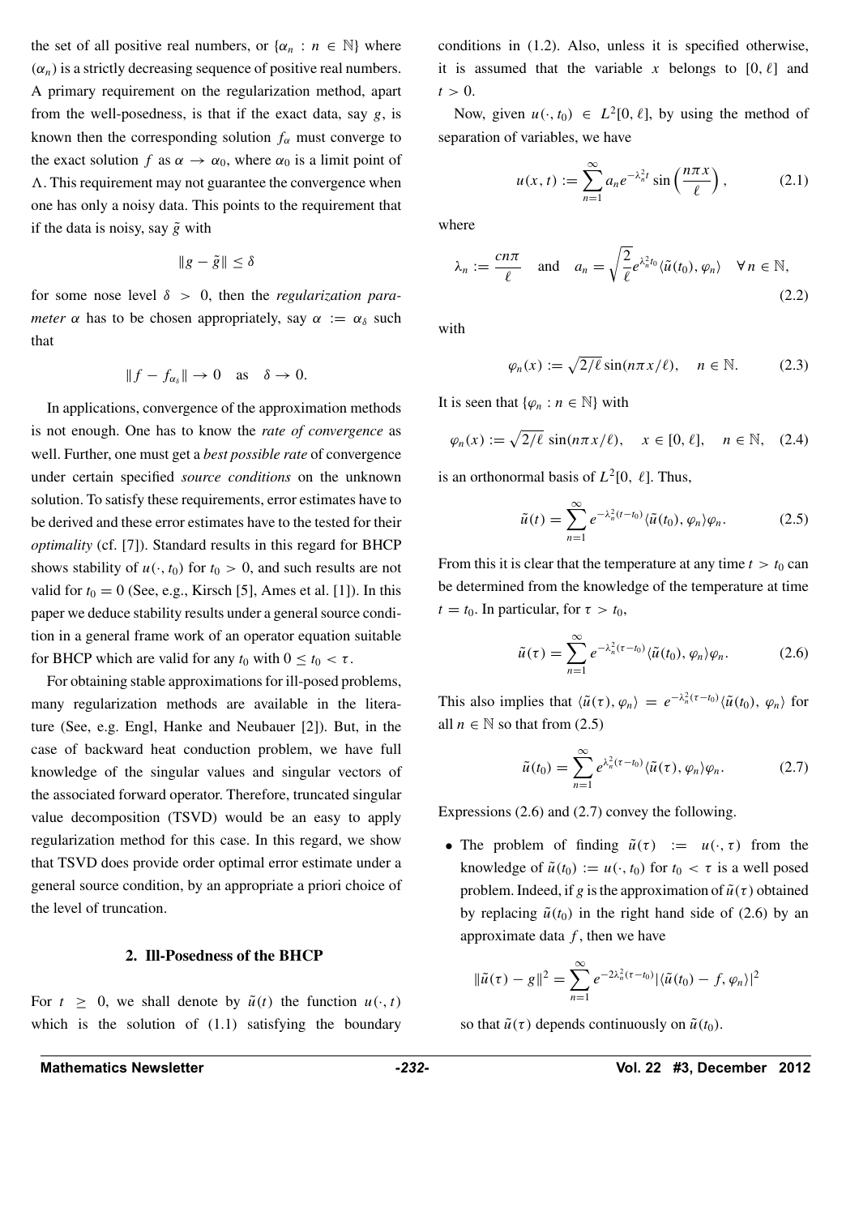the set of all positive real numbers, or $\{\alpha_n : n \in \mathbb{N}\}$ where $(\alpha_n)$ is a strictly decreasing sequence of positive real numbers. A primary requirement on the regularization method, apart from the well-posedness, is that if the exact data, say $g$, is known then the corresponding solution $f_\alpha$ must converge to the exact solution $f$ as $\alpha \to \alpha_0$, where $\alpha_0$ is a limit point of $\Lambda$. This requirement may not guarantee the convergence when one has only a noisy data. This points to the requirement that if the data is noisy, say $\tilde{g}$ with

$$\|g - \tilde{g}\| \leq \delta$$

for some nose level $\delta > 0$, then the *regularization parameter* $\alpha$ has to be chosen appropriately, say $\alpha := \alpha_\delta$ such that

$$\|f - f_{\alpha_\delta}\| \to 0 \quad \text{as} \quad \delta \to 0.$$

In applications, convergence of the approximation methods is not enough. One has to know the *rate of convergence* as well. Further, one must get a *best possible rate* of convergence under certain specified *source conditions* on the unknown solution. To satisfy these requirements, error estimates have to be derived and these error estimates have to the tested for their *optimality* (cf. [7]). Standard results in this regard for BHCP shows stability of $u(\cdot, t_0)$ for $t_0 > 0$, and such results are not valid for $t_0 = 0$ (See, e.g., Kirsch [5], Ames et al. [1]). In this paper we deduce stability results under a general source condition in a general frame work of an operator equation suitable for BHCP which are valid for any $t_0$ with $0 \leq t_0 < \tau$.

For obtaining stable approximations for ill-posed problems, many regularization methods are available in the literature (See, e.g. Engl, Hanke and Neubauer [2]). But, in the case of backward heat conduction problem, we have full knowledge of the singular values and singular vectors of the associated forward operator. Therefore, truncated singular value decomposition (TSVD) would be an easy to apply regularization method for this case. In this regard, we show that TSVD does provide order optimal error estimate under a general source condition, by an appropriate a priori choice of the level of truncation.

## 2. Ill-Posedness of the BHCP

For $t \geq 0$, we shall denote by $\tilde{u}(t)$ the function $u(\cdot, t)$ which is the solution of (1.1) satisfying the boundary conditions in (1.2). Also, unless it is specified otherwise, it is assumed that the variable $x$ belongs to $[0, \ell]$ and $t > 0$.

Now, given $u(\cdot, t_0) \in L^2[0, \ell]$, by using the method of separation of variables, we have

$$u(x, t) := \sum_{n=1}^{\infty} a_n e^{-\lambda_n^2 t} \sin\left(\frac{n\pi x}{\ell}\right), \tag{2.1}$$

where

$$\lambda_n := \frac{cn\pi}{\ell} \quad \text{and} \quad a_n = \sqrt{\frac{2}{\ell}} e^{\lambda_n^2 t_0} \langle \tilde{u}(t_0), \varphi_n \rangle \quad \forall\, n \in \mathbb{N}, \tag{2.2}$$

with

$$\varphi_n(x) := \sqrt{2/\ell}\, \sin(n\pi x/\ell), \quad n \in \mathbb{N}. \tag{2.3}$$

It is seen that $\{\varphi_n : n \in \mathbb{N}\}$ with

$$\varphi_n(x) := \sqrt{2/\ell}\, \sin(n\pi x/\ell), \quad x \in [0, \ell], \quad n \in \mathbb{N}, \tag{2.4}$$

is an orthonormal basis of $L^2[0, \ell]$. Thus,

$$\tilde{u}(t) = \sum_{n=1}^{\infty} e^{-\lambda_n^2 (t - t_0)} \langle \tilde{u}(t_0), \varphi_n \rangle \varphi_n. \tag{2.5}$$

From this it is clear that the temperature at any time $t > t_0$ can be determined from the knowledge of the temperature at time $t = t_0$. In particular, for $\tau > t_0$,

$$\tilde{u}(\tau) = \sum_{n=1}^{\infty} e^{-\lambda_n^2 (\tau - t_0)} \langle \tilde{u}(t_0), \varphi_n \rangle \varphi_n. \tag{2.6}$$

This also implies that $\langle \tilde{u}(\tau), \varphi_n \rangle = e^{-\lambda_n^2 (\tau - t_0)} \langle \tilde{u}(t_0), \varphi_n \rangle$ for all $n \in \mathbb{N}$ so that from (2.5)

$$\tilde{u}(t_0) = \sum_{n=1}^{\infty} e^{\lambda_n^2 (\tau - t_0)} \langle \tilde{u}(\tau), \varphi_n \rangle \varphi_n. \tag{2.7}$$

Expressions (2.6) and (2.7) convey the following.

- The problem of finding $\tilde{u}(\tau) := u(\cdot, \tau)$ from the knowledge of $\tilde{u}(t_0) := u(\cdot, t_0)$ for $t_0 < \tau$ is a well posed problem. Indeed, if $g$ is the approximation of $\tilde{u}(\tau)$ obtained by replacing $\tilde{u}(t_0)$ in the right hand side of (2.6) by an approximate data $f$, then we have

  $$\|\tilde{u}(\tau) - g\|^2 = \sum_{n=1}^{\infty} e^{-2\lambda_n^2 (\tau - t_0)} |\langle \tilde{u}(t_0) - f, \varphi_n \rangle|^2$$

  so that $\tilde{u}(\tau)$ depends continuously on $\tilde{u}(t_0)$.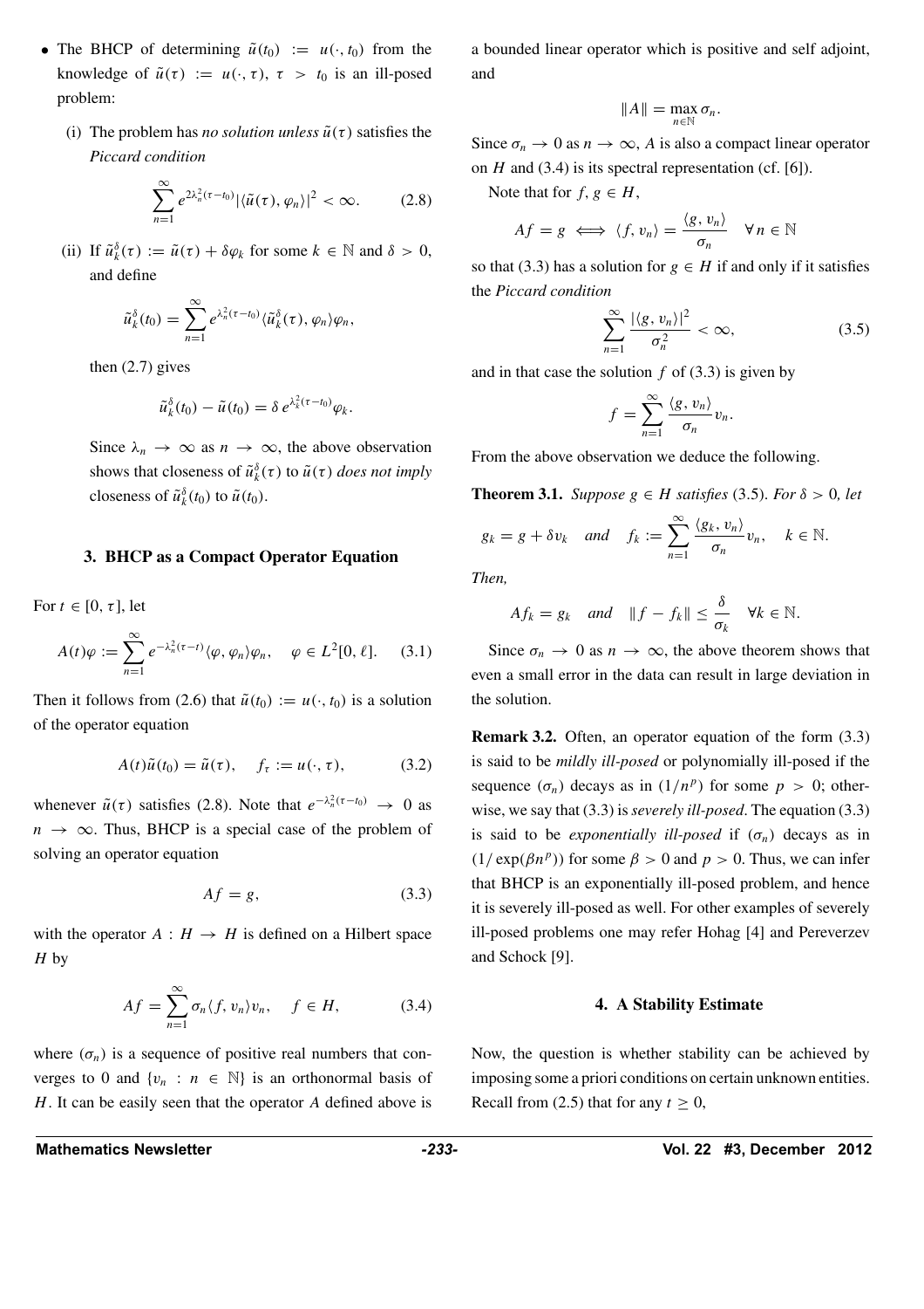- The BHCP of determining $\tilde{u}(t_0) := u(\cdot, t_0)$ from the knowledge of $\tilde{u}(\tau) := u(\cdot, \tau)$, $\tau > t_0$ is an ill-posed problem:

   (i) The problem has *no solution unless* $\tilde{u}(\tau)$ satisfies the *Piccard condition*

   $$\sum_{n=1}^{\infty} e^{2\lambda_n^2(\tau - t_0)} |\langle \tilde{u}(\tau), \varphi_n \rangle|^2 < \infty. \tag{2.8}$$

   (ii) If $\tilde{u}_k^\delta(\tau) := \tilde{u}(\tau) + \delta\varphi_k$ for some $k \in \mathbb{N}$ and $\delta > 0$, and define

   $$\tilde{u}_k^\delta(t_0) = \sum_{n=1}^{\infty} e^{\lambda_n^2(\tau - t_0)} \langle \tilde{u}_k^\delta(\tau), \varphi_n \rangle \varphi_n,$$

   then (2.7) gives

   $$\tilde{u}_k^\delta(t_0) - \tilde{u}(t_0) = \delta\, e^{\lambda_k^2(\tau - t_0)} \varphi_k.$$

   Since $\lambda_n \to \infty$ as $n \to \infty$, the above observation shows that closeness of $\tilde{u}_k^\delta(\tau)$ to $\tilde{u}(\tau)$ *does not imply* closeness of $\tilde{u}_k^\delta(t_0)$ to $\tilde{u}(t_0)$.

## 3. BHCP as a Compact Operator Equation

For $t \in [0, \tau]$, let

$$A(t)\varphi := \sum_{n=1}^{\infty} e^{-\lambda_n^2(\tau - t)} \langle \varphi, \varphi_n \rangle \varphi_n, \quad \varphi \in L^2[0, \ell]. \tag{3.1}$$

Then it follows from (2.6) that $\tilde{u}(t_0) := u(\cdot, t_0)$ is a solution of the operator equation

$$A(t)\tilde{u}(t_0) = \tilde{u}(\tau), \quad f_\tau := u(\cdot, \tau), \tag{3.2}$$

whenever $\tilde{u}(\tau)$ satisfies (2.8). Note that $e^{-\lambda_n^2(\tau - t_0)} \to 0$ as $n \to \infty$. Thus, BHCP is a special case of the problem of solving an operator equation

$$Af = g, \tag{3.3}$$

with the operator $A : H \to H$ is defined on a Hilbert space $H$ by

$$Af = \sum_{n=1}^{\infty} \sigma_n \langle f, v_n \rangle v_n, \quad f \in H, \tag{3.4}$$

where $(\sigma_n)$ is a sequence of positive real numbers that converges to 0 and $\{v_n : n \in \mathbb{N}\}$ is an orthonormal basis of $H$. It can be easily seen that the operator $A$ defined above is a bounded linear operator which is positive and self adjoint, and

$$\|A\| = \max_{n \in \mathbb{N}} \sigma_n.$$

Since $\sigma_n \to 0$ as $n \to \infty$, $A$ is also a compact linear operator on $H$ and (3.4) is its spectral representation (cf. [6]).

Note that for $f, g \in H$,

$$Af = g \iff \langle f, v_n \rangle = \frac{\langle g, v_n \rangle}{\sigma_n} \quad \forall n \in \mathbb{N}$$

so that (3.3) has a solution for $g \in H$ if and only if it satisfies the *Piccard condition*

$$\sum_{n=1}^{\infty} \frac{|\langle g, v_n \rangle|^2}{\sigma_n^2} < \infty, \tag{3.5}$$

and in that case the solution $f$ of (3.3) is given by

$$f = \sum_{n=1}^{\infty} \frac{\langle g, v_n \rangle}{\sigma_n} v_n.$$

From the above observation we deduce the following.

**Theorem 3.1.** *Suppose $g \in H$ satisfies* (3.5). *For $\delta > 0$, let*

$$g_k = g + \delta v_k \quad \textit{and} \quad f_k := \sum_{n=1}^{\infty} \frac{\langle g_k, v_n \rangle}{\sigma_n} v_n, \quad k \in \mathbb{N}.$$

*Then,*

$$Af_k = g_k \quad \textit{and} \quad \|f - f_k\| \le \frac{\delta}{\sigma_k} \quad \forall k \in \mathbb{N}.$$

Since $\sigma_n \to 0$ as $n \to \infty$, the above theorem shows that even a small error in the data can result in large deviation in the solution.

**Remark 3.2.** Often, an operator equation of the form (3.3) is said to be *mildly ill-posed* or polynomially ill-posed if the sequence $(\sigma_n)$ decays as in $(1/n^p)$ for some $p > 0$; otherwise, we say that (3.3) is *severely ill-posed*. The equation (3.3) is said to be *exponentially ill-posed* if $(\sigma_n)$ decays as in $(1/\exp(\beta n^p))$ for some $\beta > 0$ and $p > 0$. Thus, we can infer that BHCP is an exponentially ill-posed problem, and hence it is severely ill-posed as well. For other examples of severely ill-posed problems one may refer Hohag [4] and Pereverzev and Schock [9].

## 4. A Stability Estimate

Now, the question is whether stability can be achieved by imposing some a priori conditions on certain unknown entities. Recall from (2.5) that for any $t \ge 0$,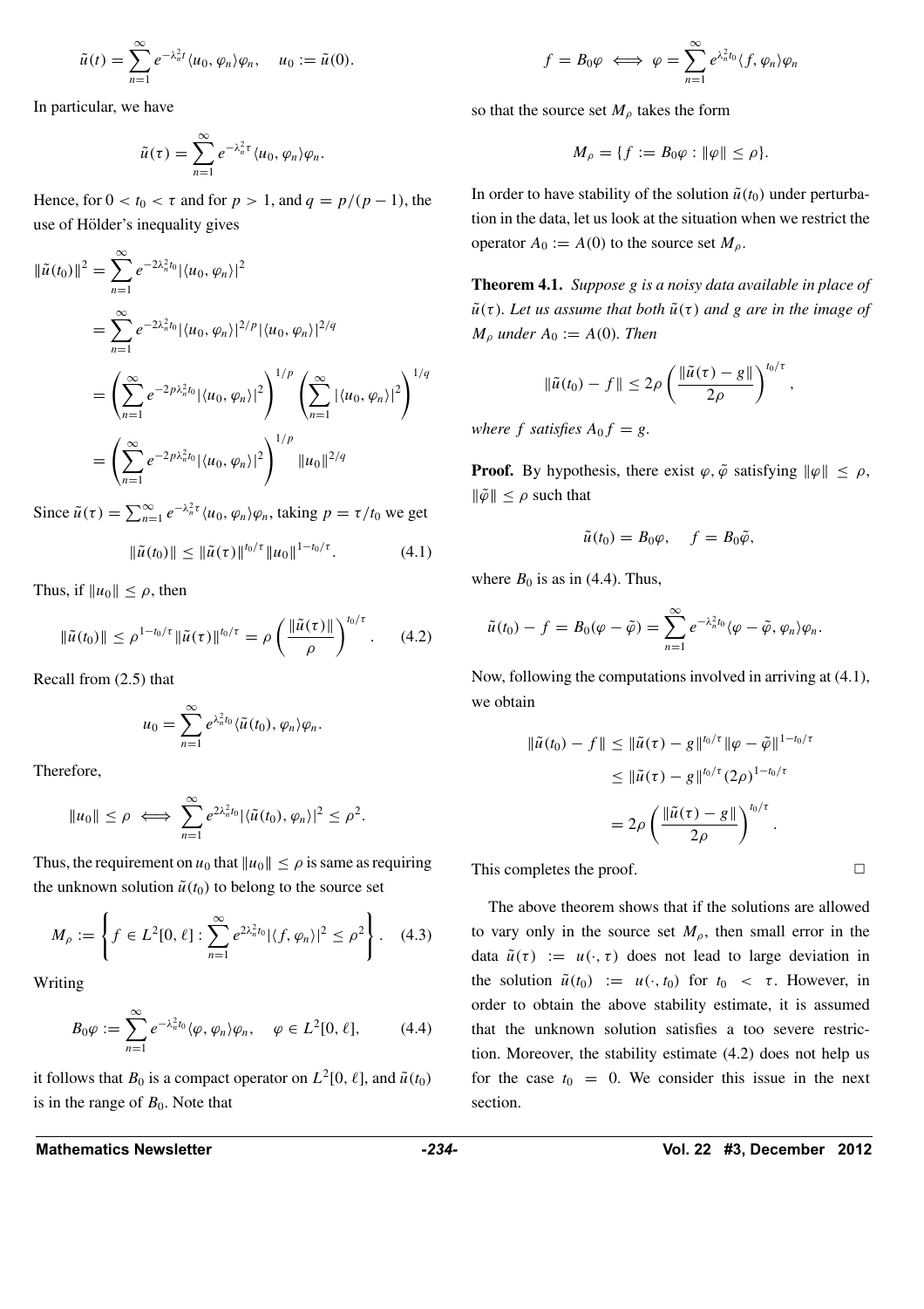$$\tilde{u}(t) = \sum_{n=1}^{\infty} e^{-\lambda_n^2 t} \langle u_0, \varphi_n \rangle \varphi_n, \quad u_0 := \tilde{u}(0).$$

In particular, we have

$$\tilde{u}(\tau) = \sum_{n=1}^{\infty} e^{-\lambda_n^2 \tau} \langle u_0, \varphi_n \rangle \varphi_n.$$

Hence, for $0 < t_0 < \tau$ and for $p > 1$, and $q = p/(p-1)$, the use of Hölder's inequality gives

$$\begin{aligned}
\|\tilde{u}(t_0)\|^2 &= \sum_{n=1}^{\infty} e^{-2\lambda_n^2 t_0} |\langle u_0, \varphi_n \rangle|^2 \\
&= \sum_{n=1}^{\infty} e^{-2\lambda_n^2 t_0} |\langle u_0, \varphi_n \rangle|^{2/p} |\langle u_0, \varphi_n \rangle|^{2/q} \\
&= \left( \sum_{n=1}^{\infty} e^{-2p\lambda_n^2 t_0} |\langle u_0, \varphi_n \rangle|^2 \right)^{1/p} \left( \sum_{n=1}^{\infty} |\langle u_0, \varphi_n \rangle|^2 \right)^{1/q} \\
&= \left( \sum_{n=1}^{\infty} e^{-2p\lambda_n^2 t_0} |\langle u_0, \varphi_n \rangle|^2 \right)^{1/p} \|u_0\|^{2/q}
\end{aligned}$$

Since $\tilde{u}(\tau) = \sum_{n=1}^{\infty} e^{-\lambda_n^2 \tau} \langle u_0, \varphi_n \rangle \varphi_n$, taking $p = \tau/t_0$ we get

$$\|\tilde{u}(t_0)\| \leq \|\tilde{u}(\tau)\|^{t_0/\tau} \|u_0\|^{1-t_0/\tau}. \tag{4.1}$$

Thus, if $\|u_0\| \leq \rho$, then

$$\|\tilde{u}(t_0)\| \leq \rho^{1-t_0/\tau} \|\tilde{u}(\tau)\|^{t_0/\tau} = \rho \left( \frac{\|\tilde{u}(\tau)\|}{\rho} \right)^{t_0/\tau}. \tag{4.2}$$

Recall from (2.5) that

$$u_0 = \sum_{n=1}^{\infty} e^{\lambda_n^2 t_0} \langle \tilde{u}(t_0), \varphi_n \rangle \varphi_n.$$

Therefore,

$$\|u_0\| \leq \rho \iff \sum_{n=1}^{\infty} e^{2\lambda_n^2 t_0} |\langle \tilde{u}(t_0), \varphi_n \rangle|^2 \leq \rho^2.$$

Thus, the requirement on $u_0$ that $\|u_0\| \leq \rho$ is same as requiring the unknown solution $\tilde{u}(t_0)$ to belong to the source set

$$M_\rho := \left\{ f \in L^2[0, \ell] : \sum_{n=1}^{\infty} e^{2\lambda_n^2 t_0} |\langle f, \varphi_n \rangle|^2 \leq \rho^2 \right\}. \tag{4.3}$$

Writing

$$B_0 \varphi := \sum_{n=1}^{\infty} e^{-\lambda_n^2 t_0} \langle \varphi, \varphi_n \rangle \varphi_n, \quad \varphi \in L^2[0, \ell], \tag{4.4}$$

it follows that $B_0$ is a compact operator on $L^2[0, \ell]$, and $\tilde{u}(t_0)$ is in the range of $B_0$. Note that

$$f = B_0 \varphi \iff \varphi = \sum_{n=1}^{\infty} e^{\lambda_n^2 t_0} \langle f, \varphi_n \rangle \varphi_n$$

so that the source set $M_\rho$ takes the form

$$M_\rho = \{ f := B_0 \varphi : \|\varphi\| \leq \rho \}.$$

In order to have stability of the solution $\tilde{u}(t_0)$ under perturbation in the data, let us look at the situation when we restrict the operator $A_0 := A(0)$ to the source set $M_\rho$.

**Theorem 4.1.** *Suppose $g$ is a noisy data available in place of $\tilde{u}(\tau)$. Let us assume that both $\tilde{u}(\tau)$ and $g$ are in the image of $M_\rho$ under $A_0 := A(0)$. Then*

$$\|\tilde{u}(t_0) - f\| \leq 2\rho \left( \frac{\|\tilde{u}(\tau) - g\|}{2\rho} \right)^{t_0/\tau},$$

*where $f$ satisfies $A_0 f = g$.*

**Proof.** By hypothesis, there exist $\varphi, \tilde{\varphi}$ satisfying $\|\varphi\| \leq \rho$, $\|\tilde{\varphi}\| \leq \rho$ such that

$$\tilde{u}(t_0) = B_0 \varphi, \quad f = B_0 \tilde{\varphi},$$

where $B_0$ is as in (4.4). Thus,

$$\tilde{u}(t_0) - f = B_0(\varphi - \tilde{\varphi}) = \sum_{n=1}^{\infty} e^{-\lambda_n^2 t_0} \langle \varphi - \tilde{\varphi}, \varphi_n \rangle \varphi_n.$$

Now, following the computations involved in arriving at (4.1), we obtain

$$\begin{aligned}
\|\tilde{u}(t_0) - f\| &\leq \|\tilde{u}(\tau) - g\|^{t_0/\tau} \|\varphi - \tilde{\varphi}\|^{1-t_0/\tau} \\
&\leq \|\tilde{u}(\tau) - g\|^{t_0/\tau} (2\rho)^{1-t_0/\tau} \\
&= 2\rho \left( \frac{\|\tilde{u}(\tau) - g\|}{2\rho} \right)^{t_0/\tau}.
\end{aligned}$$

This completes the proof. □

The above theorem shows that if the solutions are allowed to vary only in the source set $M_\rho$, then small error in the data $\tilde{u}(\tau) := u(\cdot, \tau)$ does not lead to large deviation in the solution $\tilde{u}(t_0) := u(\cdot, t_0)$ for $t_0 < \tau$. However, in order to obtain the above stability estimate, it is assumed that the unknown solution satisfies a too severe restriction. Moreover, the stability estimate (4.2) does not help us for the case $t_0 = 0$. We consider this issue in the next section.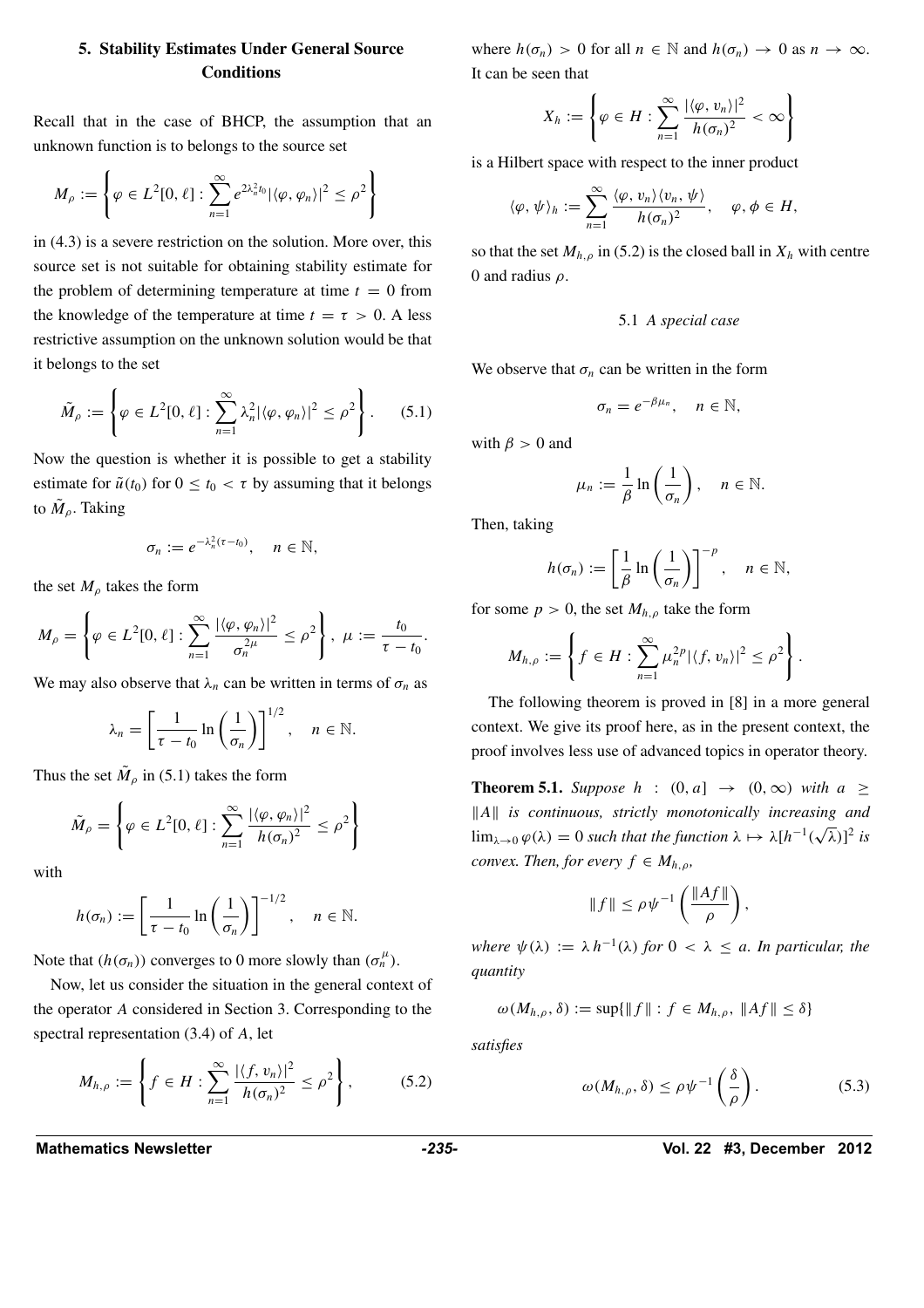## 5. Stability Estimates Under General Source Conditions

Recall that in the case of BHCP, the assumption that an unknown function is to belongs to the source set

$$M_\rho := \left\{ \varphi \in L^2[0,\ell] : \sum_{n=1}^{\infty} e^{2\lambda_n^2 t_0} |\langle \varphi, \varphi_n \rangle|^2 \le \rho^2 \right\}$$

in (4.3) is a severe restriction on the solution. More over, this source set is not suitable for obtaining stability estimate for the problem of determining temperature at time $t = 0$ from the knowledge of the temperature at time $t = \tau > 0$. A less restrictive assumption on the unknown solution would be that it belongs to the set

$$\tilde{M}_\rho := \left\{ \varphi \in L^2[0,\ell] : \sum_{n=1}^{\infty} \lambda_n^2 |\langle \varphi, \varphi_n \rangle|^2 \le \rho^2 \right\}. \qquad (5.1)$$

Now the question is whether it is possible to get a stability estimate for $\tilde{u}(t_0)$ for $0 \le t_0 < \tau$ by assuming that it belongs to $\tilde{M}_\rho$. Taking

$$\sigma_n := e^{-\lambda_n^2(\tau - t_0)}, \quad n \in \mathbb{N},$$

the set $M_\rho$ takes the form

$$M_\rho = \left\{ \varphi \in L^2[0,\ell] : \sum_{n=1}^{\infty} \frac{|\langle \varphi, \varphi_n \rangle|^2}{\sigma_n^{2\mu}} \le \rho^2 \right\},\ \mu := \frac{t_0}{\tau - t_0}.$$

We may also observe that $\lambda_n$ can be written in terms of $\sigma_n$ as

$$\lambda_n = \left[ \frac{1}{\tau - t_0} \ln\left(\frac{1}{\sigma_n}\right) \right]^{1/2}, \quad n \in \mathbb{N}.$$

Thus the set $\tilde{M}_\rho$ in (5.1) takes the form

$$\tilde{M}_\rho = \left\{ \varphi \in L^2[0,\ell] : \sum_{n=1}^{\infty} \frac{|\langle \varphi, \varphi_n \rangle|^2}{h(\sigma_n)^2} \le \rho^2 \right\}$$

with

$$h(\sigma_n) := \left[ \frac{1}{\tau - t_0} \ln\left(\frac{1}{\sigma_n}\right) \right]^{-1/2}, \quad n \in \mathbb{N}.$$

Note that $(h(\sigma_n))$ converges to 0 more slowly than $(\sigma_n^{\mu})$.

Now, let us consider the situation in the general context of the operator $A$ considered in Section 3. Corresponding to the spectral representation (3.4) of $A$, let

$$M_{h,\rho} := \left\{ f \in H : \sum_{n=1}^{\infty} \frac{|\langle f, v_n \rangle|^2}{h(\sigma_n)^2} \le \rho^2 \right\}, \qquad (5.2)$$

where $h(\sigma_n) > 0$ for all $n \in \mathbb{N}$ and $h(\sigma_n) \to 0$ as $n \to \infty$. It can be seen that

$$X_h := \left\{ \varphi \in H : \sum_{n=1}^{\infty} \frac{|\langle \varphi, v_n \rangle|^2}{h(\sigma_n)^2} < \infty \right\}$$

is a Hilbert space with respect to the inner product

$$\langle \varphi, \psi \rangle_h := \sum_{n=1}^{\infty} \frac{\langle \varphi, v_n \rangle \langle v_n, \psi \rangle}{h(\sigma_n)^2}, \quad \varphi, \phi \in H,$$

so that the set $M_{h,\rho}$ in (5.2) is the closed ball in $X_h$ with centre 0 and radius $\rho$.

### 5.1 *A special case*

We observe that $\sigma_n$ can be written in the form

$$\sigma_n = e^{-\beta \mu_n}, \quad n \in \mathbb{N},$$

with $\beta > 0$ and

$$\mu_n := \frac{1}{\beta} \ln\left(\frac{1}{\sigma_n}\right), \quad n \in \mathbb{N}.$$

Then, taking

$$h(\sigma_n) := \left[ \frac{1}{\beta} \ln\left(\frac{1}{\sigma_n}\right) \right]^{-p}, \quad n \in \mathbb{N},$$

for some $p > 0$, the set $M_{h,\rho}$ take the form

$$M_{h,\rho} := \left\{ f \in H : \sum_{n=1}^{\infty} \mu_n^{2p} |\langle f, v_n \rangle|^2 \le \rho^2 \right\}.$$

The following theorem is proved in [8] in a more general context. We give its proof here, as in the present context, the proof involves less use of advanced topics in operator theory.

**Theorem 5.1.** *Suppose $h : (0, a] \to (0, \infty)$ with $a \ge \|A\|$ is continuous, strictly monotonically increasing and $\lim_{\lambda \to 0} \varphi(\lambda) = 0$ such that the function $\lambda \mapsto \lambda[h^{-1}(\sqrt{\lambda})]^2$ is convex. Then, for every $f \in M_{h,\rho}$,*

$$\|f\| \le \rho \psi^{-1}\left(\frac{\|Af\|}{\rho}\right),$$

*where $\psi(\lambda) := \lambda h^{-1}(\lambda)$ for $0 < \lambda \le a$. In particular, the quantity*

$$\omega(M_{h,\rho}, \delta) := \sup\{\|f\| : f \in M_{h,\rho},\ \|Af\| \le \delta\}$$

*satisfies*

$$\omega(M_{h,\rho}, \delta) \le \rho \psi^{-1}\left(\frac{\delta}{\rho}\right). \qquad (5.3)$$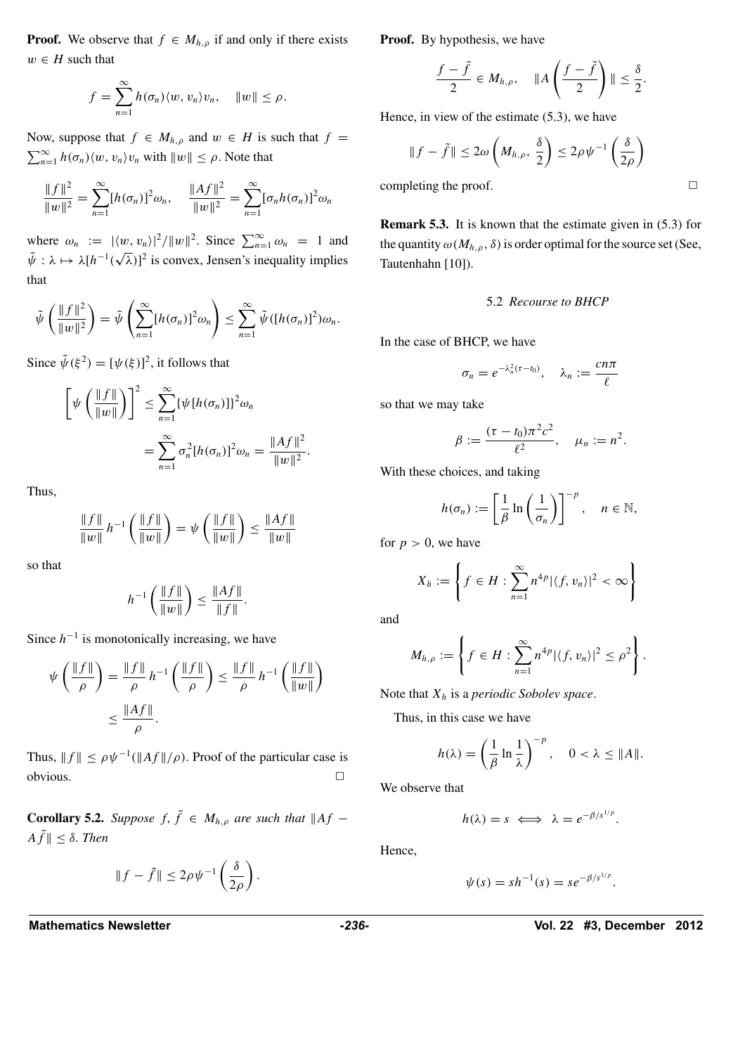**Proof.** We observe that $f \in M_{h,\rho}$ if and only if there exists $w \in H$ such that

$$f = \sum_{n=1}^{\infty} h(\sigma_n)\langle w, v_n\rangle v_n, \quad \|w\| \le \rho.$$

Now, suppose that $f \in M_{h,\rho}$ and $w \in H$ is such that $f = \sum_{n=1}^{\infty} h(\sigma_n)\langle w, v_n\rangle v_n$ with $\|w\| \le \rho$. Note that

$$\frac{\|f\|^2}{\|w\|^2} = \sum_{n=1}^{\infty}[h(\sigma_n)]^2\omega_n, \quad \frac{\|Af\|^2}{\|w\|^2} = \sum_{n=1}^{\infty}[\sigma_n h(\sigma_n)]^2\omega_n$$

where $\omega_n := |\langle w, v_n\rangle|^2/\|w\|^2$. Since $\sum_{n=1}^{\infty}\omega_n = 1$ and $\tilde{\psi} : \lambda \mapsto \lambda[h^{-1}(\sqrt{\lambda})]^2$ is convex, Jensen's inequality implies that

$$\tilde{\psi}\left(\frac{\|f\|^2}{\|w\|^2}\right) = \tilde{\psi}\left(\sum_{n=1}^{\infty}[h(\sigma_n)]^2\omega_n\right) \le \sum_{n=1}^{\infty}\tilde{\psi}([h(\sigma_n)]^2)\omega_n.$$

Since $\tilde{\psi}(\xi^2) = [\psi(\xi)]^2$, it follows that

$$\left[\psi\left(\frac{\|f\|}{\|w\|}\right)\right]^2 \le \sum_{n=1}^{\infty}\{\psi[h(\sigma_n)]\}^2\omega_n = \sum_{n=1}^{\infty}\sigma_n^2[h(\sigma_n)]^2\omega_n = \frac{\|Af\|^2}{\|w\|^2}.$$

Thus,

$$\frac{\|f\|}{\|w\|}\, h^{-1}\left(\frac{\|f\|}{\|w\|}\right) = \psi\left(\frac{\|f\|}{\|w\|}\right) \le \frac{\|Af\|}{\|w\|}$$

so that

$$h^{-1}\left(\frac{\|f\|}{\|w\|}\right) \le \frac{\|Af\|}{\|f\|}.$$

Since $h^{-1}$ is monotonically increasing, we have

$$\psi\left(\frac{\|f\|}{\rho}\right) = \frac{\|f\|}{\rho}\, h^{-1}\left(\frac{\|f\|}{\rho}\right) \le \frac{\|f\|}{\rho}\, h^{-1}\left(\frac{\|f\|}{\|w\|}\right) \le \frac{\|Af\|}{\rho}.$$

Thus, $\|f\| \le \rho\psi^{-1}(\|Af\|/\rho)$. Proof of the particular case is obvious. □

**Corollary 5.2.** *Suppose $f, \tilde{f} \in M_{h,\rho}$ are such that $\|Af - A\tilde{f}\| \le \delta$. Then*

$$\|f - \tilde{f}\| \le 2\rho\psi^{-1}\left(\frac{\delta}{2\rho}\right).$$

**Proof.** By hypothesis, we have

$$\frac{f - \tilde{f}}{2} \in M_{h,\rho}, \quad \|A\left(\frac{f - \tilde{f}}{2}\right)\| \le \frac{\delta}{2}.$$

Hence, in view of the estimate (5.3), we have

$$\|f - \tilde{f}\| \le 2\omega\left(M_{h,\rho}, \frac{\delta}{2}\right) \le 2\rho\psi^{-1}\left(\frac{\delta}{2\rho}\right)$$

completing the proof. □

**Remark 5.3.** It is known that the estimate given in (5.3) for the quantity $\omega(M_{h,\rho}, \delta)$ is order optimal for the source set (See, Tautenhahn [10]).

### 5.2 *Recourse to BHCP*

In the case of BHCP, we have

$$\sigma_n = e^{-\lambda_n^2(\tau - t_0)}, \quad \lambda_n := \frac{cn\pi}{\ell}$$

so that we may take

$$\beta := \frac{(\tau - t_0)\pi^2c^2}{\ell^2}, \quad \mu_n := n^2.$$

With these choices, and taking

$$h(\sigma_n) := \left[\frac{1}{\beta}\ln\left(\frac{1}{\sigma_n}\right)\right]^{-p}, \quad n \in \mathbb{N},$$

for $p > 0$, we have

$$X_h := \left\{f \in H : \sum_{n=1}^{\infty} n^{4p}|\langle f, v_n\rangle|^2 < \infty\right\}$$

and

$$M_{h,\rho} := \left\{f \in H : \sum_{n=1}^{\infty} n^{4p}|\langle f, v_n\rangle|^2 \le \rho^2\right\}.$$

Note that $X_h$ is a *periodic Sobolev space*.

Thus, in this case we have

$$h(\lambda) = \left(\frac{1}{\beta}\ln\frac{1}{\lambda}\right)^{-p}, \quad 0 < \lambda \le \|A\|.$$

We observe that

$$h(\lambda) = s \iff \lambda = e^{-\beta/s^{1/p}}.$$

Hence,

$$\psi(s) = sh^{-1}(s) = se^{-\beta/s^{1/p}}.$$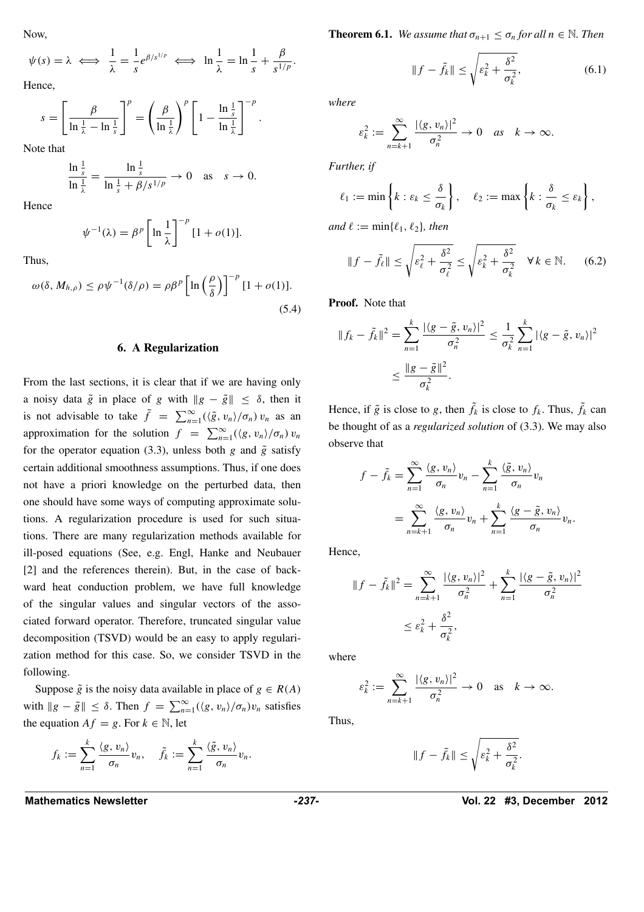Now,

$$\psi(s) = \lambda \iff \frac{1}{\lambda} = \frac{1}{s} e^{\beta/s^{1/p}} \iff \ln\frac{1}{\lambda} = \ln\frac{1}{s} + \frac{\beta}{s^{1/p}}.$$

Hence,

$$s = \left[\frac{\beta}{\ln\frac{1}{\lambda} - \ln\frac{1}{s}}\right]^p = \left(\frac{\beta}{\ln\frac{1}{\lambda}}\right)^p \left[1 - \frac{\ln\frac{1}{s}}{\ln\frac{1}{\lambda}}\right]^{-p}.$$

Note that

$$\frac{\ln\frac{1}{s}}{\ln\frac{1}{\lambda}} = \frac{\ln\frac{1}{s}}{\ln\frac{1}{s} + \beta/s^{1/p}} \to 0 \quad \text{as} \quad s \to 0.$$

Hence

$$\psi^{-1}(\lambda) = \beta^p \left[\ln\frac{1}{\lambda}\right]^{-p} [1 + o(1)].$$

Thus,

$$\omega(\delta, M_{h,\rho}) \le \rho\psi^{-1}(\delta/\rho) = \rho\beta^p \left[\ln\left(\frac{\rho}{\delta}\right)\right]^{-p} [1 + o(1)]. \tag{5.4}$$

## 6. A Regularization

From the last sections, it is clear that if we are having only a noisy data $\tilde{g}$ in place of $g$ with $\|g - \tilde{g}\| \le \delta$, then it is not advisable to take $\tilde{f} = \sum_{n=1}^{\infty}(\langle\tilde{g}, v_n\rangle/\sigma_n)\, v_n$ as an approximation for the solution $f = \sum_{n=1}^{\infty}(\langle g, v_n\rangle/\sigma_n)\, v_n$ for the operator equation (3.3), unless both $g$ and $\tilde{g}$ satisfy certain additional smoothness assumptions. Thus, if one does not have a priori knowledge on the perturbed data, then one should have some ways of computing approximate solutions. A regularization procedure is used for such situations. There are many regularization methods available for ill-posed equations (See, e.g. Engl, Hanke and Neubauer [2] and the references therein). But, in the case of backward heat conduction problem, we have full knowledge of the singular values and singular vectors of the associated forward operator. Therefore, truncated singular value decomposition (TSVD) would be an easy to apply regularization method for this case. So, we consider TSVD in the following.

Suppose $\tilde{g}$ is the noisy data available in place of $g \in R(A)$ with $\|g - \tilde{g}\| \le \delta$. Then $f = \sum_{n=1}^{\infty}(\langle g, v_n\rangle/\sigma_n)v_n$ satisfies the equation $Af = g$. For $k \in \mathbb{N}$, let

$$f_k := \sum_{n=1}^{k} \frac{\langle g, v_n\rangle}{\sigma_n} v_n, \qquad \tilde{f}_k := \sum_{n=1}^{k} \frac{\langle\tilde{g}, v_n\rangle}{\sigma_n} v_n.$$

**Theorem 6.1.** *We assume that $\sigma_{n+1} \le \sigma_n$ for all $n \in \mathbb{N}$. Then*

$$\|f - \tilde{f}_k\| \le \sqrt{\varepsilon_k^2 + \frac{\delta^2}{\sigma_k^2}}, \tag{6.1}$$

*where*

$$\varepsilon_k^2 := \sum_{n=k+1}^{\infty} \frac{|\langle g, v_n\rangle|^2}{\sigma_n^2} \to 0 \quad \textit{as} \quad k \to \infty.$$

*Further, if*

$$\ell_1 := \min\left\{k : \varepsilon_k \le \frac{\delta}{\sigma_k}\right\}, \quad \ell_2 := \max\left\{k : \frac{\delta}{\sigma_k} \le \varepsilon_k\right\},$$

*and $\ell := \min\{\ell_1, \ell_2\}$, then*

$$\|f - \tilde{f}_\ell\| \le \sqrt{\varepsilon_\ell^2 + \frac{\delta^2}{\sigma_\ell^2}} \le \sqrt{\varepsilon_k^2 + \frac{\delta^2}{\sigma_k^2}} \quad \forall k \in \mathbb{N}. \tag{6.2}$$

**Proof.** Note that

$$\|f_k - \tilde{f}_k\|^2 = \sum_{n=1}^{k} \frac{|\langle g - \tilde{g}, v_n\rangle|^2}{\sigma_n^2} \le \frac{1}{\sigma_k^2}\sum_{n=1}^{k} |\langle g - \tilde{g}, v_n\rangle|^2 \le \frac{\|g - \tilde{g}\|^2}{\sigma_k^2}.$$

Hence, if $\tilde{g}$ is close to $g$, then $\tilde{f}_k$ is close to $f_k$. Thus, $\tilde{f}_k$ can be thought of as a *regularized solution* of (3.3). We may also observe that

$$f - \tilde{f}_k = \sum_{n=1}^{\infty} \frac{\langle g, v_n\rangle}{\sigma_n} v_n - \sum_{n=1}^{k} \frac{\langle\tilde{g}, v_n\rangle}{\sigma_n} v_n = \sum_{n=k+1}^{\infty} \frac{\langle g, v_n\rangle}{\sigma_n} v_n + \sum_{n=1}^{k} \frac{\langle g - \tilde{g}, v_n\rangle}{\sigma_n} v_n.$$

Hence,

$$\|f - \tilde{f}_k\|^2 = \sum_{n=k+1}^{\infty} \frac{|\langle g, v_n\rangle|^2}{\sigma_n^2} + \sum_{n=1}^{k} \frac{|\langle g - \tilde{g}, v_n\rangle|^2}{\sigma_n^2} \le \varepsilon_k^2 + \frac{\delta^2}{\sigma_k^2},$$

where

$$\varepsilon_k^2 := \sum_{n=k+1}^{\infty} \frac{|\langle g, v_n\rangle|^2}{\sigma_n^2} \to 0 \quad \text{as} \quad k \to \infty.$$

Thus,

$$\|f - \tilde{f}_k\| \le \sqrt{\varepsilon_k^2 + \frac{\delta^2}{\sigma_k^2}}.$$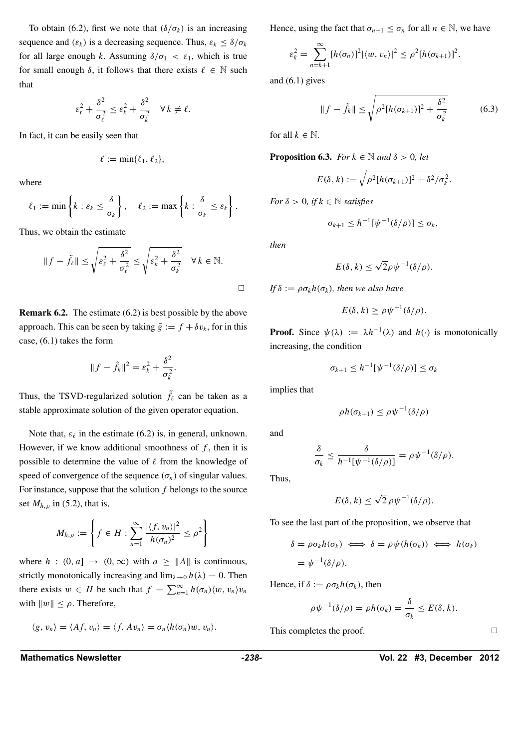To obtain (6.2), first we note that $(\delta/\sigma_k)$ is an increasing sequence and $(\varepsilon_k)$ is a decreasing sequence. Thus, $\varepsilon_k \le \delta/\sigma_k$ for all large enough $k$. Assuming $\delta/\sigma_1 < \varepsilon_1$, which is true for small enough $\delta$, it follows that there exists $\ell \in \mathbb{N}$ such that

$$\varepsilon_\ell^2 + \frac{\delta^2}{\sigma_\ell^2} \le \varepsilon_k^2 + \frac{\delta^2}{\sigma_k^2} \quad \forall\, k \ne \ell.$$

In fact, it can be easily seen that

$$\ell := \min\{\ell_1, \ell_2\},$$

where

$$\ell_1 := \min\left\{k : \varepsilon_k \le \frac{\delta}{\sigma_k}\right\}, \quad \ell_2 := \max\left\{k : \frac{\delta}{\sigma_k} \le \varepsilon_k\right\}.$$

Thus, we obtain the estimate

$$\|f - \tilde{f}_\ell\| \le \sqrt{\varepsilon_\ell^2 + \frac{\delta^2}{\sigma_\ell^2}} \le \sqrt{\varepsilon_k^2 + \frac{\delta^2}{\sigma_k^2}} \quad \forall\, k \in \mathbb{N}.$$

□

**Remark 6.2.** The estimate (6.2) is best possible by the above approach. This can be seen by taking $\tilde{g} := f + \delta v_k$, for in this case, (6.1) takes the form

$$\|f - \tilde{f}_k\|^2 = \varepsilon_k^2 + \frac{\delta^2}{\sigma_k^2}.$$

Thus, the TSVD-regularized solution $\tilde{f}_\ell$ can be taken as a stable approximate solution of the given operator equation.

Note that, $\varepsilon_\ell$ in the estimate (6.2) is, in general, unknown. However, if we know additional smoothness of $f$, then it is possible to determine the value of $\ell$ from the knowledge of speed of convergence of the sequence $(\sigma_n)$ of singular values. For instance, suppose that the solution $f$ belongs to the source set $M_{h,\rho}$ in (5.2), that is,

$$M_{h,\rho} := \left\{ f \in H : \sum_{n=1}^{\infty} \frac{|\langle f, v_n\rangle|^2}{h(\sigma_n)^2} \le \rho^2 \right\}$$

where $h : (0, a] \to (0, \infty)$ with $a \ge \|A\|$ is continuous, strictly monotonically increasing and $\lim_{\lambda \to 0} h(\lambda) = 0$. Then there exists $w \in H$ be such that $f = \sum_{n=1}^{\infty} h(\sigma_n)\langle w, v_n\rangle v_n$ with $\|w\| \le \rho$. Therefore,

$$\langle g, v_n\rangle = \langle Af, v_n\rangle = \langle f, Av_n\rangle = \sigma_n \langle h(\sigma_n) w, v_n\rangle.$$

Hence, using the fact that $\sigma_{n+1} \le \sigma_n$ for all $n \in \mathbb{N}$, we have

$$\varepsilon_k^2 = \sum_{n=k+1}^{\infty} [h(\sigma_n)]^2 |\langle w, v_n\rangle|^2 \le \rho^2 [h(\sigma_{k+1})]^2.$$

and (6.1) gives

$$\|f - \tilde{f}_k\| \le \sqrt{\rho^2 [h(\sigma_{k+1})]^2 + \frac{\delta^2}{\sigma_k^2}} \tag{6.3}$$

for all $k \in \mathbb{N}$.

**Proposition 6.3.** *For $k \in \mathbb{N}$ and $\delta > 0$, let*

$$E(\delta, k) := \sqrt{\rho^2 [h(\sigma_{k+1})]^2 + \delta^2/\sigma_k^2}.$$

*For $\delta > 0$, if $k \in \mathbb{N}$ satisfies*

$$\sigma_{k+1} \le h^{-1}[\psi^{-1}(\delta/\rho)] \le \sigma_k,$$

*then*

$$E(\delta, k) \le \sqrt{2}\rho\psi^{-1}(\delta/\rho).$$

*If $\delta := \rho\sigma_k h(\sigma_k)$, then we also have*

$$E(\delta, k) \ge \rho\psi^{-1}(\delta/\rho).$$

**Proof.** Since $\psi(\lambda) := \lambda h^{-1}(\lambda)$ and $h(\cdot)$ is monotonically increasing, the condition

$$\sigma_{k+1} \le h^{-1}[\psi^{-1}(\delta/\rho)] \le \sigma_k$$

implies that

$$\rho h(\sigma_{k+1}) \le \rho\psi^{-1}(\delta/\rho)$$

and

$$\frac{\delta}{\sigma_k} \le \frac{\delta}{h^{-1}[\psi^{-1}(\delta/\rho)]} = \rho\psi^{-1}(\delta/\rho).$$

Thus,

$$E(\delta, k) \le \sqrt{2}\,\rho\psi^{-1}(\delta/\rho).$$

To see the last part of the proposition, we observe that

$$\delta = \rho\sigma_k h(\sigma_k) \iff \delta = \rho\psi(h(\sigma_k)) \iff h(\sigma_k) = \psi^{-1}(\delta/\rho).$$

Hence, if $\delta := \rho\sigma_k h(\sigma_k)$, then

$$\rho\psi^{-1}(\delta/\rho) = \rho h(\sigma_k) = \frac{\delta}{\sigma_k} \le E(\delta, k).$$

This completes the proof. □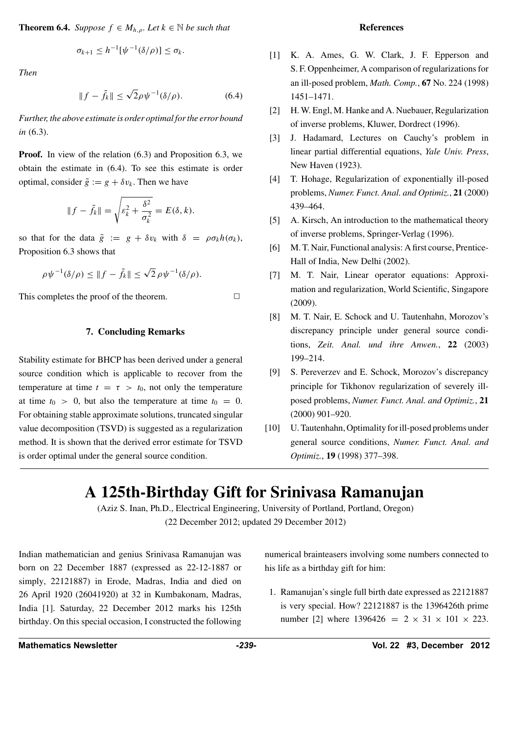**Theorem 6.4.** *Suppose $f \in M_{h,\rho}$. Let $k \in \mathbb{N}$ be such that*

$$\sigma_{k+1} \le h^{-1}[\psi^{-1}(\delta/\rho)] \le \sigma_k.$$

*Then*

$$\|f - \tilde{f}_k\| \le \sqrt{2}\rho\psi^{-1}(\delta/\rho). \tag{6.4}$$

*Further, the above estimate is order optimal for the error bound in* (6.3).

**Proof.** In view of the relation (6.3) and Proposition 6.3, we obtain the estimate in (6.4). To see this estimate is order optimal, consider $\tilde{g} := g + \delta v_k$. Then we have

$$\|f - \tilde{f}_k\| = \sqrt{\varepsilon_k^2 + \frac{\delta^2}{\sigma_k^2}} = E(\delta, k).$$

so that for the data $\tilde{g} := g + \delta v_k$ with $\delta = \rho\sigma_k h(\sigma_k)$, Proposition 6.3 shows that

$$\rho\psi^{-1}(\delta/\rho) \le \|f - \tilde{f}_k\| \le \sqrt{2}\,\rho\psi^{-1}(\delta/\rho).$$

This completes the proof of the theorem. □

## 7. Concluding Remarks

Stability estimate for BHCP has been derived under a general source condition which is applicable to recover from the temperature at time $t = \tau > t_0$, not only the temperature at time $t_0 > 0$, but also the temperature at time $t_0 = 0$. For obtaining stable approximate solutions, truncated singular value decomposition (TSVD) is suggested as a regularization method. It is shown that the derived error estimate for TSVD is order optimal under the general source condition.

## References

[1] K. A. Ames, G. W. Clark, J. F. Epperson and S. F. Oppenheimer, A comparison of regularizations for an ill-posed problem, *Math. Comp.*, **67** No. 224 (1998) 1451–1471.

[2] H. W. Engl, M. Hanke and A. Nuebauer, Regularization of inverse problems, Kluwer, Dordrect (1996).

[3] J. Hadamard, Lectures on Cauchy's problem in linear partial differential equations, *Yale Univ. Press*, New Haven (1923).

[4] T. Hohage, Regularization of exponentially ill-posed problems, *Numer. Funct. Anal. and Optimiz.*, **21** (2000) 439–464.

[5] A. Kirsch, An introduction to the mathematical theory of inverse problems, Springer-Verlag (1996).

[6] M. T. Nair, Functional analysis: A first course, Prentice-Hall of India, New Delhi (2002).

[7] M. T. Nair, Linear operator equations: Approximation and regularization, World Scientific, Singapore (2009).

[8] M. T. Nair, E. Schock and U. Tautenhahn, Morozov's discrepancy principle under general source conditions, *Zeit. Anal. und ihre Anwen.*, **22** (2003) 199–214.

[9] S. Pereverzev and E. Schock, Morozov's discrepancy principle for Tikhonov regularization of severely ill-posed problems, *Numer. Funct. Anal. and Optimiz.*, **21** (2000) 901–920.

[10] U. Tautenhahn, Optimality for ill-posed problems under general source conditions, *Numer. Funct. Anal. and Optimiz.*, **19** (1998) 377–398.

# A 125th-Birthday Gift for Srinivasa Ramanujan

(Aziz S. Inan, Ph.D., Electrical Engineering, University of Portland, Portland, Oregon)

(22 December 2012; updated 29 December 2012)

Indian mathematician and genius Srinivasa Ramanujan was born on 22 December 1887 (expressed as 22-12-1887 or simply, 22121887) in Erode, Madras, India and died on 26 April 1920 (26041920) at 32 in Kumbakonam, Madras, India [1]. Saturday, 22 December 2012 marks his 125th birthday. On this special occasion, I constructed the following numerical brainteasers involving some numbers connected to his life as a birthday gift for him:

1. Ramanujan's single full birth date expressed as 22121887 is very special. How? 22121887 is the 1396426th prime number [2] where $1396426 = 2 \times 31 \times 101 \times 223$.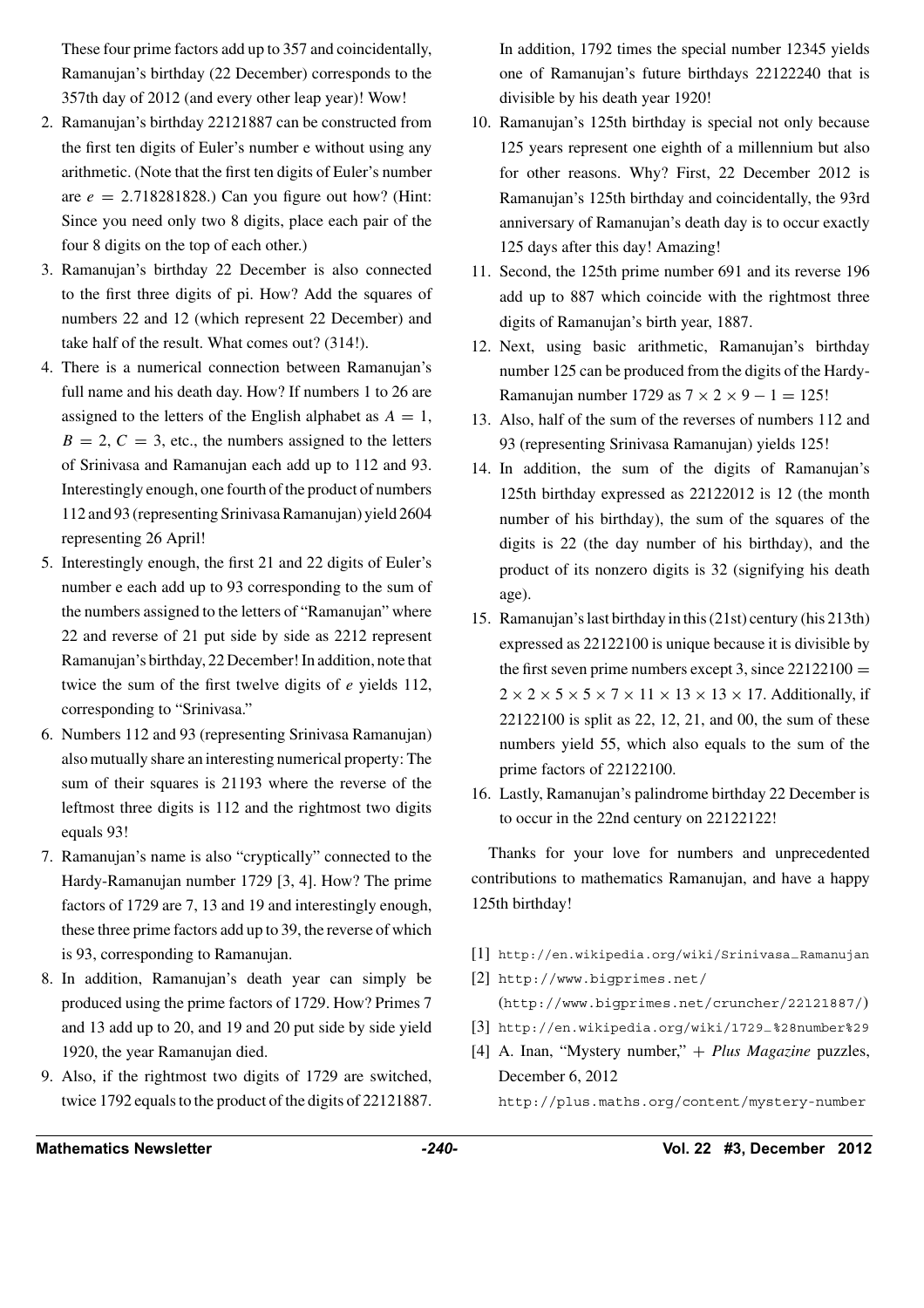These four prime factors add up to 357 and coincidentally, Ramanujan's birthday (22 December) corresponds to the 357th day of 2012 (and every other leap year)! Wow!

2. Ramanujan's birthday 22121887 can be constructed from the first ten digits of Euler's number e without using any arithmetic. (Note that the first ten digits of Euler's number are $e = 2.718281828$.) Can you figure out how? (Hint: Since you need only two 8 digits, place each pair of the four 8 digits on the top of each other.)
3. Ramanujan's birthday 22 December is also connected to the first three digits of pi. How? Add the squares of numbers 22 and 12 (which represent 22 December) and take half of the result. What comes out? (314!).
4. There is a numerical connection between Ramanujan's full name and his death day. How? If numbers 1 to 26 are assigned to the letters of the English alphabet as $A = 1$, $B = 2$, $C = 3$, etc., the numbers assigned to the letters of Srinivasa and Ramanujan each add up to 112 and 93. Interestingly enough, one fourth of the product of numbers 112 and 93 (representing Srinivasa Ramanujan) yield 2604 representing 26 April!
5. Interestingly enough, the first 21 and 22 digits of Euler's number e each add up to 93 corresponding to the sum of the numbers assigned to the letters of "Ramanujan" where 22 and reverse of 21 put side by side as 2212 represent Ramanujan's birthday, 22 December! In addition, note that twice the sum of the first twelve digits of $e$ yields 112, corresponding to "Srinivasa."
6. Numbers 112 and 93 (representing Srinivasa Ramanujan) also mutually share an interesting numerical property: The sum of their squares is 21193 where the reverse of the leftmost three digits is 112 and the rightmost two digits equals 93!
7. Ramanujan's name is also "cryptically" connected to the Hardy-Ramanujan number 1729 [3, 4]. How? The prime factors of 1729 are 7, 13 and 19 and interestingly enough, these three prime factors add up to 39, the reverse of which is 93, corresponding to Ramanujan.
8. In addition, Ramanujan's death year can simply be produced using the prime factors of 1729. How? Primes 7 and 13 add up to 20, and 19 and 20 put side by side yield 1920, the year Ramanujan died.
9. Also, if the rightmost two digits of 1729 are switched, twice 1792 equals to the product of the digits of 22121887. In addition, 1792 times the special number 12345 yields one of Ramanujan's future birthdays 22122240 that is divisible by his death year 1920!
10. Ramanujan's 125th birthday is special not only because 125 years represent one eighth of a millennium but also for other reasons. Why? First, 22 December 2012 is Ramanujan's 125th birthday and coincidentally, the 93rd anniversary of Ramanujan's death day is to occur exactly 125 days after this day! Amazing!
11. Second, the 125th prime number 691 and its reverse 196 add up to 887 which coincide with the rightmost three digits of Ramanujan's birth year, 1887.
12. Next, using basic arithmetic, Ramanujan's birthday number 125 can be produced from the digits of the Hardy-Ramanujan number 1729 as $7 \times 2 \times 9 - 1 = 125$!
13. Also, half of the sum of the reverses of numbers 112 and 93 (representing Srinivasa Ramanujan) yields 125!
14. In addition, the sum of the digits of Ramanujan's 125th birthday expressed as 22122012 is 12 (the month number of his birthday), the sum of the squares of the digits is 22 (the day number of his birthday), and the product of its nonzero digits is 32 (signifying his death age).
15. Ramanujan's last birthday in this (21st) century (his 213th) expressed as 22122100 is unique because it is divisible by the first seven prime numbers except 3, since $22122100 = 2 \times 2 \times 5 \times 5 \times 7 \times 11 \times 13 \times 13 \times 17$. Additionally, if 22122100 is split as 22, 12, 21, and 00, the sum of these numbers yield 55, which also equals to the sum of the prime factors of 22122100.
16. Lastly, Ramanujan's palindrome birthday 22 December is to occur in the 22nd century on 22122122!

Thanks for your love for numbers and unprecedented contributions to mathematics Ramanujan, and have a happy 125th birthday!

[1] http://en.wikipedia.org/wiki/Srinivasa_Ramanujan

[2] http://www.bigprimes.net/ (http://www.bigprimes.net/cruncher/22121887/)

[3] http://en.wikipedia.org/wiki/1729_%28number%29

[4] A. Inan, "Mystery number," + *Plus Magazine* puzzles, December 6, 2012 http://plus.maths.org/content/mystery-number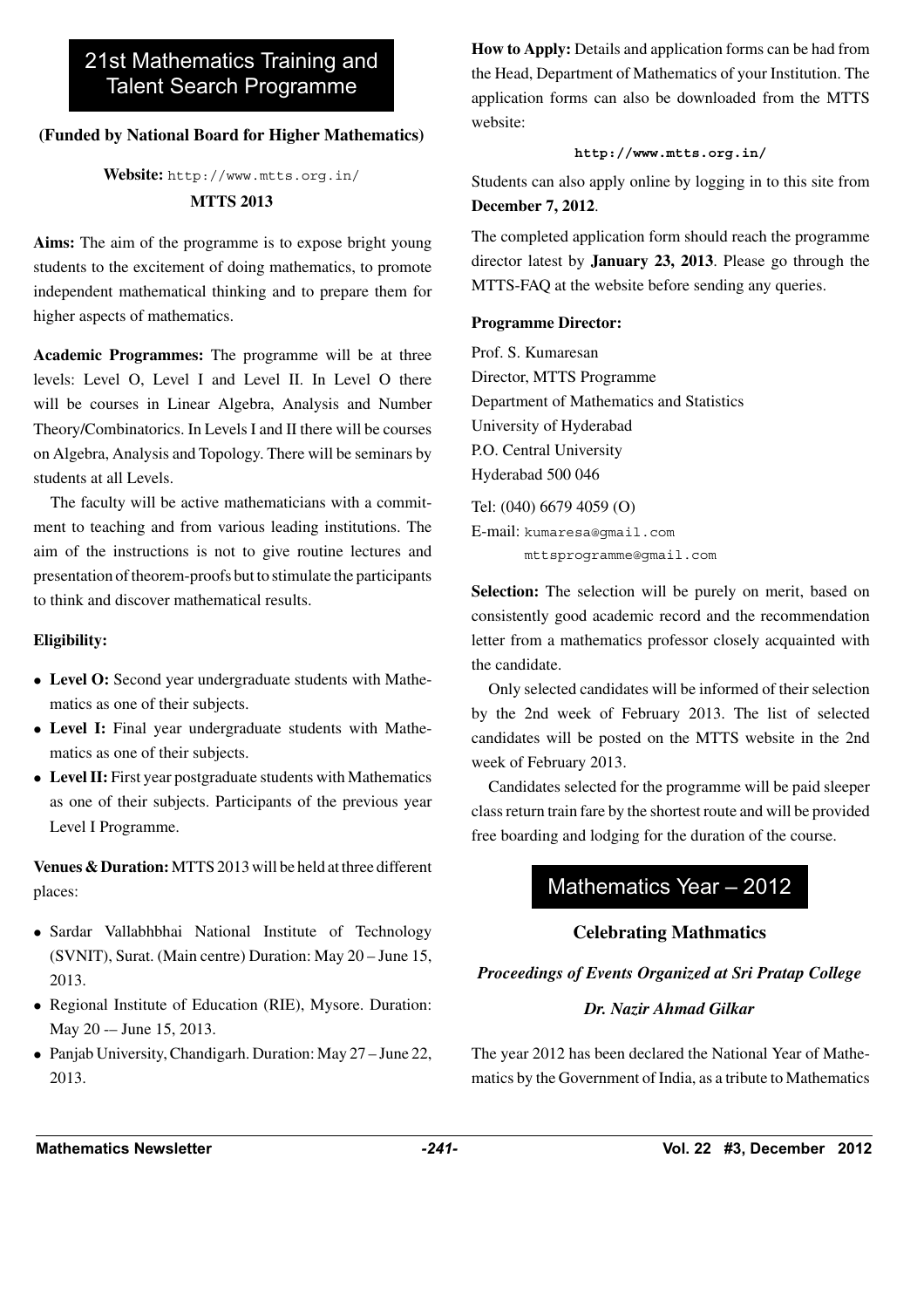# 21st Mathematics Training and Talent Search Programme

**(Funded by National Board for Higher Mathematics)**

**Website:** http://www.mtts.org.in/

**MTTS 2013**

**Aims:** The aim of the programme is to expose bright young students to the excitement of doing mathematics, to promote independent mathematical thinking and to prepare them for higher aspects of mathematics.

**Academic Programmes:** The programme will be at three levels: Level O, Level I and Level II. In Level O there will be courses in Linear Algebra, Analysis and Number Theory/Combinatorics. In Levels I and II there will be courses on Algebra, Analysis and Topology. There will be seminars by students at all Levels.

The faculty will be active mathematicians with a commitment to teaching and from various leading institutions. The aim of the instructions is not to give routine lectures and presentation of theorem-proofs but to stimulate the participants to think and discover mathematical results.

**Eligibility:**

- **Level O:** Second year undergraduate students with Mathematics as one of their subjects.
- **Level I:** Final year undergraduate students with Mathematics as one of their subjects.
- **Level II:** First year postgraduate students with Mathematics as one of their subjects. Participants of the previous year Level I Programme.

**Venues & Duration:** MTTS 2013 will be held at three different places:

- Sardar Vallabhbhai National Institute of Technology (SVNIT), Surat. (Main centre) Duration: May 20 – June 15, 2013.
- Regional Institute of Education (RIE), Mysore. Duration: May 20 -– June 15, 2013.
- Panjab University, Chandigarh. Duration: May 27 – June 22, 2013.

**How to Apply:** Details and application forms can be had from the Head, Department of Mathematics of your Institution. The application forms can also be downloaded from the MTTS website:

**http://www.mtts.org.in/**

Students can also apply online by logging in to this site from **December 7, 2012**.

The completed application form should reach the programme director latest by **January 23, 2013**. Please go through the MTTS-FAQ at the website before sending any queries.

**Programme Director:**

Prof. S. Kumaresan
Director, MTTS Programme
Department of Mathematics and Statistics
University of Hyderabad
P.O. Central University
Hyderabad 500 046

Tel: (040) 6679 4059 (O)
E-mail: kumaresa@gmail.com
mttsprogramme@gmail.com

**Selection:** The selection will be purely on merit, based on consistently good academic record and the recommendation letter from a mathematics professor closely acquainted with the candidate.

Only selected candidates will be informed of their selection by the 2nd week of February 2013. The list of selected candidates will be posted on the MTTS website in the 2nd week of February 2013.

Candidates selected for the programme will be paid sleeper class return train fare by the shortest route and will be provided free boarding and lodging for the duration of the course.

# Mathematics Year – 2012

**Celebrating Mathmatics**

***Proceedings of Events Organized at Sri Pratap College***

***Dr. Nazir Ahmad Gilkar***

The year 2012 has been declared the National Year of Mathematics by the Government of India, as a tribute to Mathematics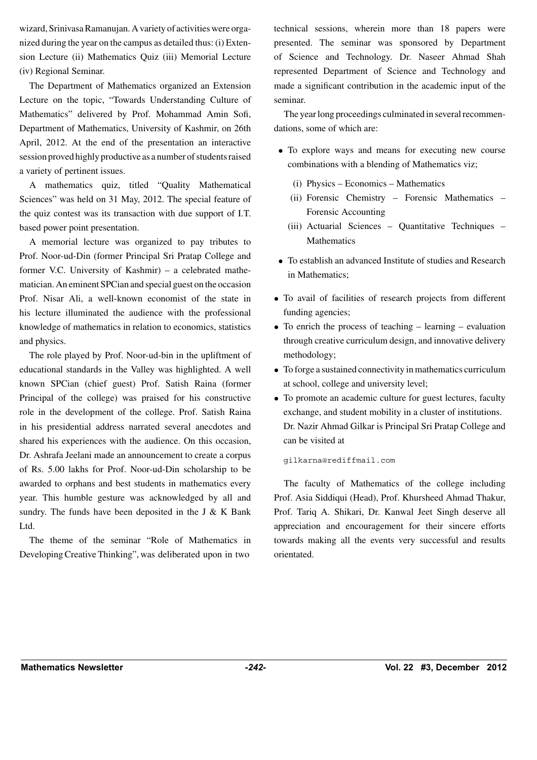wizard, Srinivasa Ramanujan. A variety of activities were organized during the year on the campus as detailed thus: (i) Extension Lecture (ii) Mathematics Quiz (iii) Memorial Lecture (iv) Regional Seminar.

The Department of Mathematics organized an Extension Lecture on the topic, "Towards Understanding Culture of Mathematics" delivered by Prof. Mohammad Amin Sofi, Department of Mathematics, University of Kashmir, on 26th April, 2012. At the end of the presentation an interactive session proved highly productive as a number of students raised a variety of pertinent issues.

A mathematics quiz, titled "Quality Mathematical Sciences" was held on 31 May, 2012. The special feature of the quiz contest was its transaction with due support of I.T. based power point presentation.

A memorial lecture was organized to pay tributes to Prof. Noor-ud-Din (former Principal Sri Pratap College and former V.C. University of Kashmir) – a celebrated mathematician. An eminent SPCian and special guest on the occasion Prof. Nisar Ali, a well-known economist of the state in his lecture illuminated the audience with the professional knowledge of mathematics in relation to economics, statistics and physics.

The role played by Prof. Noor-ud-bin in the upliftment of educational standards in the Valley was highlighted. A well known SPCian (chief guest) Prof. Satish Raina (former Principal of the college) was praised for his constructive role in the development of the college. Prof. Satish Raina in his presidential address narrated several anecdotes and shared his experiences with the audience. On this occasion, Dr. Ashrafa Jeelani made an announcement to create a corpus of Rs. 5.00 lakhs for Prof. Noor-ud-Din scholarship to be awarded to orphans and best students in mathematics every year. This humble gesture was acknowledged by all and sundry. The funds have been deposited in the J & K Bank Ltd.

The theme of the seminar "Role of Mathematics in Developing Creative Thinking", was deliberated upon in two technical sessions, wherein more than 18 papers were presented. The seminar was sponsored by Department of Science and Technology. Dr. Naseer Ahmad Shah represented Department of Science and Technology and made a significant contribution in the academic input of the seminar.

The year long proceedings culminated in several recommendations, some of which are:

- To explore ways and means for executing new course combinations with a blending of Mathematics viz;
  - (i) Physics – Economics – Mathematics
  - (ii) Forensic Chemistry – Forensic Mathematics – Forensic Accounting
  - (iii) Actuarial Sciences – Quantitative Techniques – Mathematics
- To establish an advanced Institute of studies and Research in Mathematics;
- To avail of facilities of research projects from different funding agencies;
- To enrich the process of teaching – learning – evaluation through creative curriculum design, and innovative delivery methodology;
- To forge a sustained connectivity in mathematics curriculum at school, college and university level;
- To promote an academic culture for guest lectures, faculty exchange, and student mobility in a cluster of institutions.

Dr. Nazir Ahmad Gilkar is Principal Sri Pratap College and can be visited at

gilkarna@rediffmail.com

The faculty of Mathematics of the college including Prof. Asia Siddiqui (Head), Prof. Khursheed Ahmad Thakur, Prof. Tariq A. Shikari, Dr. Kanwal Jeet Singh deserve all appreciation and encouragement for their sincere efforts towards making all the events very successful and results orientated.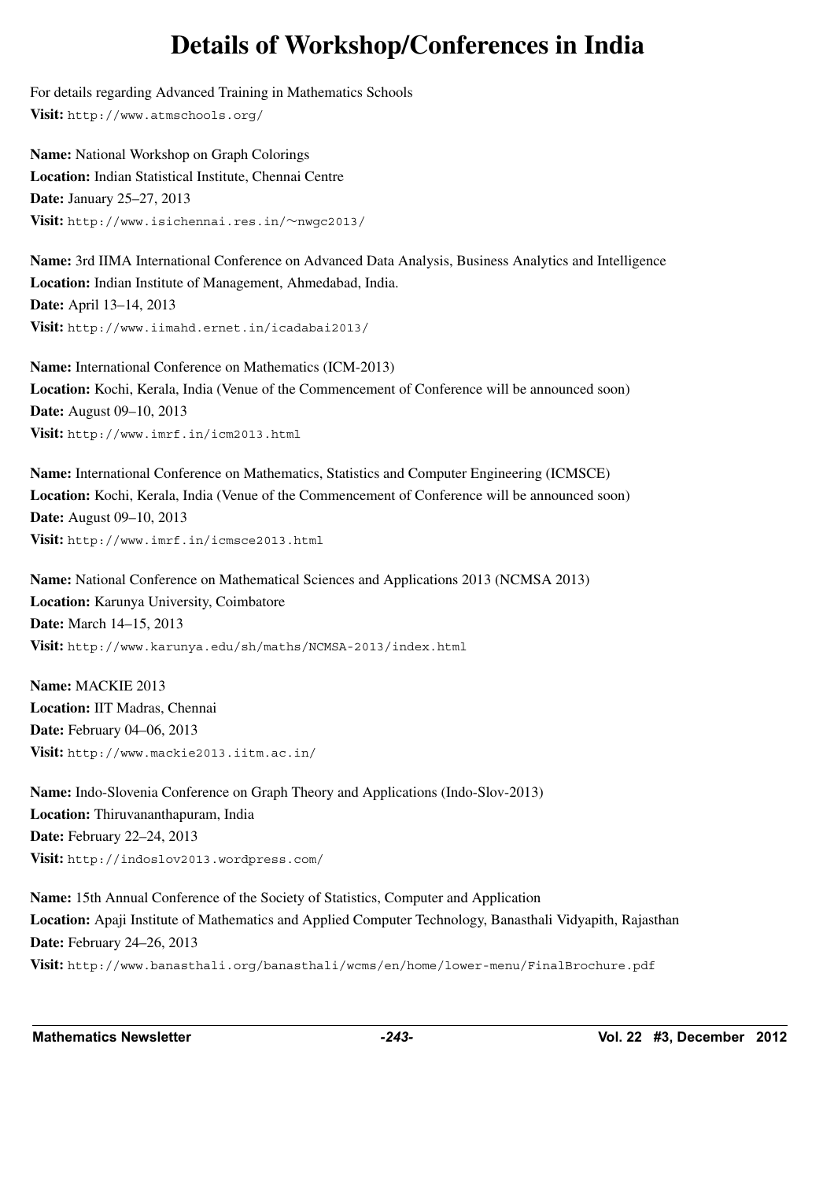# Details of Workshop/Conferences in India

For details regarding Advanced Training in Mathematics Schools
**Visit:** http://www.atmschools.org/

**Name:** National Workshop on Graph Colorings
**Location:** Indian Statistical Institute, Chennai Centre
**Date:** January 25–27, 2013
**Visit:** http://www.isichennai.res.in/∼nwgc2013/

**Name:** 3rd IIMA International Conference on Advanced Data Analysis, Business Analytics and Intelligence
**Location:** Indian Institute of Management, Ahmedabad, India.
**Date:** April 13–14, 2013
**Visit:** http://www.iimahd.ernet.in/icadabai2013/

**Name:** International Conference on Mathematics (ICM-2013)
**Location:** Kochi, Kerala, India (Venue of the Commencement of Conference will be announced soon)
**Date:** August 09–10, 2013
**Visit:** http://www.imrf.in/icm2013.html

**Name:** International Conference on Mathematics, Statistics and Computer Engineering (ICMSCE)
**Location:** Kochi, Kerala, India (Venue of the Commencement of Conference will be announced soon)
**Date:** August 09–10, 2013
**Visit:** http://www.imrf.in/icmsce2013.html

**Name:** National Conference on Mathematical Sciences and Applications 2013 (NCMSA 2013)
**Location:** Karunya University, Coimbatore
**Date:** March 14–15, 2013
**Visit:** http://www.karunya.edu/sh/maths/NCMSA-2013/index.html

**Name:** MACKIE 2013
**Location:** IIT Madras, Chennai
**Date:** February 04–06, 2013
**Visit:** http://www.mackie2013.iitm.ac.in/

**Name:** Indo-Slovenia Conference on Graph Theory and Applications (Indo-Slov-2013)
**Location:** Thiruvananthapuram, India
**Date:** February 22–24, 2013
**Visit:** http://indoslov2013.wordpress.com/

**Name:** 15th Annual Conference of the Society of Statistics, Computer and Application
**Location:** Apaji Institute of Mathematics and Applied Computer Technology, Banasthali Vidyapith, Rajasthan
**Date:** February 24–26, 2013
**Visit:** http://www.banasthali.org/banasthali/wcms/en/home/lower-menu/FinalBrochure.pdf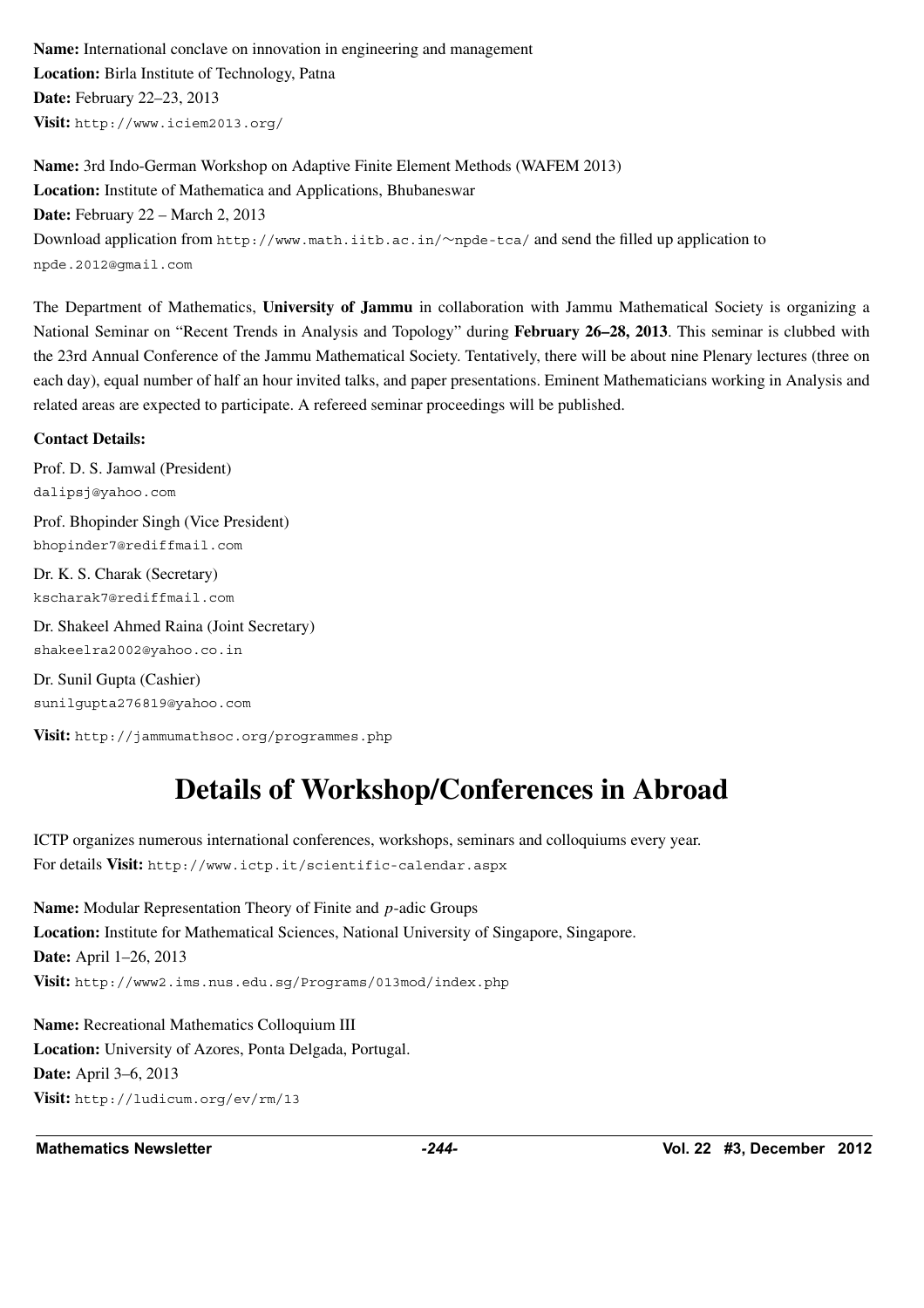**Name:** International conclave on innovation in engineering and management
**Location:** Birla Institute of Technology, Patna
**Date:** February 22–23, 2013
**Visit:** http://www.iciem2013.org/

**Name:** 3rd Indo-German Workshop on Adaptive Finite Element Methods (WAFEM 2013)
**Location:** Institute of Mathematica and Applications, Bhubaneswar
**Date:** February 22 – March 2, 2013
Download application from http://www.math.iitb.ac.in/∼npde-tca/ and send the filled up application to npde.2012@gmail.com

The Department of Mathematics, **University of Jammu** in collaboration with Jammu Mathematical Society is organizing a National Seminar on "Recent Trends in Analysis and Topology" during **February 26–28, 2013**. This seminar is clubbed with the 23rd Annual Conference of the Jammu Mathematical Society. Tentatively, there will be about nine Plenary lectures (three on each day), equal number of half an hour invited talks, and paper presentations. Eminent Mathematicians working in Analysis and related areas are expected to participate. A refereed seminar proceedings will be published.

**Contact Details:**

Prof. D. S. Jamwal (President)
dalipsj@yahoo.com

Prof. Bhopinder Singh (Vice President)
bhopinder7@rediffmail.com

Dr. K. S. Charak (Secretary)
kscharak7@rediffmail.com

Dr. Shakeel Ahmed Raina (Joint Secretary)
shakeelra2002@yahoo.co.in

Dr. Sunil Gupta (Cashier)
sunilgupta276819@yahoo.com

**Visit:** http://jammumathsoc.org/programmes.php

# Details of Workshop/Conferences in Abroad

ICTP organizes numerous international conferences, workshops, seminars and colloquiums every year.
For details **Visit:** http://www.ictp.it/scientific-calendar.aspx

**Name:** Modular Representation Theory of Finite and $p$-adic Groups
**Location:** Institute for Mathematical Sciences, National University of Singapore, Singapore.
**Date:** April 1–26, 2013
**Visit:** http://www2.ims.nus.edu.sg/Programs/013mod/index.php

**Name:** Recreational Mathematics Colloquium III
**Location:** University of Azores, Ponta Delgada, Portugal.
**Date:** April 3–6, 2013
**Visit:** http://ludicum.org/ev/rm/13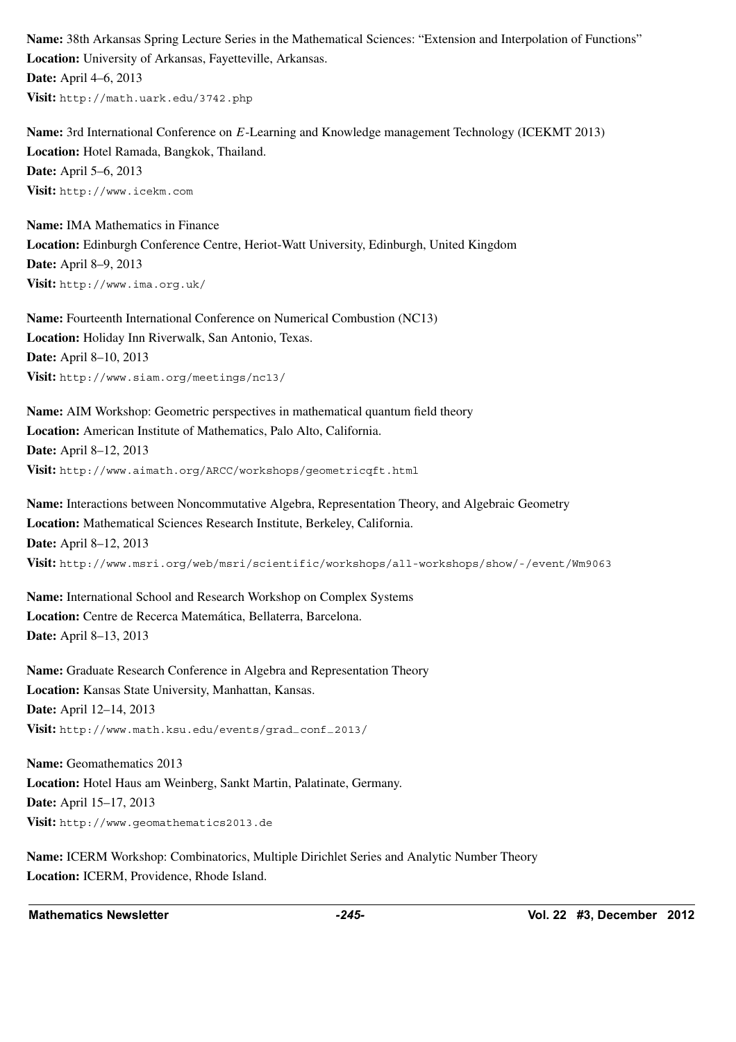**Name:** 38th Arkansas Spring Lecture Series in the Mathematical Sciences: "Extension and Interpolation of Functions"
**Location:** University of Arkansas, Fayetteville, Arkansas.
**Date:** April 4–6, 2013
**Visit:** http://math.uark.edu/3742.php

**Name:** 3rd International Conference on *E*-Learning and Knowledge management Technology (ICEKMT 2013)
**Location:** Hotel Ramada, Bangkok, Thailand.
**Date:** April 5–6, 2013
**Visit:** http://www.icekm.com

**Name:** IMA Mathematics in Finance
**Location:** Edinburgh Conference Centre, Heriot-Watt University, Edinburgh, United Kingdom
**Date:** April 8–9, 2013
**Visit:** http://www.ima.org.uk/

**Name:** Fourteenth International Conference on Numerical Combustion (NC13)
**Location:** Holiday Inn Riverwalk, San Antonio, Texas.
**Date:** April 8–10, 2013
**Visit:** http://www.siam.org/meetings/nc13/

**Name:** AIM Workshop: Geometric perspectives in mathematical quantum field theory
**Location:** American Institute of Mathematics, Palo Alto, California.
**Date:** April 8–12, 2013
**Visit:** http://www.aimath.org/ARCC/workshops/geometricqft.html

**Name:** Interactions between Noncommutative Algebra, Representation Theory, and Algebraic Geometry
**Location:** Mathematical Sciences Research Institute, Berkeley, California.
**Date:** April 8–12, 2013
**Visit:** http://www.msri.org/web/msri/scientific/workshops/all-workshops/show/-/event/Wm9063

**Name:** International School and Research Workshop on Complex Systems
**Location:** Centre de Recerca Matemática, Bellaterra, Barcelona.
**Date:** April 8–13, 2013

**Name:** Graduate Research Conference in Algebra and Representation Theory
**Location:** Kansas State University, Manhattan, Kansas.
**Date:** April 12–14, 2013
**Visit:** http://www.math.ksu.edu/events/grad_conf_2013/

**Name:** Geomathematics 2013
**Location:** Hotel Haus am Weinberg, Sankt Martin, Palatinate, Germany.
**Date:** April 15–17, 2013
**Visit:** http://www.geomathematics2013.de

**Name:** ICERM Workshop: Combinatorics, Multiple Dirichlet Series and Analytic Number Theory
**Location:** ICERM, Providence, Rhode Island.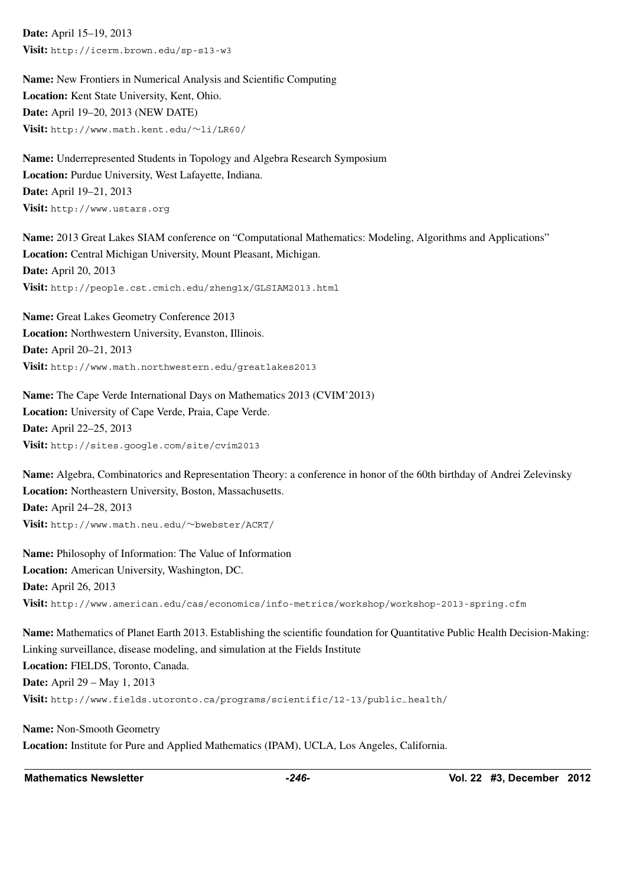**Date:** April 15–19, 2013
**Visit:** http://icerm.brown.edu/sp-s13-w3

**Name:** New Frontiers in Numerical Analysis and Scientific Computing
**Location:** Kent State University, Kent, Ohio.
**Date:** April 19–20, 2013 (NEW DATE)
**Visit:** http://www.math.kent.edu/~li/LR60/

**Name:** Underrepresented Students in Topology and Algebra Research Symposium
**Location:** Purdue University, West Lafayette, Indiana.
**Date:** April 19–21, 2013
**Visit:** http://www.ustars.org

**Name:** 2013 Great Lakes SIAM conference on "Computational Mathematics: Modeling, Algorithms and Applications"
**Location:** Central Michigan University, Mount Pleasant, Michigan.
**Date:** April 20, 2013
**Visit:** http://people.cst.cmich.edu/zheng1x/GLSIAM2013.html

**Name:** Great Lakes Geometry Conference 2013
**Location:** Northwestern University, Evanston, Illinois.
**Date:** April 20–21, 2013
**Visit:** http://www.math.northwestern.edu/greatlakes2013

**Name:** The Cape Verde International Days on Mathematics 2013 (CVIM'2013)
**Location:** University of Cape Verde, Praia, Cape Verde.
**Date:** April 22–25, 2013
**Visit:** http://sites.google.com/site/cvim2013

**Name:** Algebra, Combinatorics and Representation Theory: a conference in honor of the 60th birthday of Andrei Zelevinsky
**Location:** Northeastern University, Boston, Massachusetts.
**Date:** April 24–28, 2013
**Visit:** http://www.math.neu.edu/~bwebster/ACRT/

**Name:** Philosophy of Information: The Value of Information
**Location:** American University, Washington, DC.
**Date:** April 26, 2013
**Visit:** http://www.american.edu/cas/economics/info-metrics/workshop/workshop-2013-spring.cfm

**Name:** Mathematics of Planet Earth 2013. Establishing the scientific foundation for Quantitative Public Health Decision-Making: Linking surveillance, disease modeling, and simulation at the Fields Institute
**Location:** FIELDS, Toronto, Canada.
**Date:** April 29 – May 1, 2013
**Visit:** http://www.fields.utoronto.ca/programs/scientific/12-13/public_health/

**Name:** Non-Smooth Geometry
**Location:** Institute for Pure and Applied Mathematics (IPAM), UCLA, Los Angeles, California.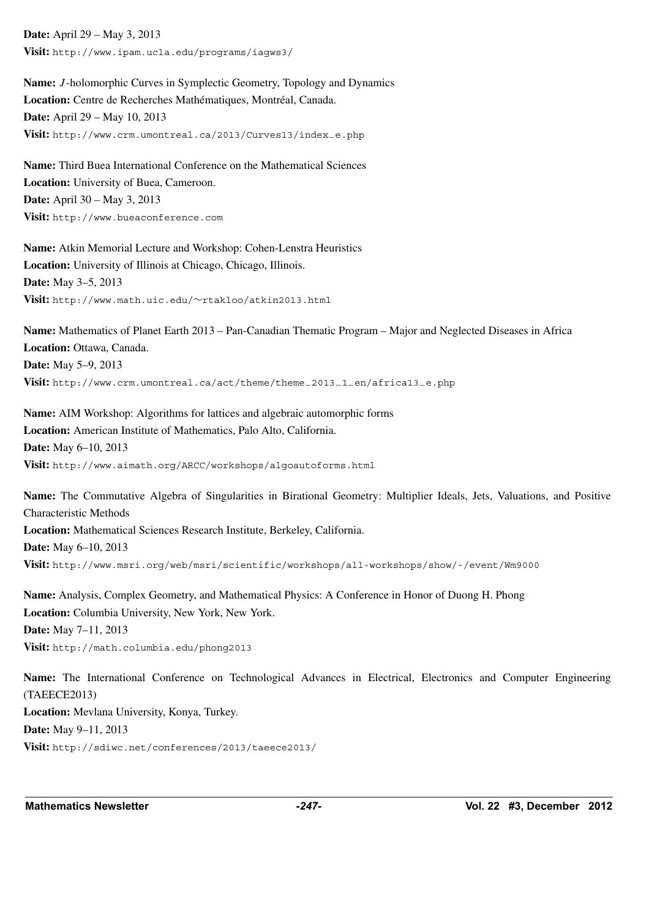**Date:** April 29 – May 3, 2013
**Visit:** http://www.ipam.ucla.edu/programs/iagws3/

**Name:** $J$-holomorphic Curves in Symplectic Geometry, Topology and Dynamics
**Location:** Centre de Recherches Mathématiques, Montréal, Canada.
**Date:** April 29 – May 10, 2013
**Visit:** http://www.crm.umontreal.ca/2013/Curves13/index_e.php

**Name:** Third Buea International Conference on the Mathematical Sciences
**Location:** University of Buea, Cameroon.
**Date:** April 30 – May 3, 2013
**Visit:** http://www.bueaconference.com

**Name:** Atkin Memorial Lecture and Workshop: Cohen-Lenstra Heuristics
**Location:** University of Illinois at Chicago, Chicago, Illinois.
**Date:** May 3–5, 2013
**Visit:** http://www.math.uic.edu/~rtakloo/atkin2013.html

**Name:** Mathematics of Planet Earth 2013 – Pan-Canadian Thematic Program – Major and Neglected Diseases in Africa
**Location:** Ottawa, Canada.
**Date:** May 5–9, 2013
**Visit:** http://www.crm.umontreal.ca/act/theme/theme_2013_1_en/africa13_e.php

**Name:** AIM Workshop: Algorithms for lattices and algebraic automorphic forms
**Location:** American Institute of Mathematics, Palo Alto, California.
**Date:** May 6–10, 2013
**Visit:** http://www.aimath.org/ARCC/workshops/algoautoforms.html

**Name:** The Commutative Algebra of Singularities in Birational Geometry: Multiplier Ideals, Jets, Valuations, and Positive Characteristic Methods
**Location:** Mathematical Sciences Research Institute, Berkeley, California.
**Date:** May 6–10, 2013
**Visit:** http://www.msri.org/web/msri/scientific/workshops/all-workshops/show/-/event/Wm9000

**Name:** Analysis, Complex Geometry, and Mathematical Physics: A Conference in Honor of Duong H. Phong
**Location:** Columbia University, New York, New York.
**Date:** May 7–11, 2013
**Visit:** http://math.columbia.edu/phong2013

**Name:** The International Conference on Technological Advances in Electrical, Electronics and Computer Engineering (TAEECE2013)
**Location:** Mevlana University, Konya, Turkey.
**Date:** May 9–11, 2013
**Visit:** http://sdiwc.net/conferences/2013/taeece2013/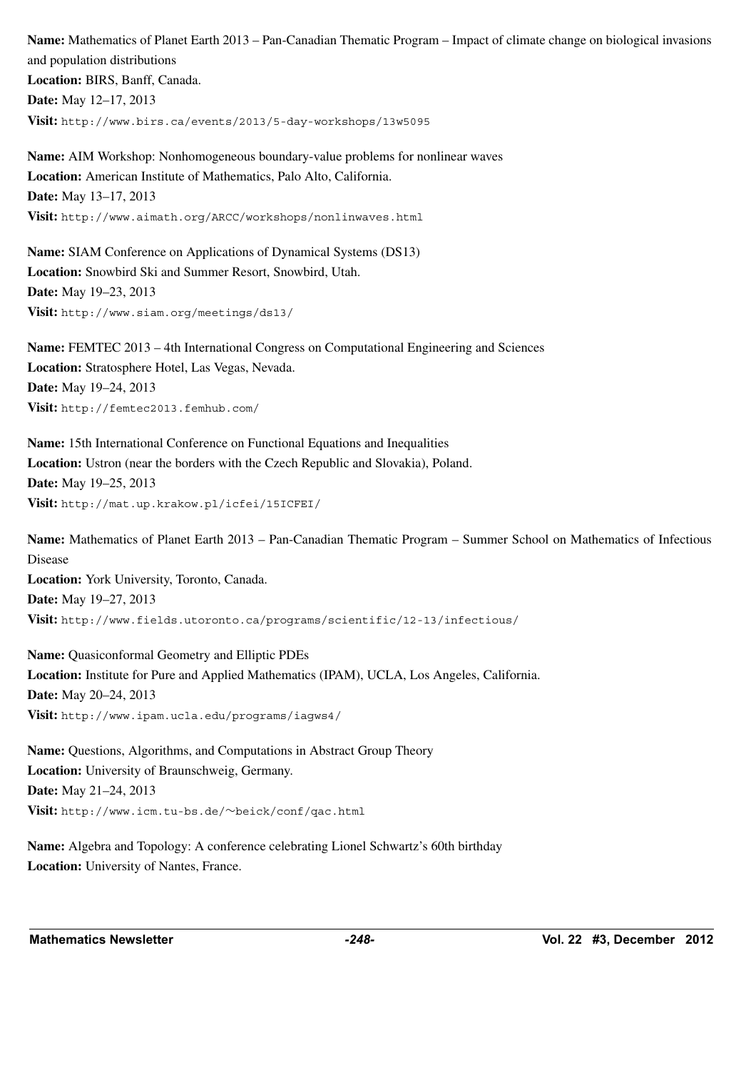**Name:** Mathematics of Planet Earth 2013 – Pan-Canadian Thematic Program – Impact of climate change on biological invasions and population distributions
**Location:** BIRS, Banff, Canada.
**Date:** May 12–17, 2013
**Visit:** http://www.birs.ca/events/2013/5-day-workshops/13w5095

**Name:** AIM Workshop: Nonhomogeneous boundary-value problems for nonlinear waves
**Location:** American Institute of Mathematics, Palo Alto, California.
**Date:** May 13–17, 2013
**Visit:** http://www.aimath.org/ARCC/workshops/nonlinwaves.html

**Name:** SIAM Conference on Applications of Dynamical Systems (DS13)
**Location:** Snowbird Ski and Summer Resort, Snowbird, Utah.
**Date:** May 19–23, 2013
**Visit:** http://www.siam.org/meetings/ds13/

**Name:** FEMTEC 2013 – 4th International Congress on Computational Engineering and Sciences
**Location:** Stratosphere Hotel, Las Vegas, Nevada.
**Date:** May 19–24, 2013
**Visit:** http://femtec2013.femhub.com/

**Name:** 15th International Conference on Functional Equations and Inequalities
**Location:** Ustron (near the borders with the Czech Republic and Slovakia), Poland.
**Date:** May 19–25, 2013
**Visit:** http://mat.up.krakow.pl/icfei/15ICFEI/

**Name:** Mathematics of Planet Earth 2013 – Pan-Canadian Thematic Program – Summer School on Mathematics of Infectious Disease
**Location:** York University, Toronto, Canada.
**Date:** May 19–27, 2013
**Visit:** http://www.fields.utoronto.ca/programs/scientific/12-13/infectious/

**Name:** Quasiconformal Geometry and Elliptic PDEs
**Location:** Institute for Pure and Applied Mathematics (IPAM), UCLA, Los Angeles, California.
**Date:** May 20–24, 2013
**Visit:** http://www.ipam.ucla.edu/programs/iagws4/

**Name:** Questions, Algorithms, and Computations in Abstract Group Theory
**Location:** University of Braunschweig, Germany.
**Date:** May 21–24, 2013
**Visit:** http://www.icm.tu-bs.de/~beick/conf/qac.html

**Name:** Algebra and Topology: A conference celebrating Lionel Schwartz's 60th birthday
**Location:** University of Nantes, France.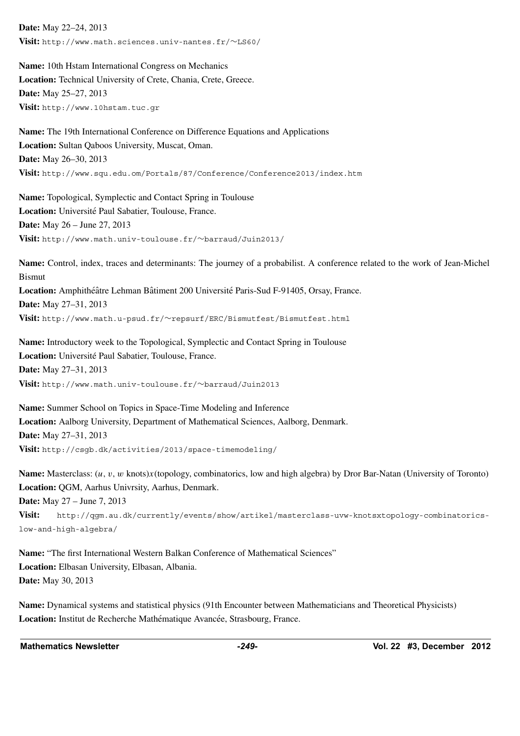**Date:** May 22–24, 2013
**Visit:** http://www.math.sciences.univ-nantes.fr/~LS60/

**Name:** 10th Hstam International Congress on Mechanics
**Location:** Technical University of Crete, Chania, Crete, Greece.
**Date:** May 25–27, 2013
**Visit:** http://www.10hstam.tuc.gr

**Name:** The 19th International Conference on Difference Equations and Applications
**Location:** Sultan Qaboos University, Muscat, Oman.
**Date:** May 26–30, 2013
**Visit:** http://www.squ.edu.om/Portals/87/Conference/Conference2013/index.htm

**Name:** Topological, Symplectic and Contact Spring in Toulouse
**Location:** Université Paul Sabatier, Toulouse, France.
**Date:** May 26 – June 27, 2013
**Visit:** http://www.math.univ-toulouse.fr/~barraud/Juin2013/

**Name:** Control, index, traces and determinants: The journey of a probabilist. A conference related to the work of Jean-Michel Bismut
**Location:** Amphithéâtre Lehman Bâtiment 200 Université Paris-Sud F-91405, Orsay, France.
**Date:** May 27–31, 2013
**Visit:** http://www.math.u-psud.fr/~repsurf/ERC/Bismutfest/Bismutfest.html

**Name:** Introductory week to the Topological, Symplectic and Contact Spring in Toulouse
**Location:** Université Paul Sabatier, Toulouse, France.
**Date:** May 27–31, 2013
**Visit:** http://www.math.univ-toulouse.fr/~barraud/Juin2013

**Name:** Summer School on Topics in Space-Time Modeling and Inference
**Location:** Aalborg University, Department of Mathematical Sciences, Aalborg, Denmark.
**Date:** May 27–31, 2013
**Visit:** http://csgb.dk/activities/2013/space-timemodeling/

**Name:** Masterclass: $(u, v, w$ knots$)x$(topology, combinatorics, low and high algebra) by Dror Bar-Natan (University of Toronto)
**Location:** QGM, Aarhus Univrsity, Aarhus, Denmark.
**Date:** May 27 – June 7, 2013
**Visit:** http://qgm.au.dk/currently/events/show/artikel/masterclass-uvw-knotsxtopology-combinatorics-low-and-high-algebra/

**Name:** "The first International Western Balkan Conference of Mathematical Sciences"
**Location:** Elbasan University, Elbasan, Albania.
**Date:** May 30, 2013

**Name:** Dynamical systems and statistical physics (91th Encounter between Mathematicians and Theoretical Physicists)
**Location:** Institut de Recherche Mathématique Avancée, Strasbourg, France.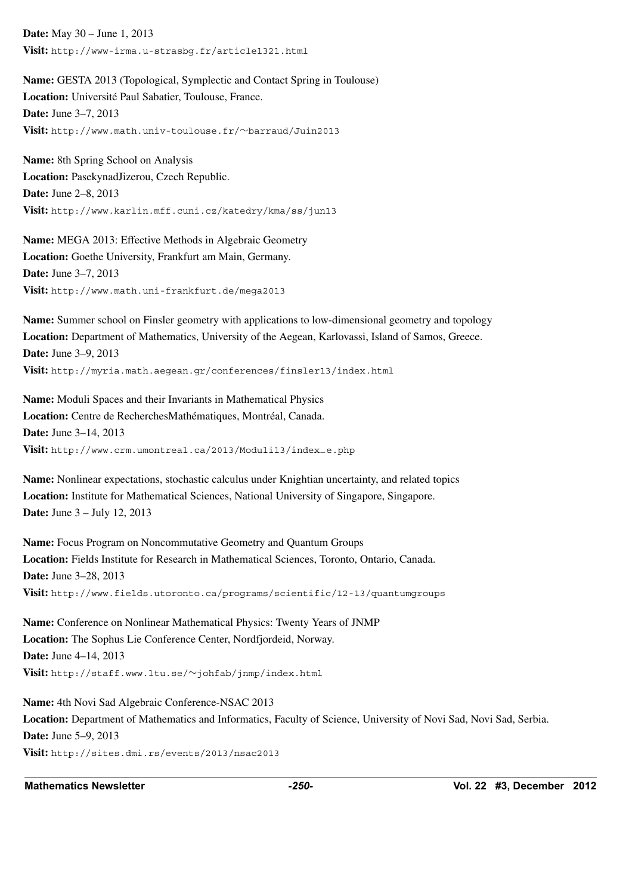**Date:** May 30 – June 1, 2013
**Visit:** http://www-irma.u-strasbg.fr/article1321.html

**Name:** GESTA 2013 (Topological, Symplectic and Contact Spring in Toulouse)
**Location:** Université Paul Sabatier, Toulouse, France.
**Date:** June 3–7, 2013
**Visit:** http://www.math.univ-toulouse.fr/~barraud/Juin2013

**Name:** 8th Spring School on Analysis
**Location:** PasekynadJizerou, Czech Republic.
**Date:** June 2–8, 2013
**Visit:** http://www.karlin.mff.cuni.cz/katedry/kma/ss/jun13

**Name:** MEGA 2013: Effective Methods in Algebraic Geometry
**Location:** Goethe University, Frankfurt am Main, Germany.
**Date:** June 3–7, 2013
**Visit:** http://www.math.uni-frankfurt.de/mega2013

**Name:** Summer school on Finsler geometry with applications to low-dimensional geometry and topology
**Location:** Department of Mathematics, University of the Aegean, Karlovassi, Island of Samos, Greece.
**Date:** June 3–9, 2013
**Visit:** http://myria.math.aegean.gr/conferences/finsler13/index.html

**Name:** Moduli Spaces and their Invariants in Mathematical Physics
**Location:** Centre de RecherchesMathématiques, Montréal, Canada.
**Date:** June 3–14, 2013
**Visit:** http://www.crm.umontreal.ca/2013/Moduli13/index_e.php

**Name:** Nonlinear expectations, stochastic calculus under Knightian uncertainty, and related topics
**Location:** Institute for Mathematical Sciences, National University of Singapore, Singapore.
**Date:** June 3 – July 12, 2013

**Name:** Focus Program on Noncommutative Geometry and Quantum Groups
**Location:** Fields Institute for Research in Mathematical Sciences, Toronto, Ontario, Canada.
**Date:** June 3–28, 2013
**Visit:** http://www.fields.utoronto.ca/programs/scientific/12-13/quantumgroups

**Name:** Conference on Nonlinear Mathematical Physics: Twenty Years of JNMP
**Location:** The Sophus Lie Conference Center, Nordfjordeid, Norway.
**Date:** June 4–14, 2013
**Visit:** http://staff.www.ltu.se/~johfab/jnmp/index.html

**Name:** 4th Novi Sad Algebraic Conference-NSAC 2013
**Location:** Department of Mathematics and Informatics, Faculty of Science, University of Novi Sad, Novi Sad, Serbia.
**Date:** June 5–9, 2013
**Visit:** http://sites.dmi.rs/events/2013/nsac2013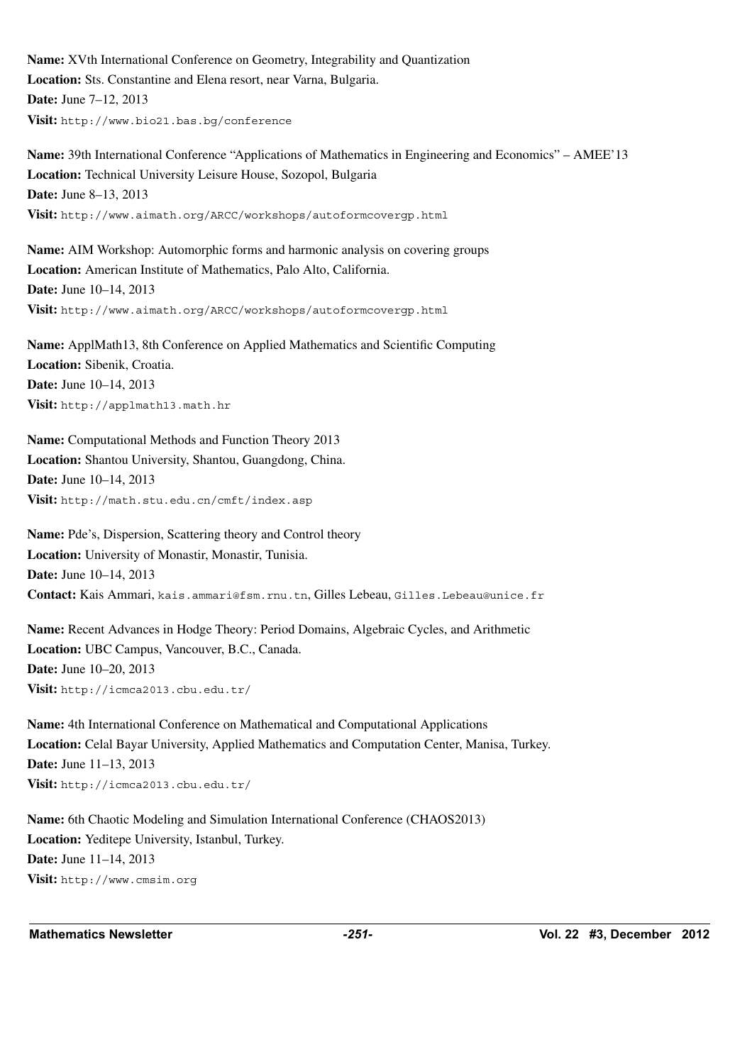**Name:** XVth International Conference on Geometry, Integrability and Quantization
**Location:** Sts. Constantine and Elena resort, near Varna, Bulgaria.
**Date:** June 7–12, 2013
**Visit:** http://www.bio21.bas.bg/conference

**Name:** 39th International Conference "Applications of Mathematics in Engineering and Economics" – AMEE'13
**Location:** Technical University Leisure House, Sozopol, Bulgaria
**Date:** June 8–13, 2013
**Visit:** http://www.aimath.org/ARCC/workshops/autoformcovergp.html

**Name:** AIM Workshop: Automorphic forms and harmonic analysis on covering groups
**Location:** American Institute of Mathematics, Palo Alto, California.
**Date:** June 10–14, 2013
**Visit:** http://www.aimath.org/ARCC/workshops/autoformcovergp.html

**Name:** ApplMath13, 8th Conference on Applied Mathematics and Scientific Computing
**Location:** Sibenik, Croatia.
**Date:** June 10–14, 2013
**Visit:** http://applmath13.math.hr

**Name:** Computational Methods and Function Theory 2013
**Location:** Shantou University, Shantou, Guangdong, China.
**Date:** June 10–14, 2013
**Visit:** http://math.stu.edu.cn/cmft/index.asp

**Name:** Pde's, Dispersion, Scattering theory and Control theory
**Location:** University of Monastir, Monastir, Tunisia.
**Date:** June 10–14, 2013
**Contact:** Kais Ammari, kais.ammari@fsm.rnu.tn, Gilles Lebeau, Gilles.Lebeau@unice.fr

**Name:** Recent Advances in Hodge Theory: Period Domains, Algebraic Cycles, and Arithmetic
**Location:** UBC Campus, Vancouver, B.C., Canada.
**Date:** June 10–20, 2013
**Visit:** http://icmca2013.cbu.edu.tr/

**Name:** 4th International Conference on Mathematical and Computational Applications
**Location:** Celal Bayar University, Applied Mathematics and Computation Center, Manisa, Turkey.
**Date:** June 11–13, 2013
**Visit:** http://icmca2013.cbu.edu.tr/

**Name:** 6th Chaotic Modeling and Simulation International Conference (CHAOS2013)
**Location:** Yeditepe University, Istanbul, Turkey.
**Date:** June 11–14, 2013
**Visit:** http://www.cmsim.org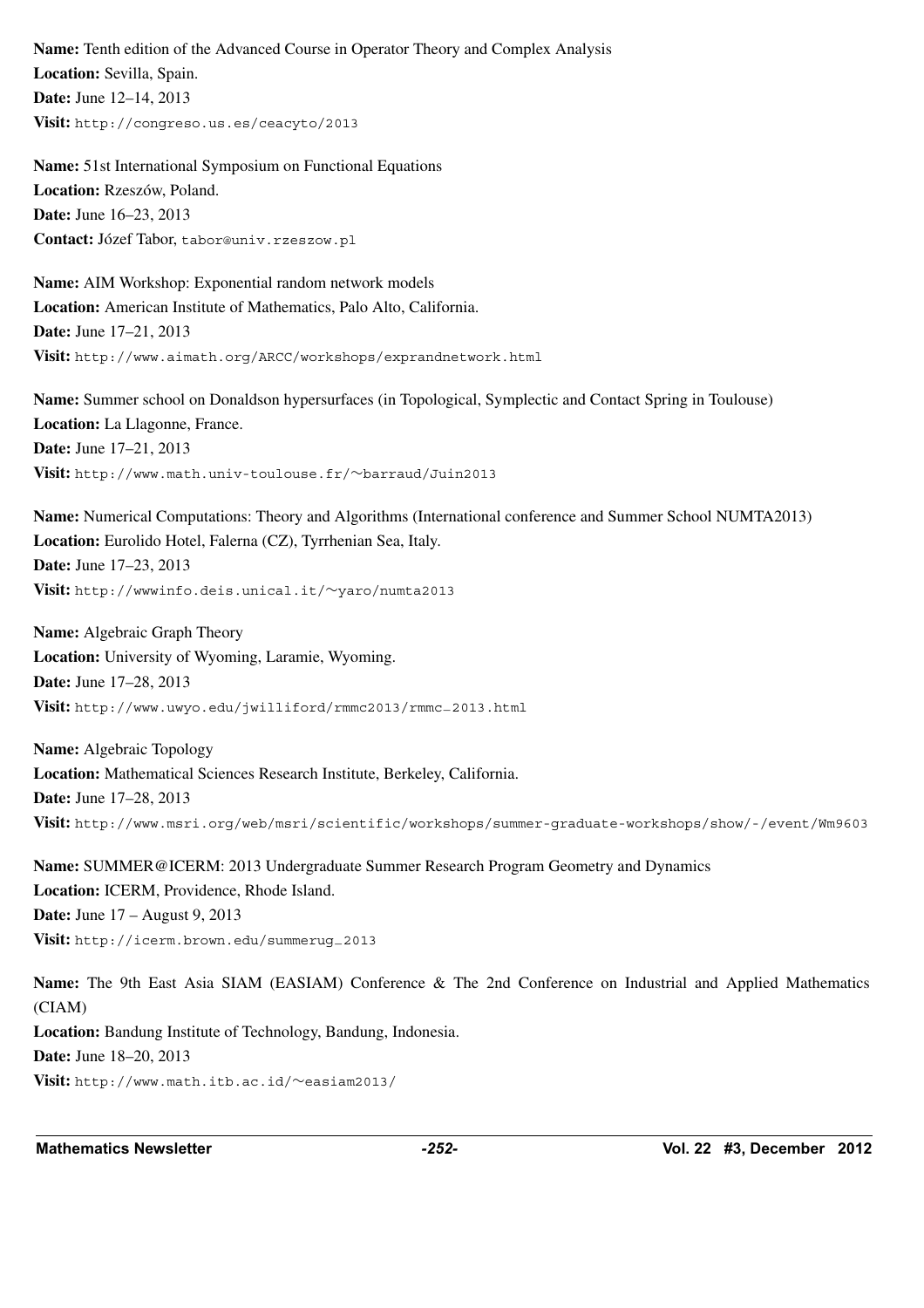**Name:** Tenth edition of the Advanced Course in Operator Theory and Complex Analysis
**Location:** Sevilla, Spain.
**Date:** June 12–14, 2013
**Visit:** http://congreso.us.es/ceacyto/2013

**Name:** 51st International Symposium on Functional Equations
**Location:** Rzeszów, Poland.
**Date:** June 16–23, 2013
**Contact:** Józef Tabor, tabor@univ.rzeszow.pl

**Name:** AIM Workshop: Exponential random network models
**Location:** American Institute of Mathematics, Palo Alto, California.
**Date:** June 17–21, 2013
**Visit:** http://www.aimath.org/ARCC/workshops/exprandnetwork.html

**Name:** Summer school on Donaldson hypersurfaces (in Topological, Symplectic and Contact Spring in Toulouse)
**Location:** La Llagonne, France.
**Date:** June 17–21, 2013
**Visit:** http://www.math.univ-toulouse.fr/~barraud/Juin2013

**Name:** Numerical Computations: Theory and Algorithms (International conference and Summer School NUMTA2013)
**Location:** Eurolido Hotel, Falerna (CZ), Tyrrhenian Sea, Italy.
**Date:** June 17–23, 2013
**Visit:** http://wwwinfo.deis.unical.it/~yaro/numta2013

**Name:** Algebraic Graph Theory
**Location:** University of Wyoming, Laramie, Wyoming.
**Date:** June 17–28, 2013
**Visit:** http://www.uwyo.edu/jwilliford/rmmc2013/rmmc_2013.html

**Name:** Algebraic Topology
**Location:** Mathematical Sciences Research Institute, Berkeley, California.
**Date:** June 17–28, 2013
**Visit:** http://www.msri.org/web/msri/scientific/workshops/summer-graduate-workshops/show/-/event/Wm9603

**Name:** SUMMER@ICERM: 2013 Undergraduate Summer Research Program Geometry and Dynamics
**Location:** ICERM, Providence, Rhode Island.
**Date:** June 17 – August 9, 2013
**Visit:** http://icerm.brown.edu/summerug_2013

**Name:** The 9th East Asia SIAM (EASIAM) Conference & The 2nd Conference on Industrial and Applied Mathematics (CIAM)
**Location:** Bandung Institute of Technology, Bandung, Indonesia.
**Date:** June 18–20, 2013
**Visit:** http://www.math.itb.ac.id/~easiam2013/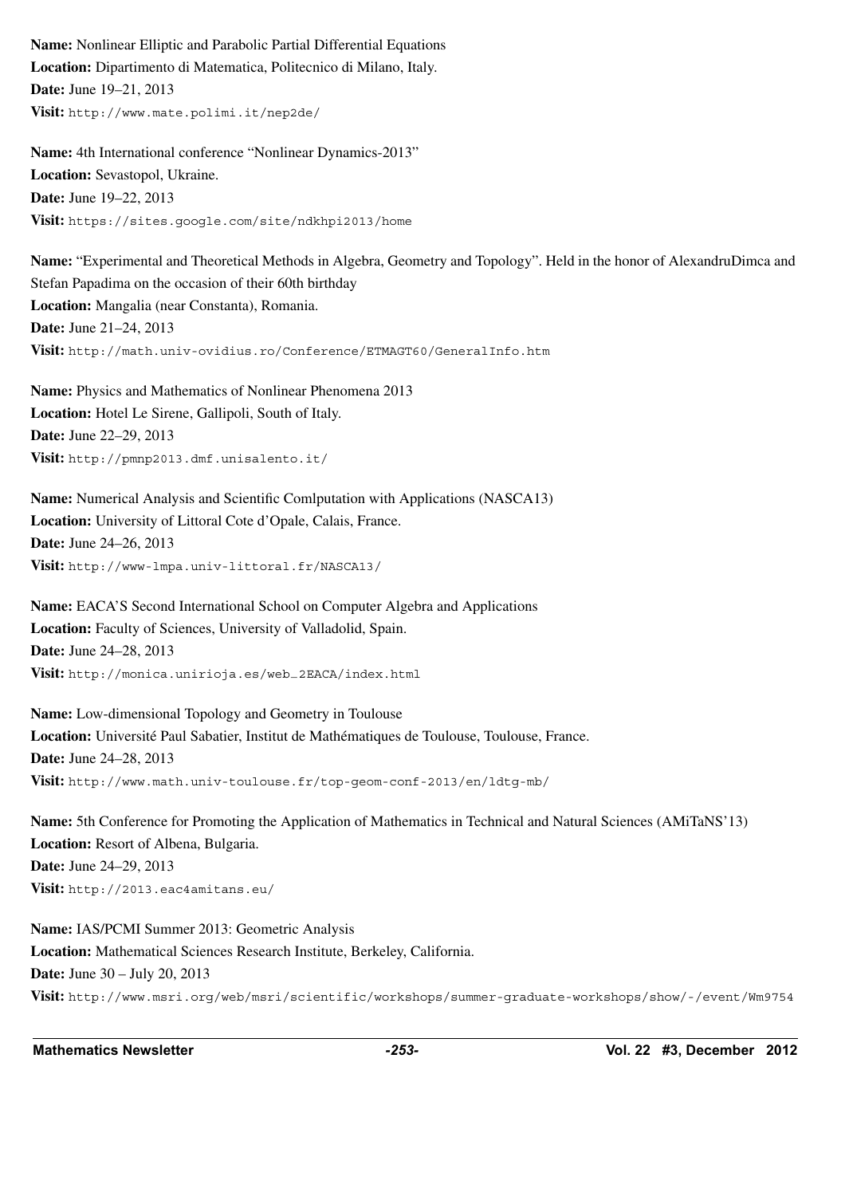**Name:** Nonlinear Elliptic and Parabolic Partial Differential Equations
**Location:** Dipartimento di Matematica, Politecnico di Milano, Italy.
**Date:** June 19–21, 2013
**Visit:** http://www.mate.polimi.it/nep2de/

**Name:** 4th International conference "Nonlinear Dynamics-2013"
**Location:** Sevastopol, Ukraine.
**Date:** June 19–22, 2013
**Visit:** https://sites.google.com/site/ndkhpi2013/home

**Name:** "Experimental and Theoretical Methods in Algebra, Geometry and Topology". Held in the honor of AlexandruDimca and Stefan Papadima on the occasion of their 60th birthday
**Location:** Mangalia (near Constanta), Romania.
**Date:** June 21–24, 2013
**Visit:** http://math.univ-ovidius.ro/Conference/ETMAGT60/GeneralInfo.htm

**Name:** Physics and Mathematics of Nonlinear Phenomena 2013
**Location:** Hotel Le Sirene, Gallipoli, South of Italy.
**Date:** June 22–29, 2013
**Visit:** http://pmnp2013.dmf.unisalento.it/

**Name:** Numerical Analysis and Scientific Comlputation with Applications (NASCA13)
**Location:** University of Littoral Cote d'Opale, Calais, France.
**Date:** June 24–26, 2013
**Visit:** http://www-lmpa.univ-littoral.fr/NASCA13/

**Name:** EACA'S Second International School on Computer Algebra and Applications
**Location:** Faculty of Sciences, University of Valladolid, Spain.
**Date:** June 24–28, 2013
**Visit:** http://monica.unirioja.es/web_2EACA/index.html

**Name:** Low-dimensional Topology and Geometry in Toulouse
**Location:** Université Paul Sabatier, Institut de Mathématiques de Toulouse, Toulouse, France.
**Date:** June 24–28, 2013
**Visit:** http://www.math.univ-toulouse.fr/top-geom-conf-2013/en/ldtg-mb/

**Name:** 5th Conference for Promoting the Application of Mathematics in Technical and Natural Sciences (AMiTaNS'13)
**Location:** Resort of Albena, Bulgaria.
**Date:** June 24–29, 2013
**Visit:** http://2013.eac4amitans.eu/

**Name:** IAS/PCMI Summer 2013: Geometric Analysis
**Location:** Mathematical Sciences Research Institute, Berkeley, California.
**Date:** June 30 – July 20, 2013
**Visit:** http://www.msri.org/web/msri/scientific/workshops/summer-graduate-workshops/show/-/event/Wm9754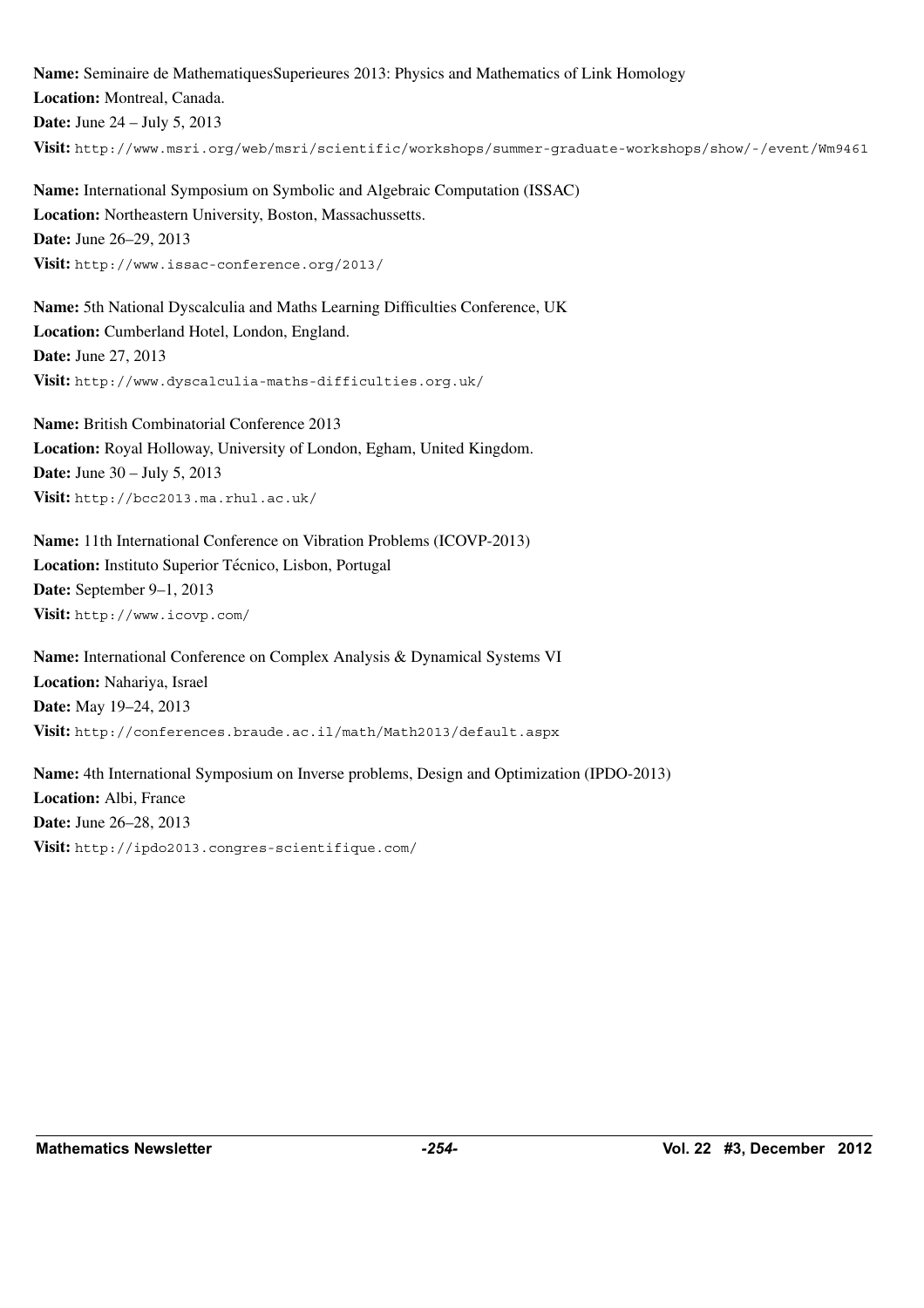**Name:** Seminaire de MathematiquesSuperieures 2013: Physics and Mathematics of Link Homology
**Location:** Montreal, Canada.
**Date:** June 24 – July 5, 2013
**Visit:** `http://www.msri.org/web/msri/scientific/workshops/summer-graduate-workshops/show/-/event/Wm9461`

**Name:** International Symposium on Symbolic and Algebraic Computation (ISSAC)
**Location:** Northeastern University, Boston, Massachussetts.
**Date:** June 26–29, 2013
**Visit:** `http://www.issac-conference.org/2013/`

**Name:** 5th National Dyscalculia and Maths Learning Difficulties Conference, UK
**Location:** Cumberland Hotel, London, England.
**Date:** June 27, 2013
**Visit:** `http://www.dyscalculia-maths-difficulties.org.uk/`

**Name:** British Combinatorial Conference 2013
**Location:** Royal Holloway, University of London, Egham, United Kingdom.
**Date:** June 30 – July 5, 2013
**Visit:** `http://bcc2013.ma.rhul.ac.uk/`

**Name:** 11th International Conference on Vibration Problems (ICOVP-2013)
**Location:** Instituto Superior Técnico, Lisbon, Portugal
**Date:** September 9–1, 2013
**Visit:** `http://www.icovp.com/`

**Name:** International Conference on Complex Analysis & Dynamical Systems VI
**Location:** Nahariya, Israel
**Date:** May 19–24, 2013
**Visit:** `http://conferences.braude.ac.il/math/Math2013/default.aspx`

**Name:** 4th International Symposium on Inverse problems, Design and Optimization (IPDO-2013)
**Location:** Albi, France
**Date:** June 26–28, 2013
**Visit:** `http://ipdo2013.congres-scientifique.com/`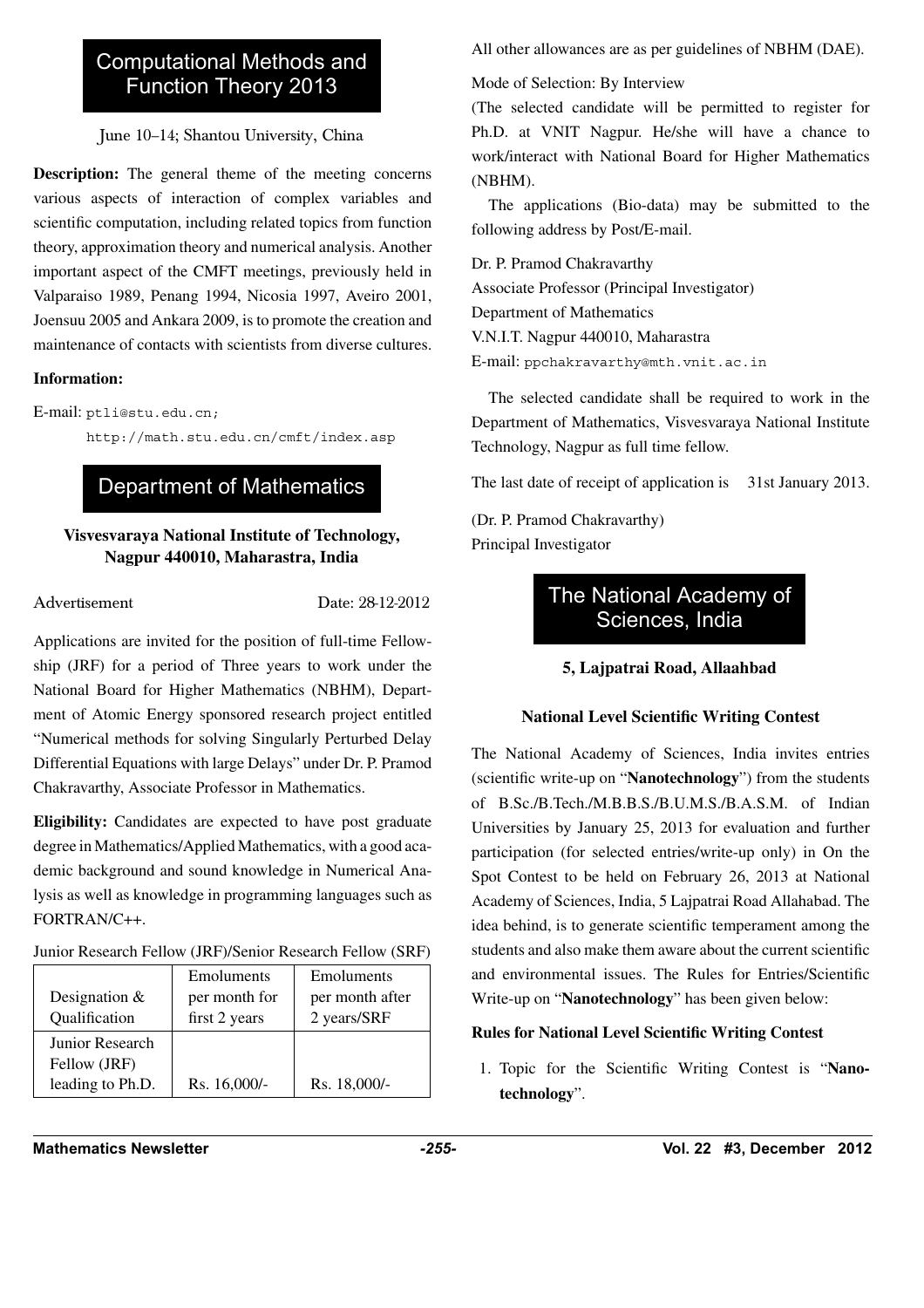## Computational Methods and Function Theory 2013

June 10–14; Shantou University, China

**Description:** The general theme of the meeting concerns various aspects of interaction of complex variables and scientific computation, including related topics from function theory, approximation theory and numerical analysis. Another important aspect of the CMFT meetings, previously held in Valparaiso 1989, Penang 1994, Nicosia 1997, Aveiro 2001, Joensuu 2005 and Ankara 2009, is to promote the creation and maintenance of contacts with scientists from diverse cultures.

**Information:**

E-mail: ptli@stu.edu.cn;
http://math.stu.edu.cn/cmft/index.asp

## Department of Mathematics

**Visvesvaraya National Institute of Technology, Nagpur 440010, Maharastra, India**

Advertisement Date: 28-12-2012

Applications are invited for the position of full-time Fellowship (JRF) for a period of Three years to work under the National Board for Higher Mathematics (NBHM), Department of Atomic Energy sponsored research project entitled "Numerical methods for solving Singularly Perturbed Delay Differential Equations with large Delays" under Dr. P. Pramod Chakravarthy, Associate Professor in Mathematics.

**Eligibility:** Candidates are expected to have post graduate degree in Mathematics/Applied Mathematics, with a good academic background and sound knowledge in Numerical Analysis as well as knowledge in programming languages such as FORTRAN/C++.

Junior Research Fellow (JRF)/Senior Research Fellow (SRF)

| Designation & Qualification | Emoluments per month for first 2 years | Emoluments per month after 2 years/SRF |
|---|---|---|
| Junior Research Fellow (JRF) leading to Ph.D. | Rs. 16,000/- | Rs. 18,000/- |

All other allowances are as per guidelines of NBHM (DAE).

Mode of Selection: By Interview

(The selected candidate will be permitted to register for Ph.D. at VNIT Nagpur. He/she will have a chance to work/interact with National Board for Higher Mathematics (NBHM).

The applications (Bio-data) may be submitted to the following address by Post/E-mail.

Dr. P. Pramod Chakravarthy
Associate Professor (Principal Investigator)
Department of Mathematics
V.N.I.T. Nagpur 440010, Maharastra
E-mail: ppchakravarthy@mth.vnit.ac.in

The selected candidate shall be required to work in the Department of Mathematics, Visvesvaraya National Institute Technology, Nagpur as full time fellow.

The last date of receipt of application is 31st January 2013.

(Dr. P. Pramod Chakravarthy)
Principal Investigator

## The National Academy of Sciences, India

**5, Lajpatrai Road, Allaahbad**

**National Level Scientific Writing Contest**

The National Academy of Sciences, India invites entries (scientific write-up on "**Nanotechnology**") from the students of B.Sc./B.Tech./M.B.B.S./B.U.M.S./B.A.S.M. of Indian Universities by January 25, 2013 for evaluation and further participation (for selected entries/write-up only) in On the Spot Contest to be held on February 26, 2013 at National Academy of Sciences, India, 5 Lajpatrai Road Allahabad. The idea behind, is to generate scientific temperament among the students and also make them aware about the current scientific and environmental issues. The Rules for Entries/Scientific Write-up on "**Nanotechnology**" has been given below:

**Rules for National Level Scientific Writing Contest**

1. Topic for the Scientific Writing Contest is "**Nanotechnology**".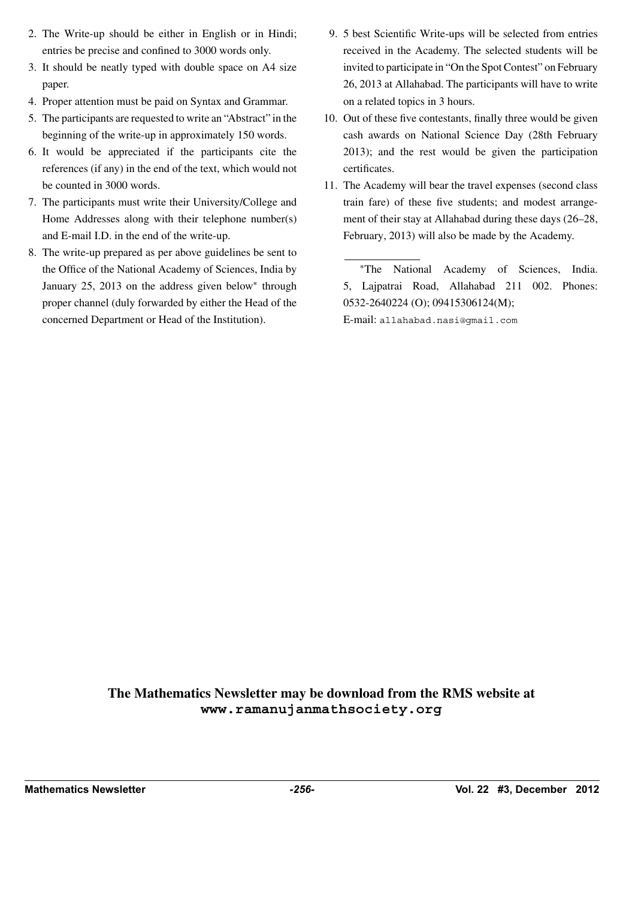2. The Write-up should be either in English or in Hindi; entries be precise and confined to 3000 words only.
3. It should be neatly typed with double space on A4 size paper.
4. Proper attention must be paid on Syntax and Grammar.
5. The participants are requested to write an "Abstract" in the beginning of the write-up in approximately 150 words.
6. It would be appreciated if the participants cite the references (if any) in the end of the text, which would not be counted in 3000 words.
7. The participants must write their University/College and Home Addresses along with their telephone number(s) and E-mail I.D. in the end of the write-up.
8. The write-up prepared as per above guidelines be sent to the Office of the National Academy of Sciences, India by January 25, 2013 on the address given below* through proper channel (duly forwarded by either the Head of the concerned Department or Head of the Institution).
9. 5 best Scientific Write-ups will be selected from entries received in the Academy. The selected students will be invited to participate in "On the Spot Contest" on February 26, 2013 at Allahabad. The participants will have to write on a related topics in 3 hours.
10. Out of these five contestants, finally three would be given cash awards on National Science Day (28th February 2013); and the rest would be given the participation certificates.
11. The Academy will bear the travel expenses (second class train fare) of these five students; and modest arrangement of their stay at Allahabad during these days (26–28, February, 2013) will also be made by the Academy.

---

*The National Academy of Sciences, India. 5, Lajpatrai Road, Allahabad 211 002. Phones: 0532-2640224 (O); 09415306124(M);
E-mail: allahabad.nasi@gmail.com

**The Mathematics Newsletter may be download from the RMS website at**
**www.ramanujanmathsociety.org**